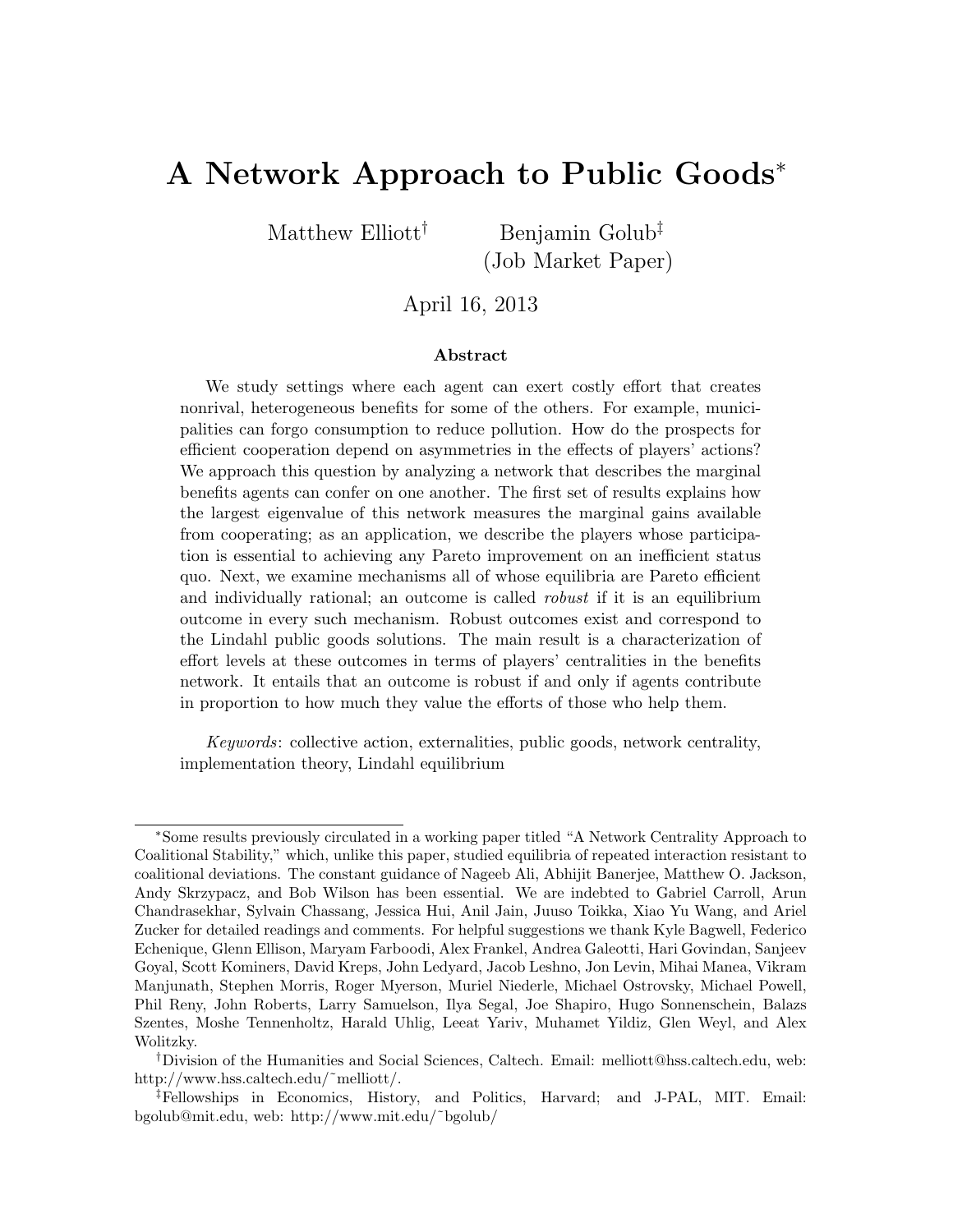# A Network Approach to Public Goods*

Matthew Elliott† Benjamin Golub‡ (Job Market Paper)

April 16, 2013

## Abstract

We study settings where each agent can exert costly effort that creates nonrival, heterogeneous benefits for some of the others. For example, municipalities can forgo consumption to reduce pollution. How do the prospects for efficient cooperation depend on asymmetries in the effects of players' actions? We approach this question by analyzing a network that describes the marginal benefits agents can confer on one another. The first set of results explains how the largest eigenvalue of this network measures the marginal gains available from cooperating; as an application, we describe the players whose participation is essential to achieving any Pareto improvement on an inefficient status quo. Next, we examine mechanisms all of whose equilibria are Pareto efficient and individually rational; an outcome is called *robust* if it is an equilibrium outcome in every such mechanism. Robust outcomes exist and correspond to the Lindahl public goods solutions. The main result is a characterization of effort levels at these outcomes in terms of players' centralities in the benefits network. It entails that an outcome is robust if and only if agents contribute in proportion to how much they value the efforts of those who help them.

*Keywords*: collective action, externalities, public goods, network centrality, implementation theory, Lindahl equilibrium

---

*Some results previously circulated in a working paper titled "A Network Centrality Approach to Coalitional Stability," which, unlike this paper, studied equilibria of repeated interaction resistant to coalitional deviations. The constant guidance of Nageeb Ali, Abhijit Banerjee, Matthew O. Jackson, Andy Skrzypacz, and Bob Wilson has been essential. We are indebted to Gabriel Carroll, Arun Chandrasekhar, Sylvain Chassang, Jessica Hui, Anil Jain, Juuso Toikka, Xiao Yu Wang, and Ariel Zucker for detailed readings and comments. For helpful suggestions we thank Kyle Bagwell, Federico Echenique, Glenn Ellison, Maryam Farboodi, Alex Frankel, Andrea Galeotti, Hari Govindan, Sanjeev Goyal, Scott Kominers, David Kreps, John Ledyard, Jacob Leshno, Jon Levin, Mihai Manea, Vikram Manjunath, Stephen Morris, Roger Myerson, Muriel Niederle, Michael Ostrovsky, Michael Powell, Phil Reny, John Roberts, Larry Samuelson, Ilya Segal, Joe Shapiro, Hugo Sonnenschein, Balazs Szentes, Moshe Tennenholtz, Harald Uhlig, Leeat Yariv, Muhamet Yildiz, Glen Weyl, and Alex Wolitzky.

†Division of the Humanities and Social Sciences, Caltech. Email: melliott@hss.caltech.edu, web: http://www.hss.caltech.edu/~melliott/.

‡Fellowships in Economics, History, and Politics, Harvard; and J-PAL, MIT. Email: bgolub@mit.edu, web: http://www.mit.edu/~bgolub/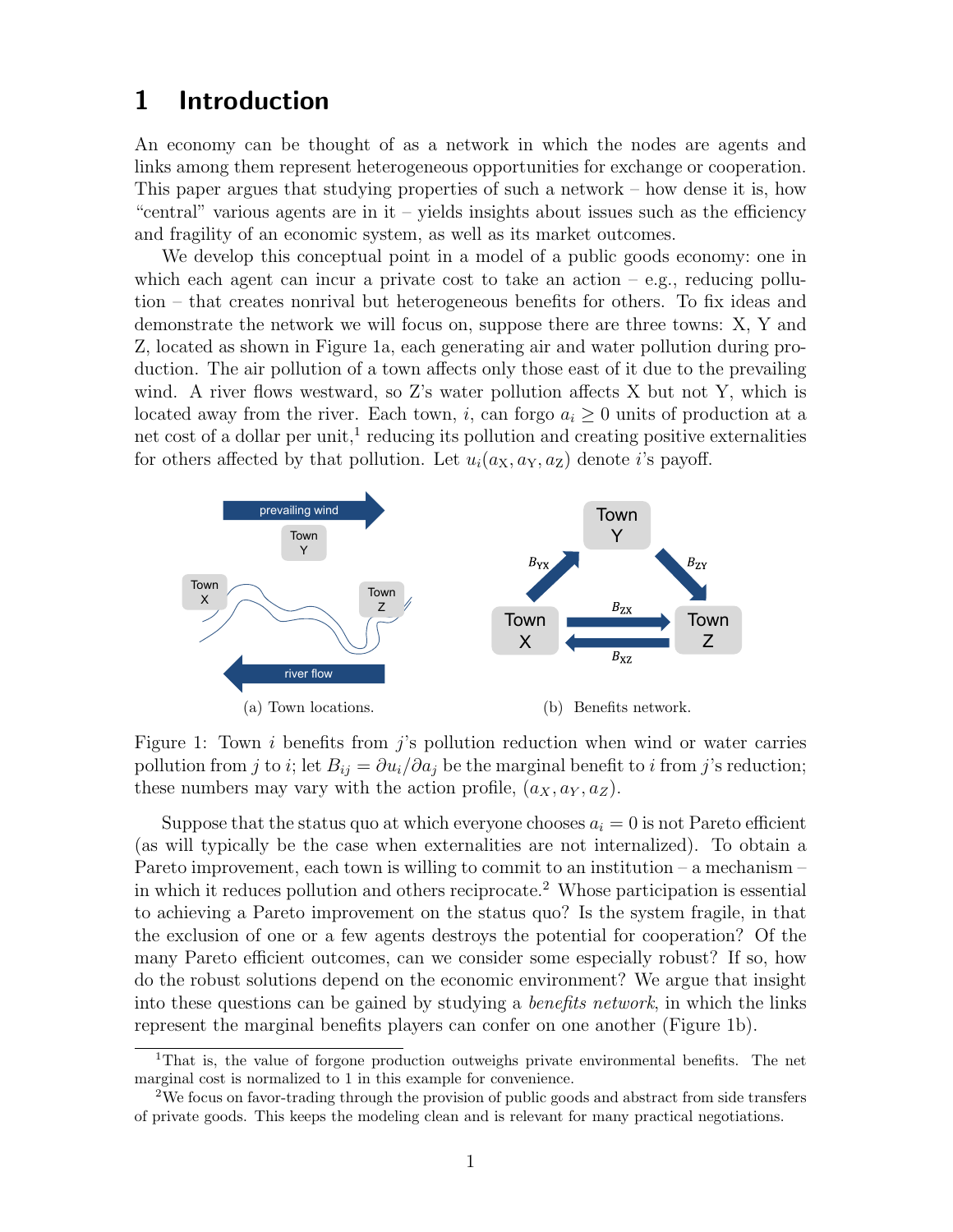# 1 Introduction

An economy can be thought of as a network in which the nodes are agents and links among them represent heterogeneous opportunities for exchange or cooperation. This paper argues that studying properties of such a network – how dense it is, how "central" various agents are in it – yields insights about issues such as the efficiency and fragility of an economic system, as well as its market outcomes.

We develop this conceptual point in a model of a public goods economy: one in which each agent can incur a private cost to take an action – e.g., reducing pollution – that creates nonrival but heterogeneous benefits for others. To fix ideas and demonstrate the network we will focus on, suppose there are three towns: X, Y and Z, located as shown in Figure 1a, each generating air and water pollution during production. The air pollution of a town affects only those east of it due to the prevailing wind. A river flows westward, so Z's water pollution affects X but not Y, which is located away from the river. Each town, $i$, can forgo $a_i \geq 0$ units of production at a net cost of a dollar per unit,[1] reducing its pollution and creating positive externalities for others affected by that pollution. Let $u_i(a_X, a_Y, a_Z)$ denote $i$'s payoff.

(a) Town locations.

(b) Benefits network.

Figure 1: Town $i$ benefits from $j$'s pollution reduction when wind or water carries pollution from $j$ to $i$; let $B_{ij} = \partial u_i / \partial a_j$ be the marginal benefit to $i$ from $j$'s reduction; these numbers may vary with the action profile, $(a_X, a_Y, a_Z)$.

Suppose that the status quo at which everyone chooses $a_i = 0$ is not Pareto efficient (as will typically be the case when externalities are not internalized). To obtain a Pareto improvement, each town is willing to commit to an institution – a mechanism – in which it reduces pollution and others reciprocate.[2] Whose participation is essential to achieving a Pareto improvement on the status quo? Is the system fragile, in that the exclusion of one or a few agents destroys the potential for cooperation? Of the many Pareto efficient outcomes, can we consider some especially robust? If so, how do the robust solutions depend on the economic environment? We argue that insight into these questions can be gained by studying a *benefits network*, in which the links represent the marginal benefits players can confer on one another (Figure 1b).

[1] That is, the value of forgone production outweighs private environmental benefits. The net marginal cost is normalized to 1 in this example for convenience.

[2] We focus on favor-trading through the provision of public goods and abstract from side transfers of private goods. This keeps the modeling clean and is relevant for many practical negotiations.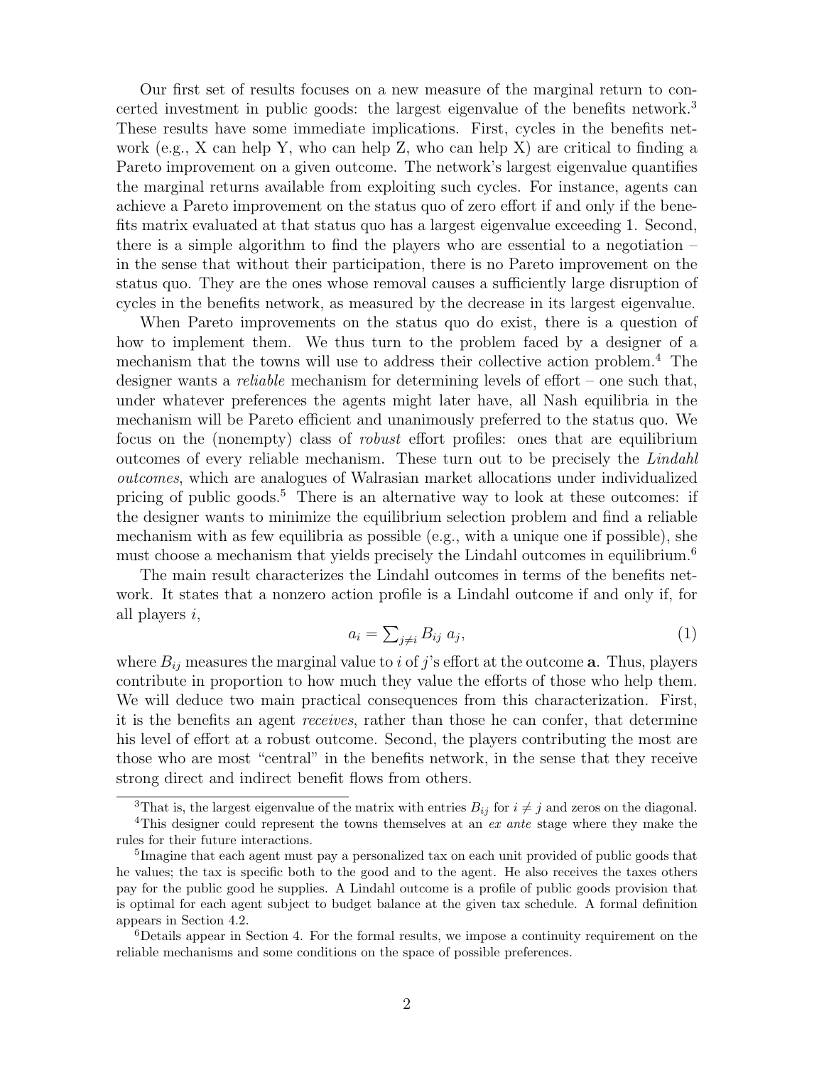Our first set of results focuses on a new measure of the marginal return to concerted investment in public goods: the largest eigenvalue of the benefits network.[3] These results have some immediate implications. First, cycles in the benefits network (e.g., X can help Y, who can help Z, who can help X) are critical to finding a Pareto improvement on a given outcome. The network's largest eigenvalue quantifies the marginal returns available from exploiting such cycles. For instance, agents can achieve a Pareto improvement on the status quo of zero effort if and only if the benefits matrix evaluated at that status quo has a largest eigenvalue exceeding 1. Second, there is a simple algorithm to find the players who are essential to a negotiation – in the sense that without their participation, there is no Pareto improvement on the status quo. They are the ones whose removal causes a sufficiently large disruption of cycles in the benefits network, as measured by the decrease in its largest eigenvalue.

When Pareto improvements on the status quo do exist, there is a question of how to implement them. We thus turn to the problem faced by a designer of a mechanism that the towns will use to address their collective action problem.[4] The designer wants a *reliable* mechanism for determining levels of effort – one such that, under whatever preferences the agents might later have, all Nash equilibria in the mechanism will be Pareto efficient and unanimously preferred to the status quo. We focus on the (nonempty) class of *robust* effort profiles: ones that are equilibrium outcomes of every reliable mechanism. These turn out to be precisely the *Lindahl outcomes*, which are analogues of Walrasian market allocations under individualized pricing of public goods.[5] There is an alternative way to look at these outcomes: if the designer wants to minimize the equilibrium selection problem and find a reliable mechanism with as few equilibria as possible (e.g., with a unique one if possible), she must choose a mechanism that yields precisely the Lindahl outcomes in equilibrium.[6]

The main result characterizes the Lindahl outcomes in terms of the benefits network. It states that a nonzero action profile is a Lindahl outcome if and only if, for all players $i$,

$$a_i = \sum_{j \neq i} B_{ij} \, a_j, \tag{1}$$

where $B_{ij}$ measures the marginal value to $i$ of $j$'s effort at the outcome $\mathbf{a}$. Thus, players contribute in proportion to how much they value the efforts of those who help them. We will deduce two main practical consequences from this characterization. First, it is the benefits an agent *receives*, rather than those he can confer, that determine his level of effort at a robust outcome. Second, the players contributing the most are those who are most "central" in the benefits network, in the sense that they receive strong direct and indirect benefit flows from others.

[3] That is, the largest eigenvalue of the matrix with entries $B_{ij}$ for $i \neq j$ and zeros on the diagonal.

[4] This designer could represent the towns themselves at an *ex ante* stage where they make the rules for their future interactions.

[5] Imagine that each agent must pay a personalized tax on each unit provided of public goods that he values; the tax is specific both to the good and to the agent. He also receives the taxes others pay for the public good he supplies. A Lindahl outcome is a profile of public goods provision that is optimal for each agent subject to budget balance at the given tax schedule. A formal definition appears in Section 4.2.

[6] Details appear in Section 4. For the formal results, we impose a continuity requirement on the reliable mechanisms and some conditions on the space of possible preferences.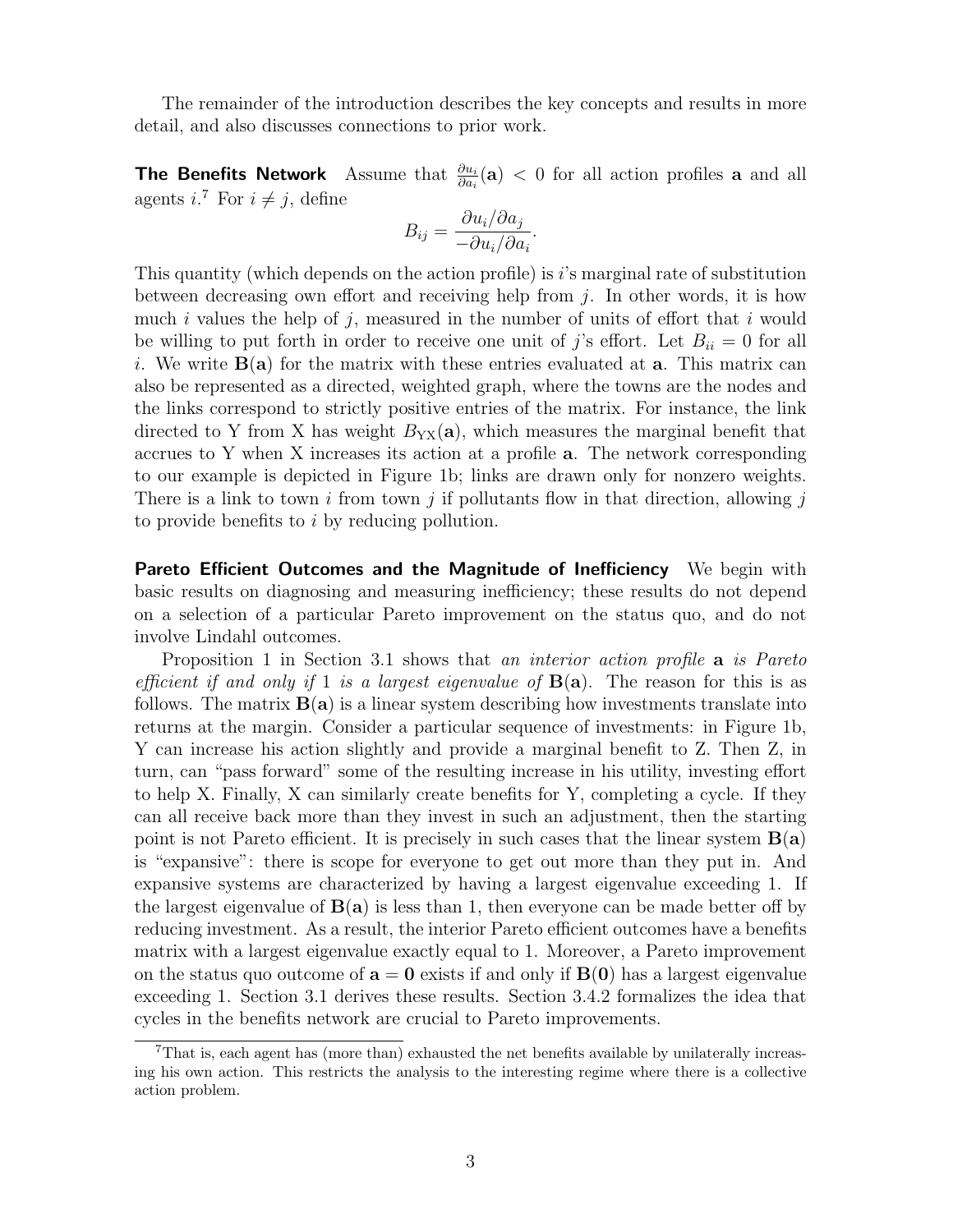The remainder of the introduction describes the key concepts and results in more detail, and also discusses connections to prior work.

**The Benefits Network** Assume that $\frac{\partial u_i}{\partial a_i}(\mathbf{a}) < 0$ for all action profiles $\mathbf{a}$ and all agents $i$.[7] For $i \neq j$, define

$$B_{ij} = \frac{\partial u_i / \partial a_j}{-\partial u_i / \partial a_i}.$$

This quantity (which depends on the action profile) is $i$'s marginal rate of substitution between decreasing own effort and receiving help from $j$. In other words, it is how much $i$ values the help of $j$, measured in the number of units of effort that $i$ would be willing to put forth in order to receive one unit of $j$'s effort. Let $B_{ii} = 0$ for all $i$. We write $\mathbf{B}(\mathbf{a})$ for the matrix with these entries evaluated at $\mathbf{a}$. This matrix can also be represented as a directed, weighted graph, where the towns are the nodes and the links correspond to strictly positive entries of the matrix. For instance, the link directed to Y from X has weight $B_{\text{YX}}(\mathbf{a})$, which measures the marginal benefit that accrues to Y when X increases its action at a profile $\mathbf{a}$. The network corresponding to our example is depicted in Figure 1b; links are drawn only for nonzero weights. There is a link to town $i$ from town $j$ if pollutants flow in that direction, allowing $j$ to provide benefits to $i$ by reducing pollution.

**Pareto Efficient Outcomes and the Magnitude of Inefficiency** We begin with basic results on diagnosing and measuring inefficiency; these results do not depend on a selection of a particular Pareto improvement on the status quo, and do not involve Lindahl outcomes.

Proposition 1 in Section 3.1 shows that *an interior action profile* $\mathbf{a}$ *is Pareto efficient if and only if* 1 *is a largest eigenvalue of* $\mathbf{B}(\mathbf{a})$. The reason for this is as follows. The matrix $\mathbf{B}(\mathbf{a})$ is a linear system describing how investments translate into returns at the margin. Consider a particular sequence of investments: in Figure 1b, Y can increase his action slightly and provide a marginal benefit to Z. Then Z, in turn, can "pass forward" some of the resulting increase in his utility, investing effort to help X. Finally, X can similarly create benefits for Y, completing a cycle. If they can all receive back more than they invest in such an adjustment, then the starting point is not Pareto efficient. It is precisely in such cases that the linear system $\mathbf{B}(\mathbf{a})$ is "expansive": there is scope for everyone to get out more than they put in. And expansive systems are characterized by having a largest eigenvalue exceeding 1. If the largest eigenvalue of $\mathbf{B}(\mathbf{a})$ is less than 1, then everyone can be made better off by reducing investment. As a result, the interior Pareto efficient outcomes have a benefits matrix with a largest eigenvalue exactly equal to 1. Moreover, a Pareto improvement on the status quo outcome of $\mathbf{a} = \mathbf{0}$ exists if and only if $\mathbf{B}(\mathbf{0})$ has a largest eigenvalue exceeding 1. Section 3.1 derives these results. Section 3.4.2 formalizes the idea that cycles in the benefits network are crucial to Pareto improvements.

[7] That is, each agent has (more than) exhausted the net benefits available by unilaterally increasing his own action. This restricts the analysis to the interesting regime where there is a collective action problem.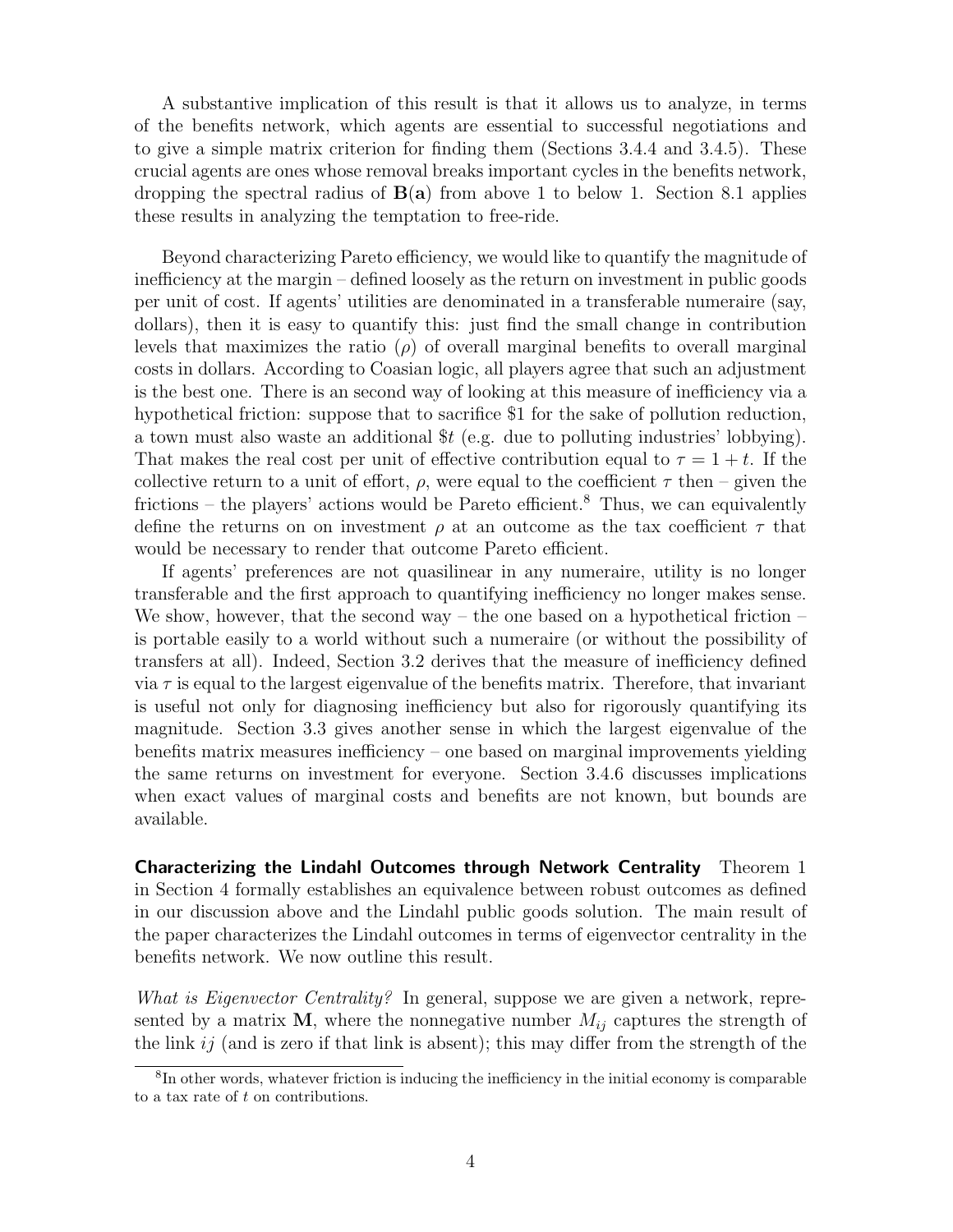A substantive implication of this result is that it allows us to analyze, in terms of the benefits network, which agents are essential to successful negotiations and to give a simple matrix criterion for finding them (Sections 3.4.4 and 3.4.5). These crucial agents are ones whose removal breaks important cycles in the benefits network, dropping the spectral radius of $\mathbf{B}(\mathbf{a})$ from above 1 to below 1. Section 8.1 applies these results in analyzing the temptation to free-ride.

Beyond characterizing Pareto efficiency, we would like to quantify the magnitude of inefficiency at the margin – defined loosely as the return on investment in public goods per unit of cost. If agents' utilities are denominated in a transferable numeraire (say, dollars), then it is easy to quantify this: just find the small change in contribution levels that maximizes the ratio ($\rho$) of overall marginal benefits to overall marginal costs in dollars. According to Coasian logic, all players agree that such an adjustment is the best one. There is an second way of looking at this measure of inefficiency via a hypothetical friction: suppose that to sacrifice \$1 for the sake of pollution reduction, a town must also waste an additional \$$t$ (e.g. due to polluting industries' lobbying). That makes the real cost per unit of effective contribution equal to $\tau = 1 + t$. If the collective return to a unit of effort, $\rho$, were equal to the coefficient $\tau$ then – given the frictions – the players' actions would be Pareto efficient.[8] Thus, we can equivalently define the returns on on investment $\rho$ at an outcome as the tax coefficient $\tau$ that would be necessary to render that outcome Pareto efficient.

If agents' preferences are not quasilinear in any numeraire, utility is no longer transferable and the first approach to quantifying inefficiency no longer makes sense. We show, however, that the second way – the one based on a hypothetical friction – is portable easily to a world without such a numeraire (or without the possibility of transfers at all). Indeed, Section 3.2 derives that the measure of inefficiency defined via $\tau$ is equal to the largest eigenvalue of the benefits matrix. Therefore, that invariant is useful not only for diagnosing inefficiency but also for rigorously quantifying its magnitude. Section 3.3 gives another sense in which the largest eigenvalue of the benefits matrix measures inefficiency – one based on marginal improvements yielding the same returns on investment for everyone. Section 3.4.6 discusses implications when exact values of marginal costs and benefits are not known, but bounds are available.

**Characterizing the Lindahl Outcomes through Network Centrality** Theorem 1 in Section 4 formally establishes an equivalence between robust outcomes as defined in our discussion above and the Lindahl public goods solution. The main result of the paper characterizes the Lindahl outcomes in terms of eigenvector centrality in the benefits network. We now outline this result.

*What is Eigenvector Centrality?* In general, suppose we are given a network, represented by a matrix $\mathbf{M}$, where the nonnegative number $M_{ij}$ captures the strength of the link $ij$ (and is zero if that link is absent); this may differ from the strength of the

[8] In other words, whatever friction is inducing the inefficiency in the initial economy is comparable to a tax rate of $t$ on contributions.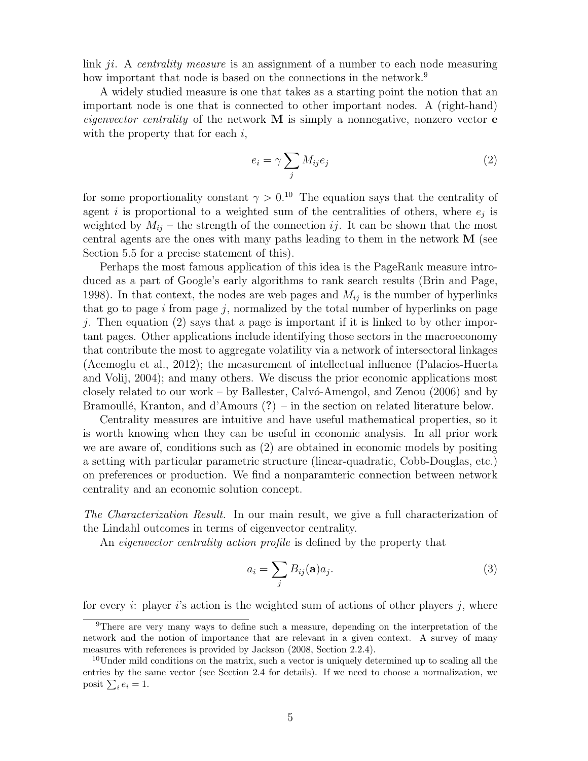link $ji$. A *centrality measure* is an assignment of a number to each node measuring how important that node is based on the connections in the network.[9]

A widely studied measure is one that takes as a starting point the notion that an important node is one that is connected to other important nodes. A (right-hand) *eigenvector centrality* of the network $\mathbf{M}$ is simply a nonnegative, nonzero vector $\mathbf{e}$ with the property that for each $i$,

$$e_i = \gamma \sum_j M_{ij} e_j \tag{2}$$

for some proportionality constant $\gamma > 0$.[10] The equation says that the centrality of agent $i$ is proportional to a weighted sum of the centralities of others, where $e_j$ is weighted by $M_{ij}$ – the strength of the connection $ij$. It can be shown that the most central agents are the ones with many paths leading to them in the network $\mathbf{M}$ (see Section 5.5 for a precise statement of this).

Perhaps the most famous application of this idea is the PageRank measure introduced as a part of Google's early algorithms to rank search results (Brin and Page, 1998). In that context, the nodes are web pages and $M_{ij}$ is the number of hyperlinks that go to page $i$ from page $j$, normalized by the total number of hyperlinks on page $j$. Then equation (2) says that a page is important if it is linked to by other important pages. Other applications include identifying those sectors in the macroeconomy that contribute the most to aggregate volatility via a network of intersectoral linkages (Acemoglu et al., 2012); the measurement of intellectual influence (Palacios-Huerta and Volij, 2004); and many others. We discuss the prior economic applications most closely related to our work – by Ballester, Calvó-Amengol, and Zenou (2006) and by Bramoullé, Kranton, and d'Amours (**?**) – in the section on related literature below.

Centrality measures are intuitive and have useful mathematical properties, so it is worth knowing when they can be useful in economic analysis. In all prior work we are aware of, conditions such as (2) are obtained in economic models by positing a setting with particular parametric structure (linear-quadratic, Cobb-Douglas, etc.) on preferences or production. We find a nonparamteric connection between network centrality and an economic solution concept.

*The Characterization Result.* In our main result, we give a full characterization of the Lindahl outcomes in terms of eigenvector centrality.

An *eigenvector centrality action profile* is defined by the property that

$$a_i = \sum_j B_{ij}(\mathbf{a}) a_j. \tag{3}$$

for every $i$: player $i$'s action is the weighted sum of actions of other players $j$, where

[9] There are very many ways to define such a measure, depending on the interpretation of the network and the notion of importance that are relevant in a given context. A survey of many measures with references is provided by Jackson (2008, Section 2.2.4).

[10] Under mild conditions on the matrix, such a vector is uniquely determined up to scaling all the entries by the same vector (see Section 2.4 for details). If we need to choose a normalization, we posit $\sum_i e_i = 1$.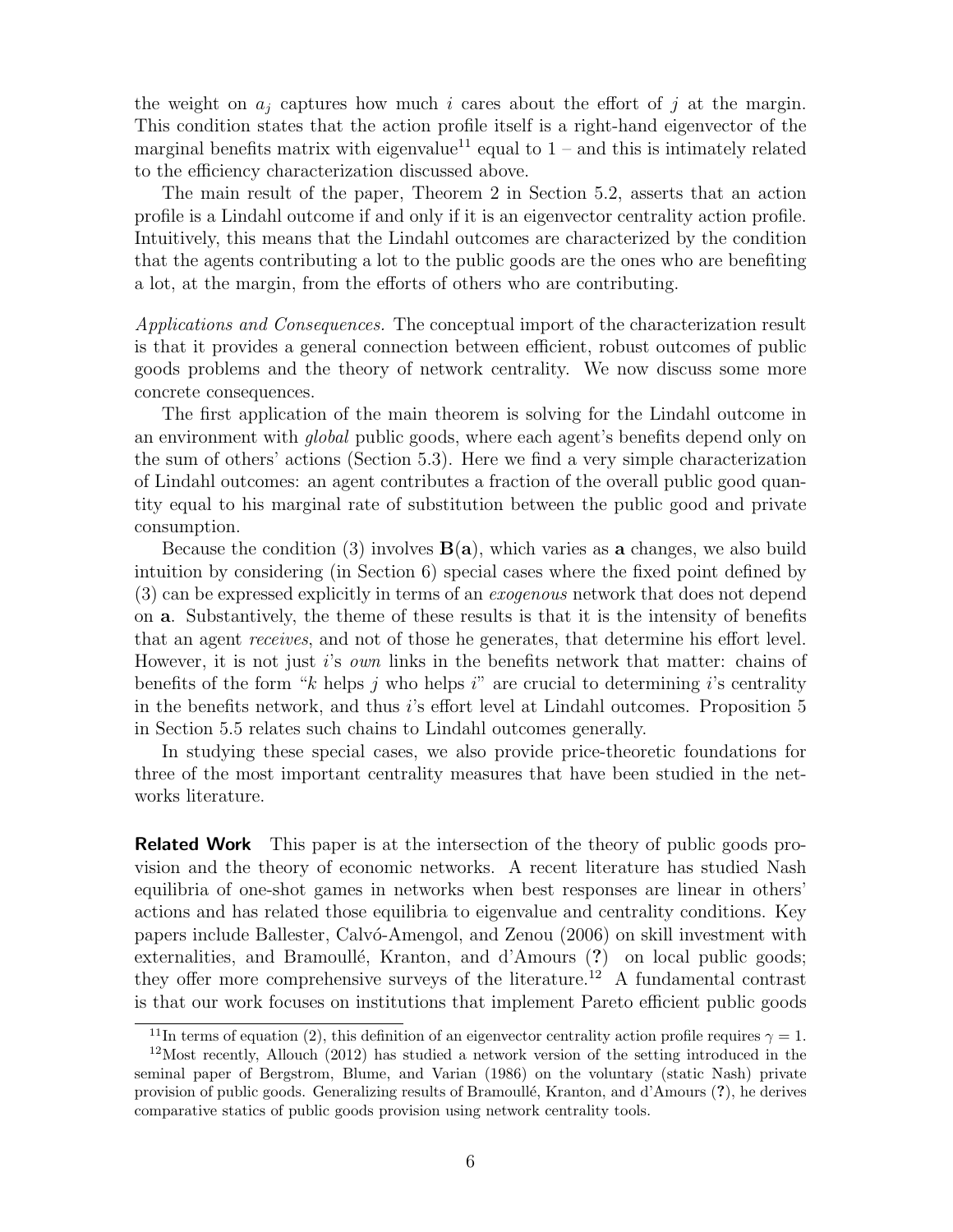the weight on $a_j$ captures how much $i$ cares about the effort of $j$ at the margin. This condition states that the action profile itself is a right-hand eigenvector of the marginal benefits matrix with eigenvalue[11] equal to 1 – and this is intimately related to the efficiency characterization discussed above.

The main result of the paper, Theorem 2 in Section 5.2, asserts that an action profile is a Lindahl outcome if and only if it is an eigenvector centrality action profile. Intuitively, this means that the Lindahl outcomes are characterized by the condition that the agents contributing a lot to the public goods are the ones who are benefiting a lot, at the margin, from the efforts of others who are contributing.

*Applications and Consequences.* The conceptual import of the characterization result is that it provides a general connection between efficient, robust outcomes of public goods problems and the theory of network centrality. We now discuss some more concrete consequences.

The first application of the main theorem is solving for the Lindahl outcome in an environment with *global* public goods, where each agent's benefits depend only on the sum of others' actions (Section 5.3). Here we find a very simple characterization of Lindahl outcomes: an agent contributes a fraction of the overall public good quantity equal to his marginal rate of substitution between the public good and private consumption.

Because the condition (3) involves $\mathbf{B}(\mathbf{a})$, which varies as $\mathbf{a}$ changes, we also build intuition by considering (in Section 6) special cases where the fixed point defined by (3) can be expressed explicitly in terms of an *exogenous* network that does not depend on $\mathbf{a}$. Substantively, the theme of these results is that it is the intensity of benefits that an agent *receives*, and not of those he generates, that determine his effort level. However, it is not just $i$'s *own* links in the benefits network that matter: chains of benefits of the form "$k$ helps $j$ who helps $i$" are crucial to determining $i$'s centrality in the benefits network, and thus $i$'s effort level at Lindahl outcomes. Proposition 5 in Section 5.5 relates such chains to Lindahl outcomes generally.

In studying these special cases, we also provide price-theoretic foundations for three of the most important centrality measures that have been studied in the networks literature.

**Related Work** This paper is at the intersection of the theory of public goods provision and the theory of economic networks. A recent literature has studied Nash equilibria of one-shot games in networks when best responses are linear in others' actions and has related those equilibria to eigenvalue and centrality conditions. Key papers include Ballester, Calvó-Amengol, and Zenou (2006) on skill investment with externalities, and Bramoullé, Kranton, and d'Amours (**?**) on local public goods; they offer more comprehensive surveys of the literature.[12] A fundamental contrast is that our work focuses on institutions that implement Pareto efficient public goods

[11] In terms of equation (2), this definition of an eigenvector centrality action profile requires $\gamma = 1$.

[12] Most recently, Allouch (2012) has studied a network version of the setting introduced in the seminal paper of Bergstrom, Blume, and Varian (1986) on the voluntary (static Nash) private provision of public goods. Generalizing results of Bramoullé, Kranton, and d'Amours (**?**), he derives comparative statics of public goods provision using network centrality tools.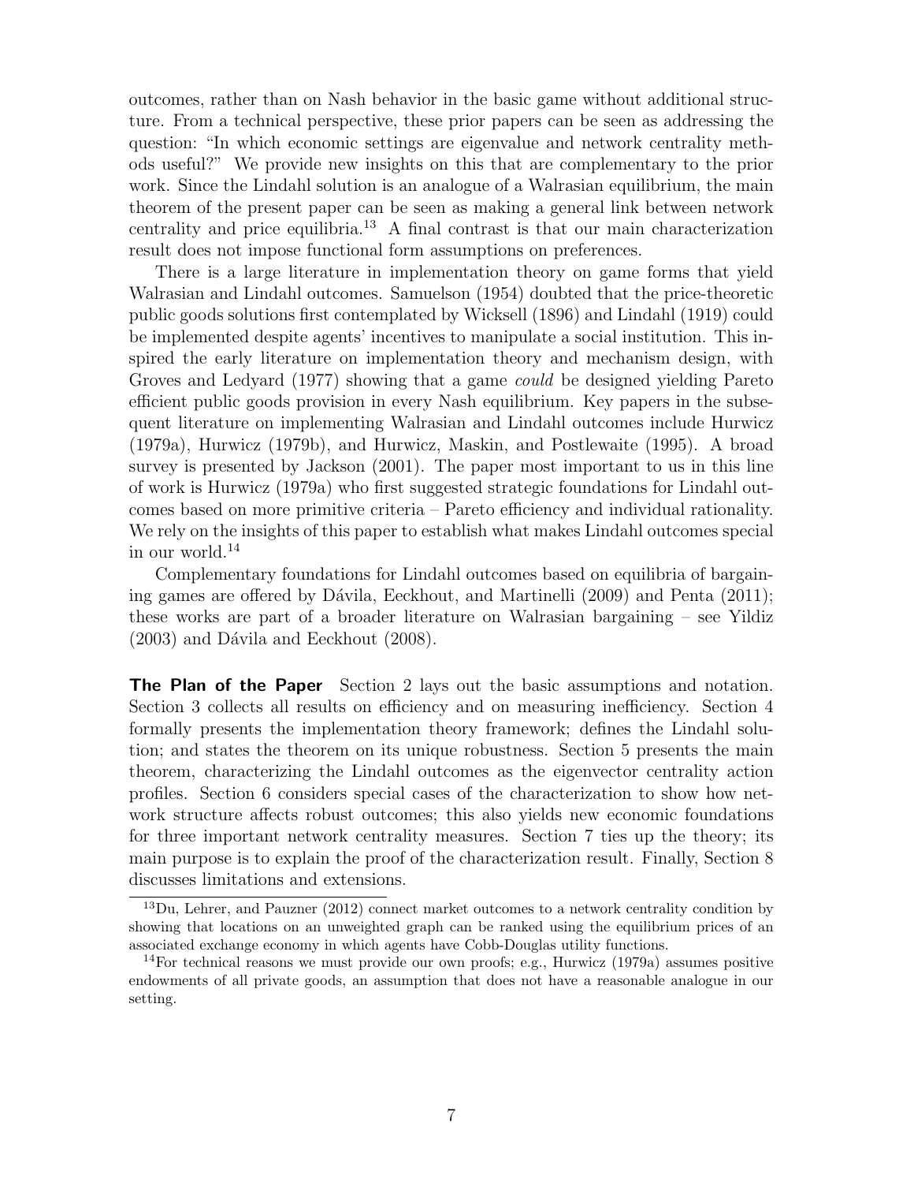outcomes, rather than on Nash behavior in the basic game without additional structure. From a technical perspective, these prior papers can be seen as addressing the question: "In which economic settings are eigenvalue and network centrality methods useful?" We provide new insights on this that are complementary to the prior work. Since the Lindahl solution is an analogue of a Walrasian equilibrium, the main theorem of the present paper can be seen as making a general link between network centrality and price equilibria.[13] A final contrast is that our main characterization result does not impose functional form assumptions on preferences.

There is a large literature in implementation theory on game forms that yield Walrasian and Lindahl outcomes. Samuelson (1954) doubted that the price-theoretic public goods solutions first contemplated by Wicksell (1896) and Lindahl (1919) could be implemented despite agents' incentives to manipulate a social institution. This inspired the early literature on implementation theory and mechanism design, with Groves and Ledyard (1977) showing that a game *could* be designed yielding Pareto efficient public goods provision in every Nash equilibrium. Key papers in the subsequent literature on implementing Walrasian and Lindahl outcomes include Hurwicz (1979a), Hurwicz (1979b), and Hurwicz, Maskin, and Postlewaite (1995). A broad survey is presented by Jackson (2001). The paper most important to us in this line of work is Hurwicz (1979a) who first suggested strategic foundations for Lindahl outcomes based on more primitive criteria – Pareto efficiency and individual rationality. We rely on the insights of this paper to establish what makes Lindahl outcomes special in our world.[14]

Complementary foundations for Lindahl outcomes based on equilibria of bargaining games are offered by Dávila, Eeckhout, and Martinelli (2009) and Penta (2011); these works are part of a broader literature on Walrasian bargaining – see Yildiz (2003) and Dávila and Eeckhout (2008).

**The Plan of the Paper** Section 2 lays out the basic assumptions and notation. Section 3 collects all results on efficiency and on measuring inefficiency. Section 4 formally presents the implementation theory framework; defines the Lindahl solution; and states the theorem on its unique robustness. Section 5 presents the main theorem, characterizing the Lindahl outcomes as the eigenvector centrality action profiles. Section 6 considers special cases of the characterization to show how network structure affects robust outcomes; this also yields new economic foundations for three important network centrality measures. Section 7 ties up the theory; its main purpose is to explain the proof of the characterization result. Finally, Section 8 discusses limitations and extensions.

[13] Du, Lehrer, and Pauzner (2012) connect market outcomes to a network centrality condition by showing that locations on an unweighted graph can be ranked using the equilibrium prices of an associated exchange economy in which agents have Cobb-Douglas utility functions.

[14] For technical reasons we must provide our own proofs; e.g., Hurwicz (1979a) assumes positive endowments of all private goods, an assumption that does not have a reasonable analogue in our setting.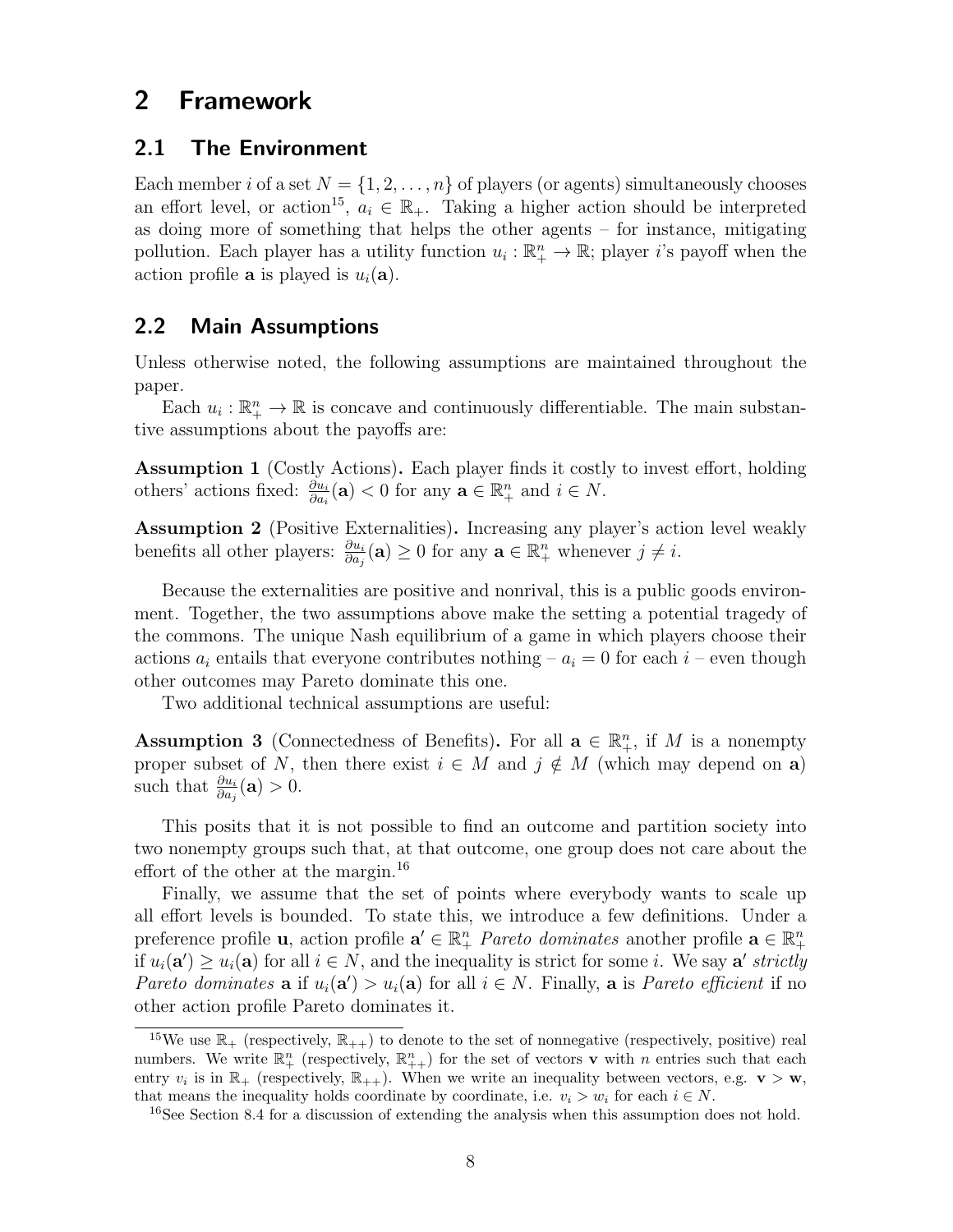## 2 Framework

### 2.1 The Environment

Each member $i$ of a set $N = \{1, 2, \ldots, n\}$ of players (or agents) simultaneously chooses an effort level, or action[15], $a_i \in \mathbb{R}_+$. Taking a higher action should be interpreted as doing more of something that helps the other agents – for instance, mitigating pollution. Each player has a utility function $u_i : \mathbb{R}^n_+ \to \mathbb{R}$; player $i$'s payoff when the action profile $\mathbf{a}$ is played is $u_i(\mathbf{a})$.

### 2.2 Main Assumptions

Unless otherwise noted, the following assumptions are maintained throughout the paper.

Each $u_i : \mathbb{R}^n_+ \to \mathbb{R}$ is concave and continuously differentiable. The main substantive assumptions about the payoffs are:

**Assumption 1** (Costly Actions)**.** Each player finds it costly to invest effort, holding others' actions fixed: $\frac{\partial u_i}{\partial a_i}(\mathbf{a}) < 0$ for any $\mathbf{a} \in \mathbb{R}^n_+$ and $i \in N$.

**Assumption 2** (Positive Externalities)**.** Increasing any player's action level weakly benefits all other players: $\frac{\partial u_i}{\partial a_j}(\mathbf{a}) \geq 0$ for any $\mathbf{a} \in \mathbb{R}^n_+$ whenever $j \neq i$.

Because the externalities are positive and nonrival, this is a public goods environment. Together, the two assumptions above make the setting a potential tragedy of the commons. The unique Nash equilibrium of a game in which players choose their actions $a_i$ entails that everyone contributes nothing – $a_i = 0$ for each $i$ – even though other outcomes may Pareto dominate this one.

Two additional technical assumptions are useful:

**Assumption 3** (Connectedness of Benefits)**.** For all $\mathbf{a} \in \mathbb{R}^n_+$, if $M$ is a nonempty proper subset of $N$, then there exist $i \in M$ and $j \notin M$ (which may depend on $\mathbf{a}$) such that $\frac{\partial u_i}{\partial a_j}(\mathbf{a}) > 0$.

This posits that it is not possible to find an outcome and partition society into two nonempty groups such that, at that outcome, one group does not care about the effort of the other at the margin.[16]

Finally, we assume that the set of points where everybody wants to scale up all effort levels is bounded. To state this, we introduce a few definitions. Under a preference profile $\mathbf{u}$, action profile $\mathbf{a}' \in \mathbb{R}^n_+$ *Pareto dominates* another profile $\mathbf{a} \in \mathbb{R}^n_+$ if $u_i(\mathbf{a}') \geq u_i(\mathbf{a})$ for all $i \in N$, and the inequality is strict for some $i$. We say $\mathbf{a}'$ *strictly Pareto dominates* $\mathbf{a}$ if $u_i(\mathbf{a}') > u_i(\mathbf{a})$ for all $i \in N$. Finally, $\mathbf{a}$ is *Pareto efficient* if no other action profile Pareto dominates it.

---

[15] We use $\mathbb{R}_+$ (respectively, $\mathbb{R}_{++}$) to denote to the set of nonnegative (respectively, positive) real numbers. We write $\mathbb{R}^n_+$ (respectively, $\mathbb{R}^n_{++}$) for the set of vectors $\mathbf{v}$ with $n$ entries such that each entry $v_i$ is in $\mathbb{R}_+$ (respectively, $\mathbb{R}_{++}$). When we write an inequality between vectors, e.g. $\mathbf{v} > \mathbf{w}$, that means the inequality holds coordinate by coordinate, i.e. $v_i > w_i$ for each $i \in N$.

[16] See Section 8.4 for a discussion of extending the analysis when this assumption does not hold.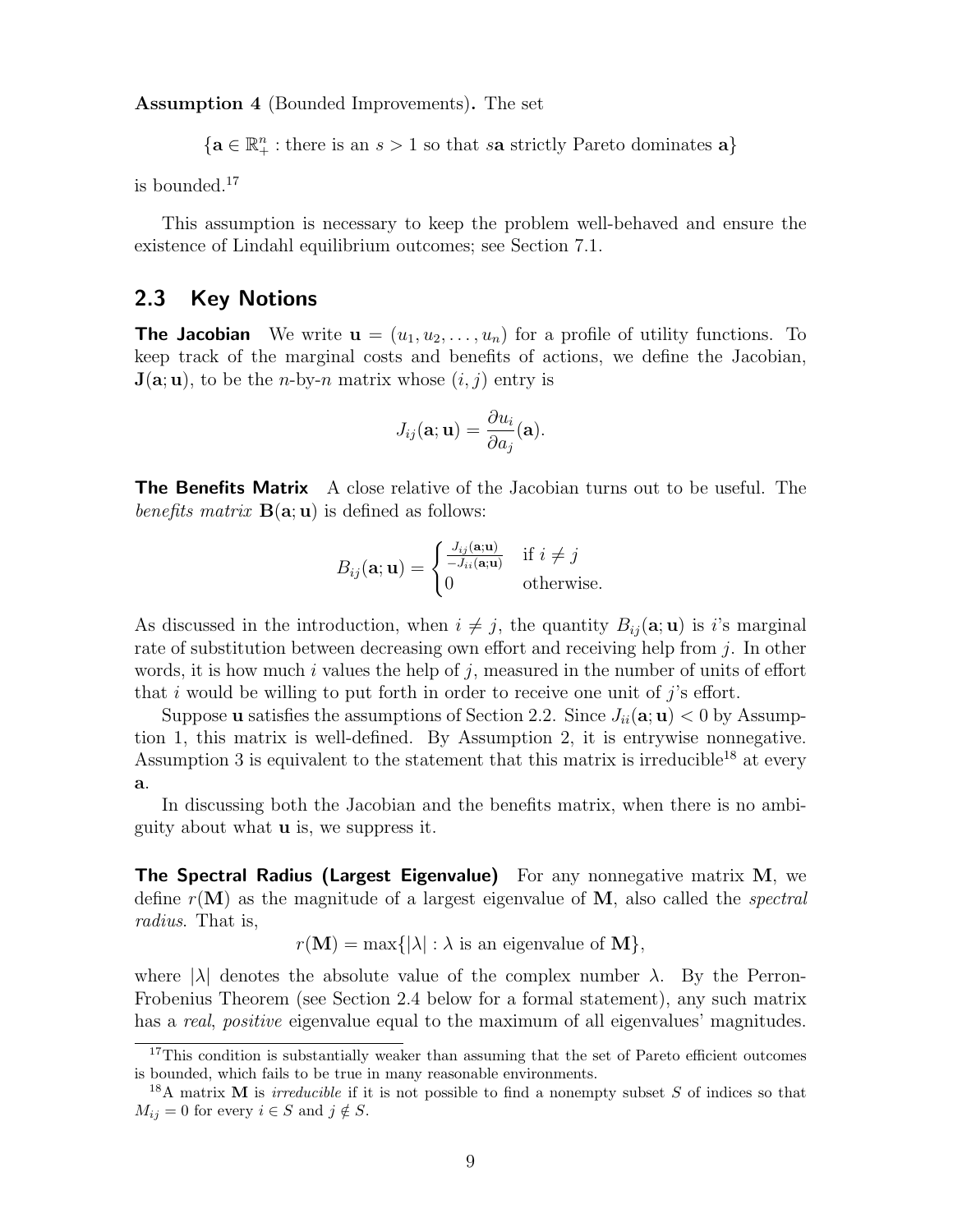**Assumption 4** (Bounded Improvements)**.** The set

$$\{\mathbf{a} \in \mathbb{R}^n_+ : \text{there is an } s > 1 \text{ so that } s\mathbf{a} \text{ strictly Pareto dominates } \mathbf{a}\}$$

is bounded.[17]

This assumption is necessary to keep the problem well-behaved and ensure the existence of Lindahl equilibrium outcomes; see Section 7.1.

## 2.3 Key Notions

**The Jacobian** We write $\mathbf{u} = (u_1, u_2, \ldots, u_n)$ for a profile of utility functions. To keep track of the marginal costs and benefits of actions, we define the Jacobian, $\mathbf{J}(\mathbf{a}; \mathbf{u})$, to be the $n$-by-$n$ matrix whose $(i, j)$ entry is

$$J_{ij}(\mathbf{a}; \mathbf{u}) = \frac{\partial u_i}{\partial a_j}(\mathbf{a}).$$

**The Benefits Matrix** A close relative of the Jacobian turns out to be useful. The *benefits matrix* $\mathbf{B}(\mathbf{a}; \mathbf{u})$ is defined as follows:

$$B_{ij}(\mathbf{a}; \mathbf{u}) = \begin{cases} \frac{J_{ij}(\mathbf{a};\mathbf{u})}{-J_{ii}(\mathbf{a};\mathbf{u})} & \text{if } i \neq j \\ 0 & \text{otherwise.} \end{cases}$$

As discussed in the introduction, when $i \neq j$, the quantity $B_{ij}(\mathbf{a}; \mathbf{u})$ is $i$'s marginal rate of substitution between decreasing own effort and receiving help from $j$. In other words, it is how much $i$ values the help of $j$, measured in the number of units of effort that $i$ would be willing to put forth in order to receive one unit of $j$'s effort.

Suppose $\mathbf{u}$ satisfies the assumptions of Section 2.2. Since $J_{ii}(\mathbf{a}; \mathbf{u}) < 0$ by Assumption 1, this matrix is well-defined. By Assumption 2, it is entrywise nonnegative. Assumption 3 is equivalent to the statement that this matrix is irreducible[18] at every $\mathbf{a}$.

In discussing both the Jacobian and the benefits matrix, when there is no ambiguity about what $\mathbf{u}$ is, we suppress it.

**The Spectral Radius (Largest Eigenvalue)** For any nonnegative matrix $\mathbf{M}$, we define $r(\mathbf{M})$ as the magnitude of a largest eigenvalue of $\mathbf{M}$, also called the *spectral radius*. That is,

$$r(\mathbf{M}) = \max\{|\lambda| : \lambda \text{ is an eigenvalue of } \mathbf{M}\},$$

where $|\lambda|$ denotes the absolute value of the complex number $\lambda$. By the Perron-Frobenius Theorem (see Section 2.4 below for a formal statement), any such matrix has a *real*, *positive* eigenvalue equal to the maximum of all eigenvalues' magnitudes.

---

[17] This condition is substantially weaker than assuming that the set of Pareto efficient outcomes is bounded, which fails to be true in many reasonable environments.

[18] A matrix $\mathbf{M}$ is *irreducible* if it is not possible to find a nonempty subset $S$ of indices so that $M_{ij} = 0$ for every $i \in S$ and $j \notin S$.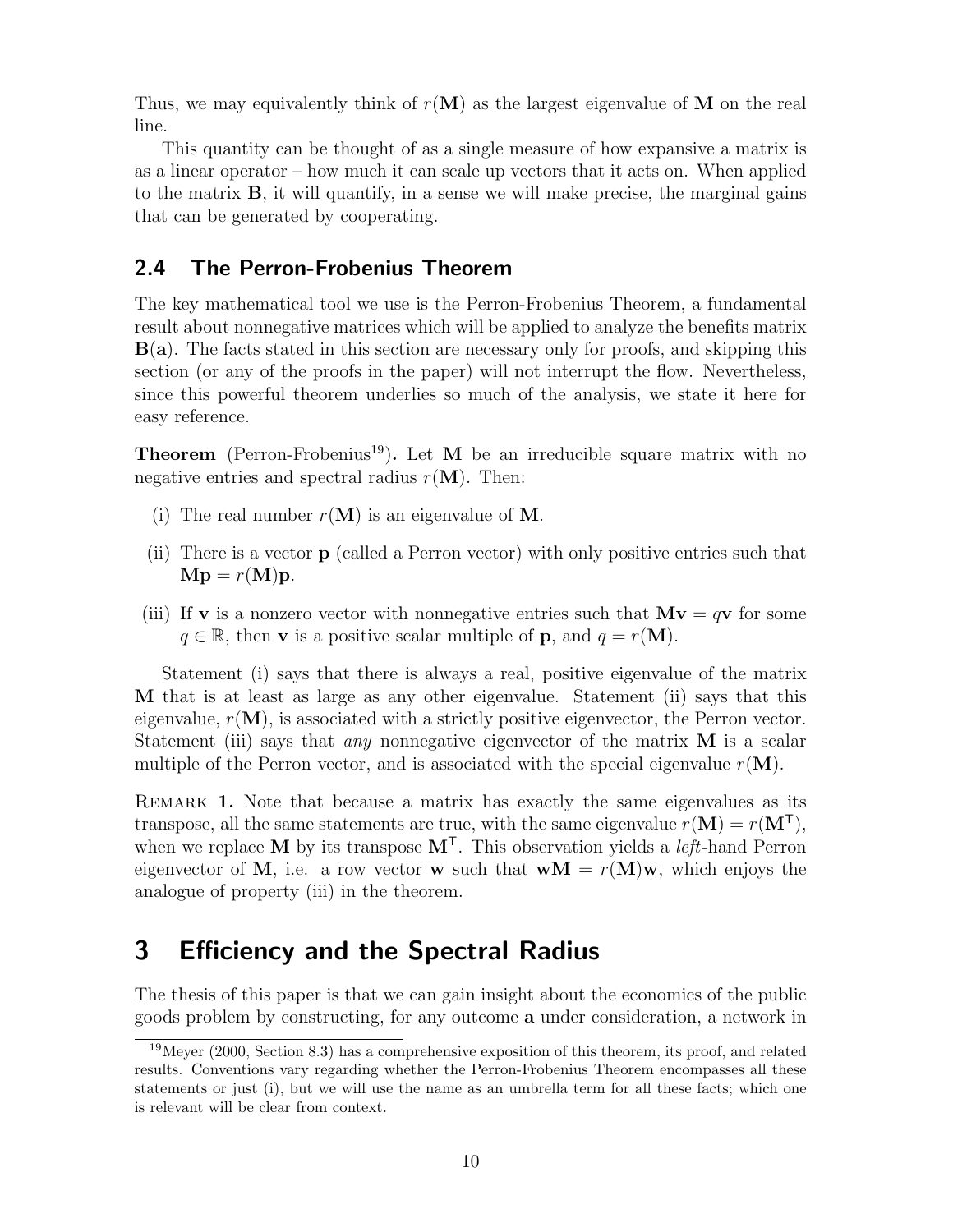Thus, we may equivalently think of $r(\mathbf{M})$ as the largest eigenvalue of $\mathbf{M}$ on the real line.

This quantity can be thought of as a single measure of how expansive a matrix is as a linear operator – how much it can scale up vectors that it acts on. When applied to the matrix $\mathbf{B}$, it will quantify, in a sense we will make precise, the marginal gains that can be generated by cooperating.

## 2.4 The Perron-Frobenius Theorem

The key mathematical tool we use is the Perron-Frobenius Theorem, a fundamental result about nonnegative matrices which will be applied to analyze the benefits matrix $\mathbf{B}(\mathbf{a})$. The facts stated in this section are necessary only for proofs, and skipping this section (or any of the proofs in the paper) will not interrupt the flow. Nevertheless, since this powerful theorem underlies so much of the analysis, we state it here for easy reference.

**Theorem** (Perron-Frobenius[19])**.** Let $\mathbf{M}$ be an irreducible square matrix with no negative entries and spectral radius $r(\mathbf{M})$. Then:

(i) The real number $r(\mathbf{M})$ is an eigenvalue of $\mathbf{M}$.

(ii) There is a vector $\mathbf{p}$ (called a Perron vector) with only positive entries such that $\mathbf{M}\mathbf{p} = r(\mathbf{M})\mathbf{p}$.

(iii) If $\mathbf{v}$ is a nonzero vector with nonnegative entries such that $\mathbf{M}\mathbf{v} = q\mathbf{v}$ for some $q \in \mathbb{R}$, then $\mathbf{v}$ is a positive scalar multiple of $\mathbf{p}$, and $q = r(\mathbf{M})$.

Statement (i) says that there is always a real, positive eigenvalue of the matrix $\mathbf{M}$ that is at least as large as any other eigenvalue. Statement (ii) says that this eigenvalue, $r(\mathbf{M})$, is associated with a strictly positive eigenvector, the Perron vector. Statement (iii) says that *any* nonnegative eigenvector of the matrix $\mathbf{M}$ is a scalar multiple of the Perron vector, and is associated with the special eigenvalue $r(\mathbf{M})$.

Remark **1.** Note that because a matrix has exactly the same eigenvalues as its transpose, all the same statements are true, with the same eigenvalue $r(\mathbf{M}) = r(\mathbf{M}^\mathsf{T})$, when we replace $\mathbf{M}$ by its transpose $\mathbf{M}^\mathsf{T}$. This observation yields a *left*-hand Perron eigenvector of $\mathbf{M}$, i.e. a row vector $\mathbf{w}$ such that $\mathbf{w}\mathbf{M} = r(\mathbf{M})\mathbf{w}$, which enjoys the analogue of property (iii) in the theorem.

# 3 Efficiency and the Spectral Radius

The thesis of this paper is that we can gain insight about the economics of the public goods problem by constructing, for any outcome $\mathbf{a}$ under consideration, a network in

[19] Meyer (2000, Section 8.3) has a comprehensive exposition of this theorem, its proof, and related results. Conventions vary regarding whether the Perron-Frobenius Theorem encompasses all these statements or just (i), but we will use the name as an umbrella term for all these facts; which one is relevant will be clear from context.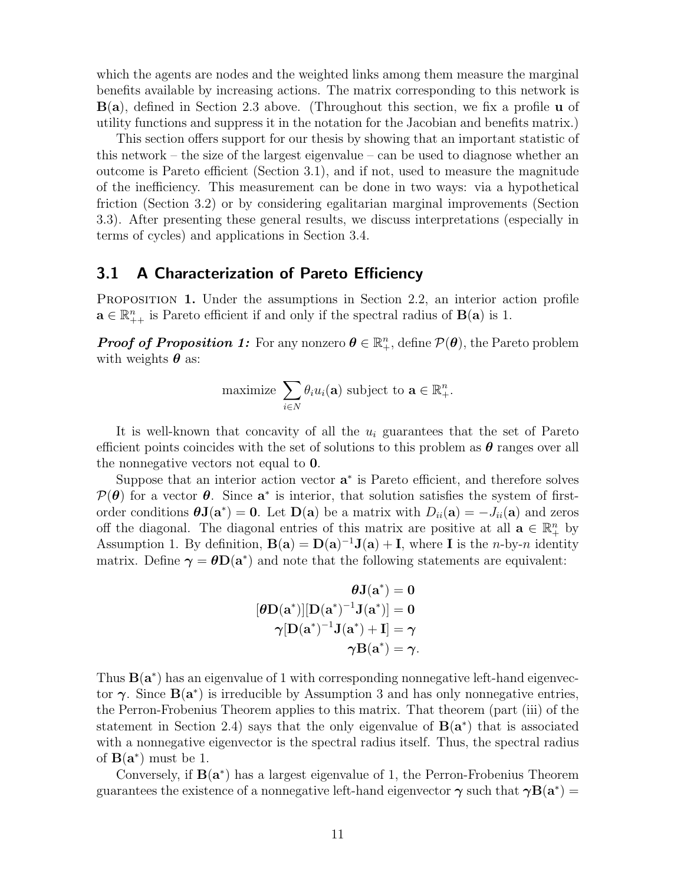which the agents are nodes and the weighted links among them measure the marginal benefits available by increasing actions. The matrix corresponding to this network is $\mathbf{B}(\mathbf{a})$, defined in Section 2.3 above. (Throughout this section, we fix a profile $\mathbf{u}$ of utility functions and suppress it in the notation for the Jacobian and benefits matrix.)

This section offers support for our thesis by showing that an important statistic of this network – the size of the largest eigenvalue – can be used to diagnose whether an outcome is Pareto efficient (Section 3.1), and if not, used to measure the magnitude of the inefficiency. This measurement can be done in two ways: via a hypothetical friction (Section 3.2) or by considering egalitarian marginal improvements (Section 3.3). After presenting these general results, we discuss interpretations (especially in terms of cycles) and applications in Section 3.4.

## 3.1 A Characterization of Pareto Efficiency

Proposition 1. Under the assumptions in Section 2.2, an interior action profile $\mathbf{a} \in \mathbb{R}^n_{++}$ is Pareto efficient if and only if the spectral radius of $\mathbf{B}(\mathbf{a})$ is 1.

***Proof of Proposition 1:*** For any nonzero $\boldsymbol{\theta} \in \mathbb{R}^n_+$, define $\mathcal{P}(\boldsymbol{\theta})$, the Pareto problem with weights $\boldsymbol{\theta}$ as:

$$\text{maximize } \sum_{i \in N} \theta_i u_i(\mathbf{a}) \text{ subject to } \mathbf{a} \in \mathbb{R}^n_+.$$

It is well-known that concavity of all the $u_i$ guarantees that the set of Pareto efficient points coincides with the set of solutions to this problem as $\boldsymbol{\theta}$ ranges over all the nonnegative vectors not equal to $\mathbf{0}$.

Suppose that an interior action vector $\mathbf{a}^*$ is Pareto efficient, and therefore solves $\mathcal{P}(\boldsymbol{\theta})$ for a vector $\boldsymbol{\theta}$. Since $\mathbf{a}^*$ is interior, that solution satisfies the system of first-order conditions $\boldsymbol{\theta}\mathbf{J}(\mathbf{a}^*) = \mathbf{0}$. Let $\mathbf{D}(\mathbf{a})$ be a matrix with $D_{ii}(\mathbf{a}) = -J_{ii}(\mathbf{a})$ and zeros off the diagonal. The diagonal entries of this matrix are positive at all $\mathbf{a} \in \mathbb{R}^n_+$ by Assumption 1. By definition, $\mathbf{B}(\mathbf{a}) = \mathbf{D}(\mathbf{a})^{-1}\mathbf{J}(\mathbf{a}) + \mathbf{I}$, where $\mathbf{I}$ is the $n$-by-$n$ identity matrix. Define $\boldsymbol{\gamma} = \boldsymbol{\theta}\mathbf{D}(\mathbf{a}^*)$ and note that the following statements are equivalent:

$$\begin{aligned}
\boldsymbol{\theta}\mathbf{J}(\mathbf{a}^*) &= \mathbf{0} \\
[\boldsymbol{\theta}\mathbf{D}(\mathbf{a}^*)][\mathbf{D}(\mathbf{a}^*)^{-1}\mathbf{J}(\mathbf{a}^*)] &= \mathbf{0} \\
\boldsymbol{\gamma}[\mathbf{D}(\mathbf{a}^*)^{-1}\mathbf{J}(\mathbf{a}^*) + \mathbf{I}] &= \boldsymbol{\gamma} \\
\boldsymbol{\gamma}\mathbf{B}(\mathbf{a}^*) &= \boldsymbol{\gamma}.
\end{aligned}$$

Thus $\mathbf{B}(\mathbf{a}^*)$ has an eigenvalue of 1 with corresponding nonnegative left-hand eigenvector $\boldsymbol{\gamma}$. Since $\mathbf{B}(\mathbf{a}^*)$ is irreducible by Assumption 3 and has only nonnegative entries, the Perron-Frobenius Theorem applies to this matrix. That theorem (part (iii) of the statement in Section 2.4) says that the only eigenvalue of $\mathbf{B}(\mathbf{a}^*)$ that is associated with a nonnegative eigenvector is the spectral radius itself. Thus, the spectral radius of $\mathbf{B}(\mathbf{a}^*)$ must be 1.

Conversely, if $\mathbf{B}(\mathbf{a}^*)$ has a largest eigenvalue of 1, the Perron-Frobenius Theorem guarantees the existence of a nonnegative left-hand eigenvector $\boldsymbol{\gamma}$ such that $\boldsymbol{\gamma}\mathbf{B}(\mathbf{a}^*) =$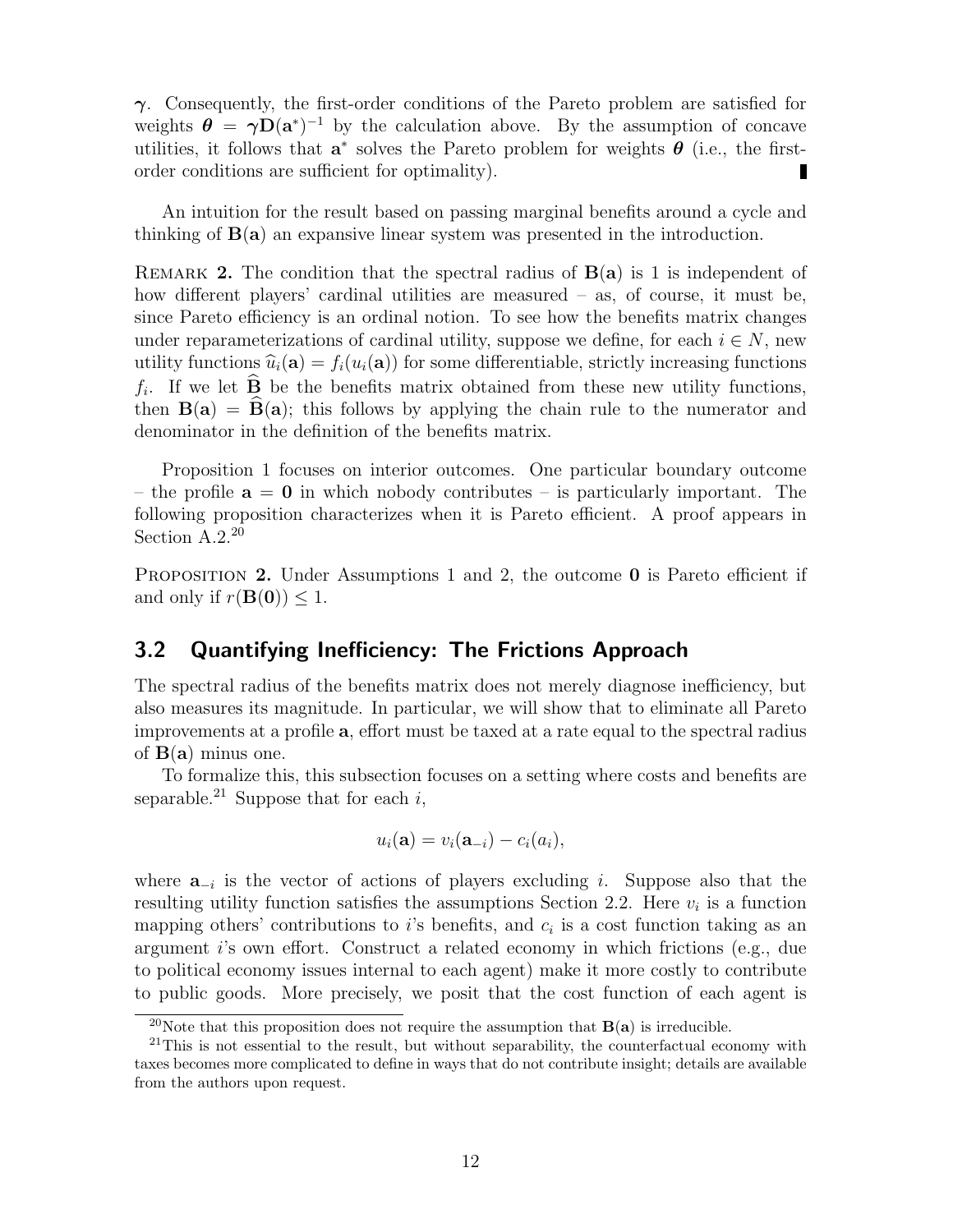$\boldsymbol{\gamma}$. Consequently, the first-order conditions of the Pareto problem are satisfied for weights $\boldsymbol{\theta} = \boldsymbol{\gamma}\mathbf{D}(\mathbf{a}^*)^{-1}$ by the calculation above. By the assumption of concave utilities, it follows that $\mathbf{a}^*$ solves the Pareto problem for weights $\boldsymbol{\theta}$ (i.e., the first-order conditions are sufficient for optimality). ∎

An intuition for the result based on passing marginal benefits around a cycle and thinking of $\mathbf{B}(\mathbf{a})$ an expansive linear system was presented in the introduction.

Remark **2.** The condition that the spectral radius of $\mathbf{B}(\mathbf{a})$ is 1 is independent of how different players' cardinal utilities are measured – as, of course, it must be, since Pareto efficiency is an ordinal notion. To see how the benefits matrix changes under reparameterizations of cardinal utility, suppose we define, for each $i \in N$, new utility functions $\widehat{u}_i(\mathbf{a}) = f_i(u_i(\mathbf{a}))$ for some differentiable, strictly increasing functions $f_i$. If we let $\widehat{\mathbf{B}}$ be the benefits matrix obtained from these new utility functions, then $\mathbf{B}(\mathbf{a}) = \widehat{\mathbf{B}}(\mathbf{a})$; this follows by applying the chain rule to the numerator and denominator in the definition of the benefits matrix.

Proposition 1 focuses on interior outcomes. One particular boundary outcome – the profile $\mathbf{a} = \mathbf{0}$ in which nobody contributes – is particularly important. The following proposition characterizes when it is Pareto efficient. A proof appears in Section A.2.[20]

Proposition **2.** Under Assumptions 1 and 2, the outcome $\mathbf{0}$ is Pareto efficient if and only if $r(\mathbf{B}(\mathbf{0})) \leq 1$.

## 3.2 Quantifying Inefficiency: The Frictions Approach

The spectral radius of the benefits matrix does not merely diagnose inefficiency, but also measures its magnitude. In particular, we will show that to eliminate all Pareto improvements at a profile $\mathbf{a}$, effort must be taxed at a rate equal to the spectral radius of $\mathbf{B}(\mathbf{a})$ minus one.

To formalize this, this subsection focuses on a setting where costs and benefits are separable.[21] Suppose that for each $i$,

$$u_i(\mathbf{a}) = v_i(\mathbf{a}_{-i}) - c_i(a_i),$$

where $\mathbf{a}_{-i}$ is the vector of actions of players excluding $i$. Suppose also that the resulting utility function satisfies the assumptions Section 2.2. Here $v_i$ is a function mapping others' contributions to $i$'s benefits, and $c_i$ is a cost function taking as an argument $i$'s own effort. Construct a related economy in which frictions (e.g., due to political economy issues internal to each agent) make it more costly to contribute to public goods. More precisely, we posit that the cost function of each agent is

[20] Note that this proposition does not require the assumption that $\mathbf{B}(\mathbf{a})$ is irreducible.

[21] This is not essential to the result, but without separability, the counterfactual economy with taxes becomes more complicated to define in ways that do not contribute insight; details are available from the authors upon request.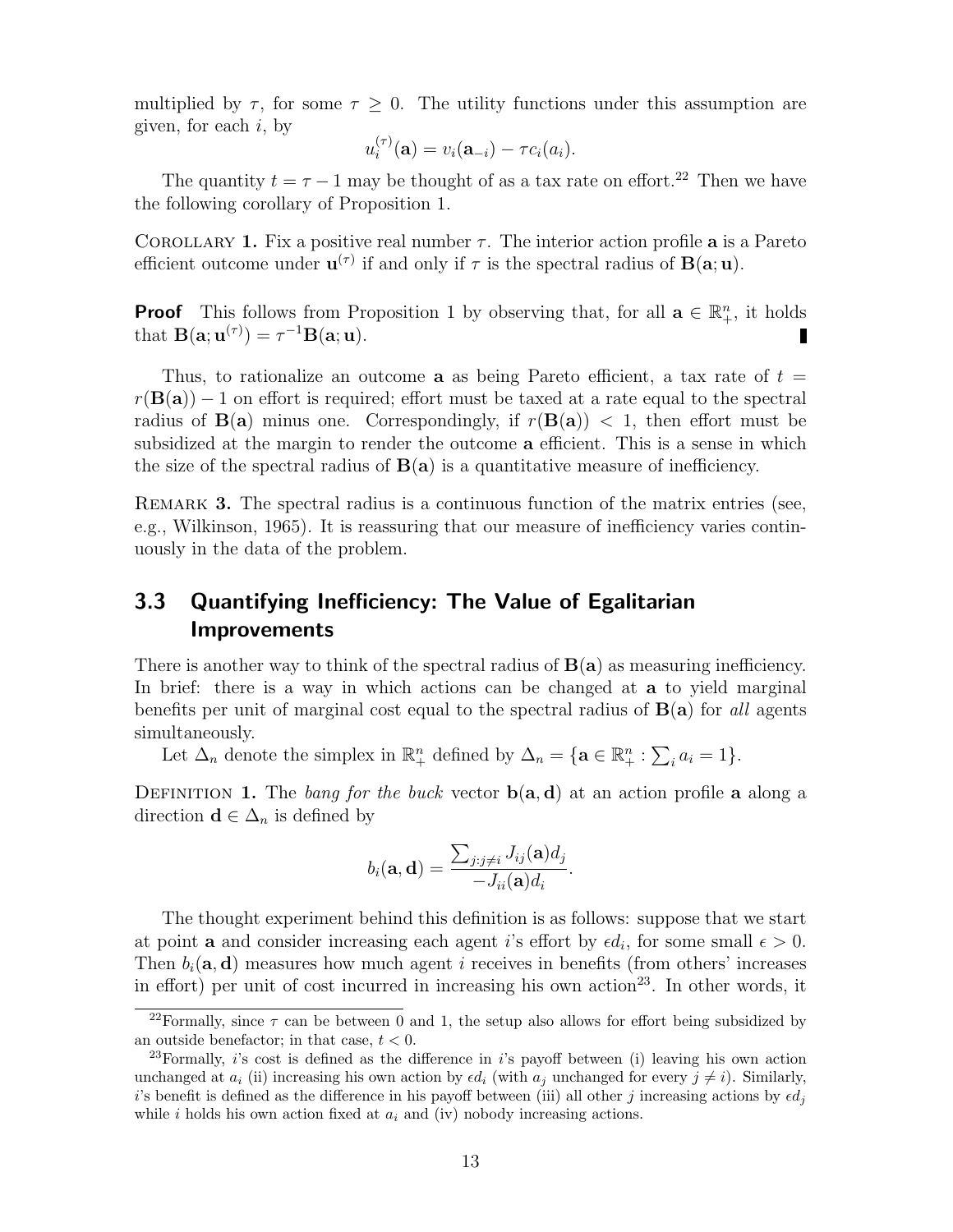multiplied by $\tau$, for some $\tau \geq 0$. The utility functions under this assumption are given, for each $i$, by

$$u_i^{(\tau)}(\mathbf{a}) = v_i(\mathbf{a}_{-i}) - \tau c_i(a_i).$$

The quantity $t = \tau - 1$ may be thought of as a tax rate on effort.[22] Then we have the following corollary of Proposition 1.

Corollary **1.** Fix a positive real number $\tau$. The interior action profile $\mathbf{a}$ is a Pareto efficient outcome under $\mathbf{u}^{(\tau)}$ if and only if $\tau$ is the spectral radius of $\mathbf{B}(\mathbf{a}; \mathbf{u})$.

**Proof** This follows from Proposition 1 by observing that, for all $\mathbf{a} \in \mathbb{R}_+^n$, it holds that $\mathbf{B}(\mathbf{a}; \mathbf{u}^{(\tau)}) = \tau^{-1}\mathbf{B}(\mathbf{a}; \mathbf{u})$. ∎

Thus, to rationalize an outcome $\mathbf{a}$ as being Pareto efficient, a tax rate of $t = r(\mathbf{B}(\mathbf{a})) - 1$ on effort is required; effort must be taxed at a rate equal to the spectral radius of $\mathbf{B}(\mathbf{a})$ minus one. Correspondingly, if $r(\mathbf{B}(\mathbf{a})) < 1$, then effort must be subsidized at the margin to render the outcome $\mathbf{a}$ efficient. This is a sense in which the size of the spectral radius of $\mathbf{B}(\mathbf{a})$ is a quantitative measure of inefficiency.

Remark **3.** The spectral radius is a continuous function of the matrix entries (see, e.g., Wilkinson, 1965). It is reassuring that our measure of inefficiency varies continuously in the data of the problem.

## 3.3 Quantifying Inefficiency: The Value of Egalitarian Improvements

There is another way to think of the spectral radius of $\mathbf{B}(\mathbf{a})$ as measuring inefficiency. In brief: there is a way in which actions can be changed at $\mathbf{a}$ to yield marginal benefits per unit of marginal cost equal to the spectral radius of $\mathbf{B}(\mathbf{a})$ for *all* agents simultaneously.

Let $\Delta_n$ denote the simplex in $\mathbb{R}_+^n$ defined by $\Delta_n = \{\mathbf{a} \in \mathbb{R}_+^n : \sum_i a_i = 1\}$.

Definition **1.** The *bang for the buck* vector $\mathbf{b}(\mathbf{a}, \mathbf{d})$ at an action profile $\mathbf{a}$ along a direction $\mathbf{d} \in \Delta_n$ is defined by

$$b_i(\mathbf{a}, \mathbf{d}) = \frac{\sum_{j:j \neq i} J_{ij}(\mathbf{a}) d_j}{-J_{ii}(\mathbf{a}) d_i}.$$

The thought experiment behind this definition is as follows: suppose that we start at point $\mathbf{a}$ and consider increasing each agent $i$'s effort by $\epsilon d_i$, for some small $\epsilon > 0$. Then $b_i(\mathbf{a}, \mathbf{d})$ measures how much agent $i$ receives in benefits (from others' increases in effort) per unit of cost incurred in increasing his own action[23]. In other words, it

---

[22] Formally, since $\tau$ can be between 0 and 1, the setup also allows for effort being subsidized by an outside benefactor; in that case, $t < 0$.

[23] Formally, $i$'s cost is defined as the difference in $i$'s payoff between (i) leaving his own action unchanged at $a_i$ (ii) increasing his own action by $\epsilon d_i$ (with $a_j$ unchanged for every $j \neq i$). Similarly, $i$'s benefit is defined as the difference in his payoff between (iii) all other $j$ increasing actions by $\epsilon d_j$ while $i$ holds his own action fixed at $a_i$ and (iv) nobody increasing actions.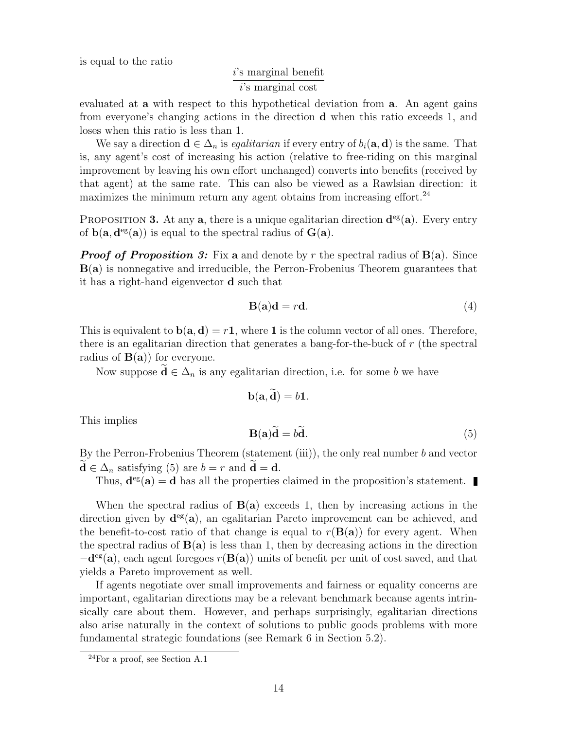is equal to the ratio

$$\frac{i\text{'s marginal benefit}}{i\text{'s marginal cost}}$$

evaluated at $\mathbf{a}$ with respect to this hypothetical deviation from $\mathbf{a}$. An agent gains from everyone's changing actions in the direction $\mathbf{d}$ when this ratio exceeds 1, and loses when this ratio is less than 1.

We say a direction $\mathbf{d} \in \Delta_n$ is *egalitarian* if every entry of $b_i(\mathbf{a}, \mathbf{d})$ is the same. That is, any agent's cost of increasing his action (relative to free-riding on this marginal improvement by leaving his own effort unchanged) converts into benefits (received by that agent) at the same rate. This can also be viewed as a Rawlsian direction: it maximizes the minimum return any agent obtains from increasing effort.[24]

PROPOSITION **3.** At any $\mathbf{a}$, there is a unique egalitarian direction $\mathbf{d}^{\mathrm{eg}}(\mathbf{a})$. Every entry of $\mathbf{b}(\mathbf{a}, \mathbf{d}^{\mathrm{eg}}(\mathbf{a}))$ is equal to the spectral radius of $\mathbf{G}(\mathbf{a})$.

***Proof of Proposition 3:*** Fix $\mathbf{a}$ and denote by $r$ the spectral radius of $\mathbf{B}(\mathbf{a})$. Since $\mathbf{B}(\mathbf{a})$ is nonnegative and irreducible, the Perron-Frobenius Theorem guarantees that it has a right-hand eigenvector $\mathbf{d}$ such that

$$\mathbf{B}(\mathbf{a})\mathbf{d} = r\mathbf{d}. \tag{4}$$

This is equivalent to $\mathbf{b}(\mathbf{a}, \mathbf{d}) = r\mathbf{1}$, where $\mathbf{1}$ is the column vector of all ones. Therefore, there is an egalitarian direction that generates a bang-for-the-buck of $r$ (the spectral radius of $\mathbf{B}(\mathbf{a})$) for everyone.

Now suppose $\widetilde{\mathbf{d}} \in \Delta_n$ is any egalitarian direction, i.e. for some $b$ we have

$$\mathbf{b}(\mathbf{a}, \widetilde{\mathbf{d}}) = b\mathbf{1}.$$

This implies

$$\mathbf{B}(\mathbf{a})\widetilde{\mathbf{d}} = b\widetilde{\mathbf{d}}. \tag{5}$$

By the Perron-Frobenius Theorem (statement (iii)), the only real number $b$ and vector $\widetilde{\mathbf{d}} \in \Delta_n$ satisfying (5) are $b = r$ and $\widetilde{\mathbf{d}} = \mathbf{d}$.

Thus, $\mathbf{d}^{\mathrm{eg}}(\mathbf{a}) = \mathbf{d}$ has all the properties claimed in the proposition's statement. ∎

When the spectral radius of $\mathbf{B}(\mathbf{a})$ exceeds 1, then by increasing actions in the direction given by $\mathbf{d}^{\mathrm{eg}}(\mathbf{a})$, an egalitarian Pareto improvement can be achieved, and the benefit-to-cost ratio of that change is equal to $r(\mathbf{B}(\mathbf{a}))$ for every agent. When the spectral radius of $\mathbf{B}(\mathbf{a})$ is less than 1, then by decreasing actions in the direction $-\mathbf{d}^{\mathrm{eg}}(\mathbf{a})$, each agent foregoes $r(\mathbf{B}(\mathbf{a}))$ units of benefit per unit of cost saved, and that yields a Pareto improvement as well.

If agents negotiate over small improvements and fairness or equality concerns are important, egalitarian directions may be a relevant benchmark because agents intrinsically care about them. However, and perhaps surprisingly, egalitarian directions also arise naturally in the context of solutions to public goods problems with more fundamental strategic foundations (see Remark 6 in Section 5.2).

[24] For a proof, see Section A.1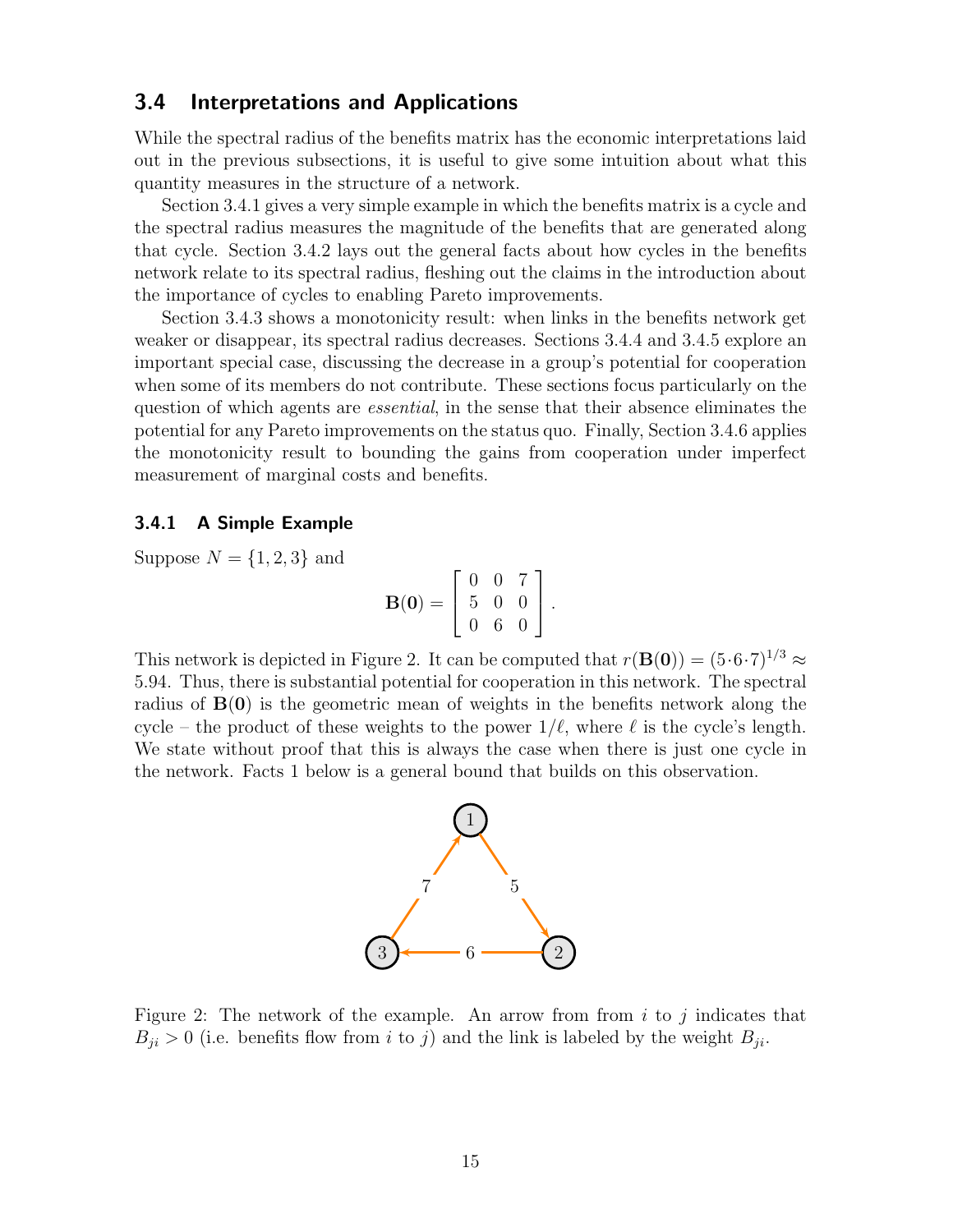### 3.4 Interpretations and Applications

While the spectral radius of the benefits matrix has the economic interpretations laid out in the previous subsections, it is useful to give some intuition about what this quantity measures in the structure of a network.

Section 3.4.1 gives a very simple example in which the benefits matrix is a cycle and the spectral radius measures the magnitude of the benefits that are generated along that cycle. Section 3.4.2 lays out the general facts about how cycles in the benefits network relate to its spectral radius, fleshing out the claims in the introduction about the importance of cycles to enabling Pareto improvements.

Section 3.4.3 shows a monotonicity result: when links in the benefits network get weaker or disappear, its spectral radius decreases. Sections 3.4.4 and 3.4.5 explore an important special case, discussing the decrease in a group's potential for cooperation when some of its members do not contribute. These sections focus particularly on the question of which agents are *essential*, in the sense that their absence eliminates the potential for any Pareto improvements on the status quo. Finally, Section 3.4.6 applies the monotonicity result to bounding the gains from cooperation under imperfect measurement of marginal costs and benefits.

#### 3.4.1 A Simple Example

Suppose $N = \{1, 2, 3\}$ and

$$\mathbf{B}(\mathbf{0}) = \begin{bmatrix} 0 & 0 & 7 \\ 5 & 0 & 0 \\ 0 & 6 & 0 \end{bmatrix}.$$

This network is depicted in Figure 2. It can be computed that $r(\mathbf{B}(\mathbf{0})) = (5 \cdot 6 \cdot 7)^{1/3} \approx 5.94$. Thus, there is substantial potential for cooperation in this network. The spectral radius of $\mathbf{B}(\mathbf{0})$ is the geometric mean of weights in the benefits network along the cycle – the product of these weights to the power $1/\ell$, where $\ell$ is the cycle's length. We state without proof that this is always the case when there is just one cycle in the network. Facts 1 below is a general bound that builds on this observation.

Figure 2: The network of the example. An arrow from from $i$ to $j$ indicates that $B_{ji} > 0$ (i.e. benefits flow from $i$ to $j$) and the link is labeled by the weight $B_{ji}$.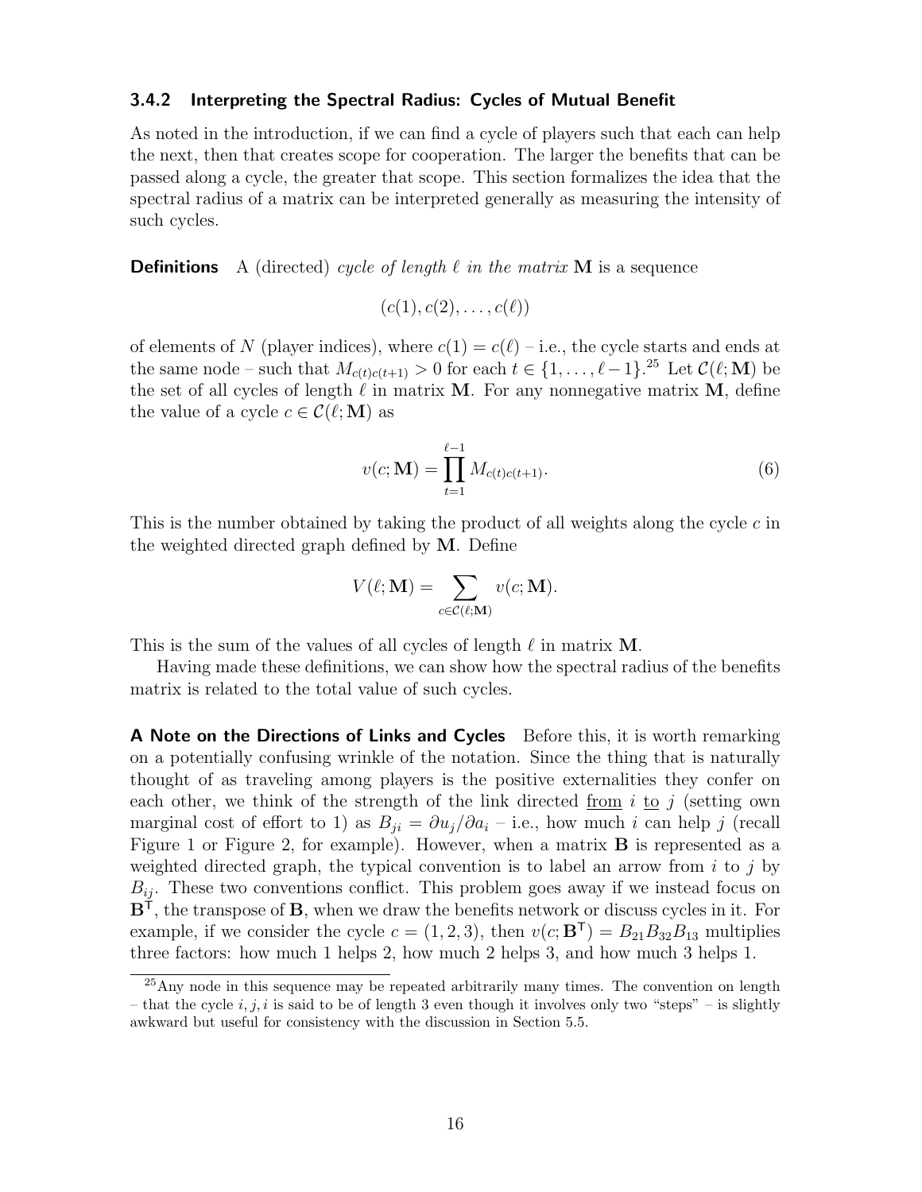### 3.4.2 Interpreting the Spectral Radius: Cycles of Mutual Benefit

As noted in the introduction, if we can find a cycle of players such that each can help the next, then that creates scope for cooperation. The larger the benefits that can be passed along a cycle, the greater that scope. This section formalizes the idea that the spectral radius of a matrix can be interpreted generally as measuring the intensity of such cycles.

**Definitions** A (directed) *cycle of length $\ell$ in the matrix* $\mathbf{M}$ is a sequence

$$(c(1), c(2), \ldots, c(\ell))$$

of elements of $N$ (player indices), where $c(1) = c(\ell)$ – i.e., the cycle starts and ends at the same node – such that $M_{c(t)c(t+1)} > 0$ for each $t \in \{1, \ldots, \ell-1\}$.[25] Let $\mathcal{C}(\ell; \mathbf{M})$ be the set of all cycles of length $\ell$ in matrix $\mathbf{M}$. For any nonnegative matrix $\mathbf{M}$, define the value of a cycle $c \in \mathcal{C}(\ell; \mathbf{M})$ as

$$v(c; \mathbf{M}) = \prod_{t=1}^{\ell-1} M_{c(t)c(t+1)}. \tag{6}$$

This is the number obtained by taking the product of all weights along the cycle $c$ in the weighted directed graph defined by $\mathbf{M}$. Define

$$V(\ell; \mathbf{M}) = \sum_{c \in \mathcal{C}(\ell; \mathbf{M})} v(c; \mathbf{M}).$$

This is the sum of the values of all cycles of length $\ell$ in matrix $\mathbf{M}$.

Having made these definitions, we can show how the spectral radius of the benefits matrix is related to the total value of such cycles.

**A Note on the Directions of Links and Cycles** Before this, it is worth remarking on a potentially confusing wrinkle of the notation. Since the thing that is naturally thought of as traveling among players is the positive externalities they confer on each other, we think of the strength of the link directed from $i$ to $j$ (setting own marginal cost of effort to 1) as $B_{ji} = \partial u_j / \partial a_i$ – i.e., how much $i$ can help $j$ (recall Figure 1 or Figure 2, for example). However, when a matrix $\mathbf{B}$ is represented as a weighted directed graph, the typical convention is to label an arrow from $i$ to $j$ by $B_{ij}$. These two conventions conflict. This problem goes away if we instead focus on $\mathbf{B}^{\mathsf{T}}$, the transpose of $\mathbf{B}$, when we draw the benefits network or discuss cycles in it. For example, if we consider the cycle $c = (1, 2, 3)$, then $v(c; \mathbf{B}^{\mathsf{T}}) = B_{21} B_{32} B_{13}$ multiplies three factors: how much 1 helps 2, how much 2 helps 3, and how much 3 helps 1.

[25] Any node in this sequence may be repeated arbitrarily many times. The convention on length – that the cycle $i, j, i$ is said to be of length 3 even though it involves only two "steps" – is slightly awkward but useful for consistency with the discussion in Section 5.5.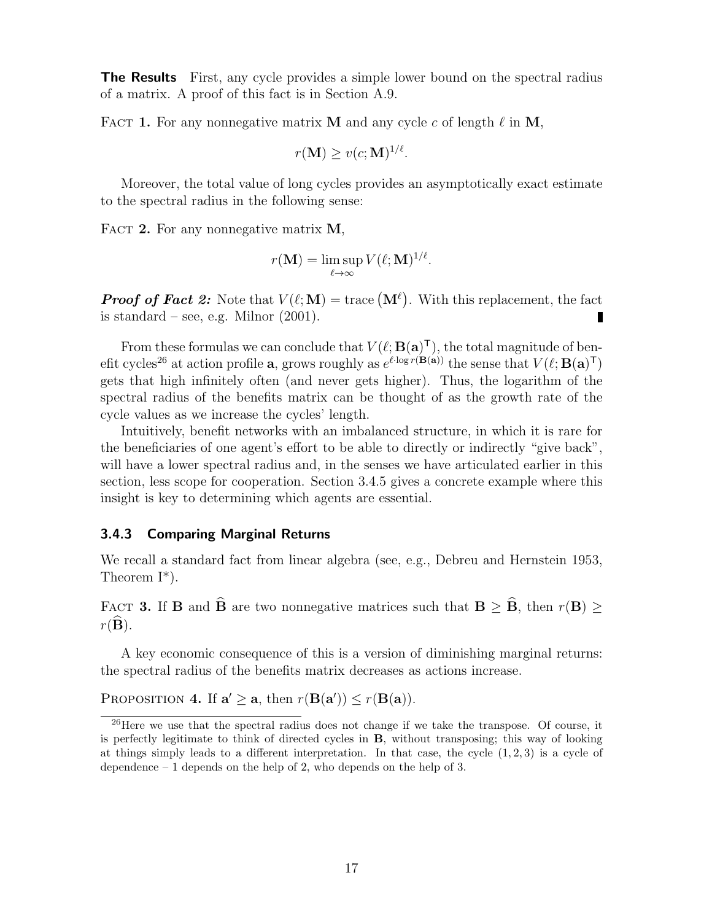**The Results** First, any cycle provides a simple lower bound on the spectral radius of a matrix. A proof of this fact is in Section A.9.

FACT **1.** For any nonnegative matrix $\mathbf{M}$ and any cycle $c$ of length $\ell$ in $\mathbf{M}$,

$$r(\mathbf{M}) \geq v(c; \mathbf{M})^{1/\ell}.$$

Moreover, the total value of long cycles provides an asymptotically exact estimate to the spectral radius in the following sense:

FACT **2.** For any nonnegative matrix $\mathbf{M}$,

$$r(\mathbf{M}) = \limsup_{\ell \to \infty} V(\ell; \mathbf{M})^{1/\ell}.$$

***Proof of Fact 2:*** Note that $V(\ell; \mathbf{M}) = \text{trace}\left(\mathbf{M}^{\ell}\right)$. With this replacement, the fact is standard – see, e.g. Milnor (2001). ∎

From these formulas we can conclude that $V(\ell; \mathbf{B}(\mathbf{a})^{\mathsf{T}})$, the total magnitude of benefit cycles[26] at action profile $\mathbf{a}$, grows roughly as $e^{\ell \cdot \log r(\mathbf{B}(\mathbf{a}))}$ the sense that $V(\ell; \mathbf{B}(\mathbf{a})^{\mathsf{T}})$ gets that high infinitely often (and never gets higher). Thus, the logarithm of the spectral radius of the benefits matrix can be thought of as the growth rate of the cycle values as we increase the cycles' length.

Intuitively, benefit networks with an imbalanced structure, in which it is rare for the beneficiaries of one agent's effort to be able to directly or indirectly "give back", will have a lower spectral radius and, in the senses we have articulated earlier in this section, less scope for cooperation. Section 3.4.5 gives a concrete example where this insight is key to determining which agents are essential.

### 3.4.3 Comparing Marginal Returns

We recall a standard fact from linear algebra (see, e.g., Debreu and Hernstein 1953, Theorem I*).

FACT **3.** If $\mathbf{B}$ and $\widehat{\mathbf{B}}$ are two nonnegative matrices such that $\mathbf{B} \geq \widehat{\mathbf{B}}$, then $r(\mathbf{B}) \geq r(\widehat{\mathbf{B}})$.

A key economic consequence of this is a version of diminishing marginal returns: the spectral radius of the benefits matrix decreases as actions increase.

PROPOSITION **4.** If $\mathbf{a}' \geq \mathbf{a}$, then $r(\mathbf{B}(\mathbf{a}')) \leq r(\mathbf{B}(\mathbf{a}))$.

[26] Here we use that the spectral radius does not change if we take the transpose. Of course, it is perfectly legitimate to think of directed cycles in $\mathbf{B}$, without transposing; this way of looking at things simply leads to a different interpretation. In that case, the cycle $(1, 2, 3)$ is a cycle of dependence – 1 depends on the help of 2, who depends on the help of 3.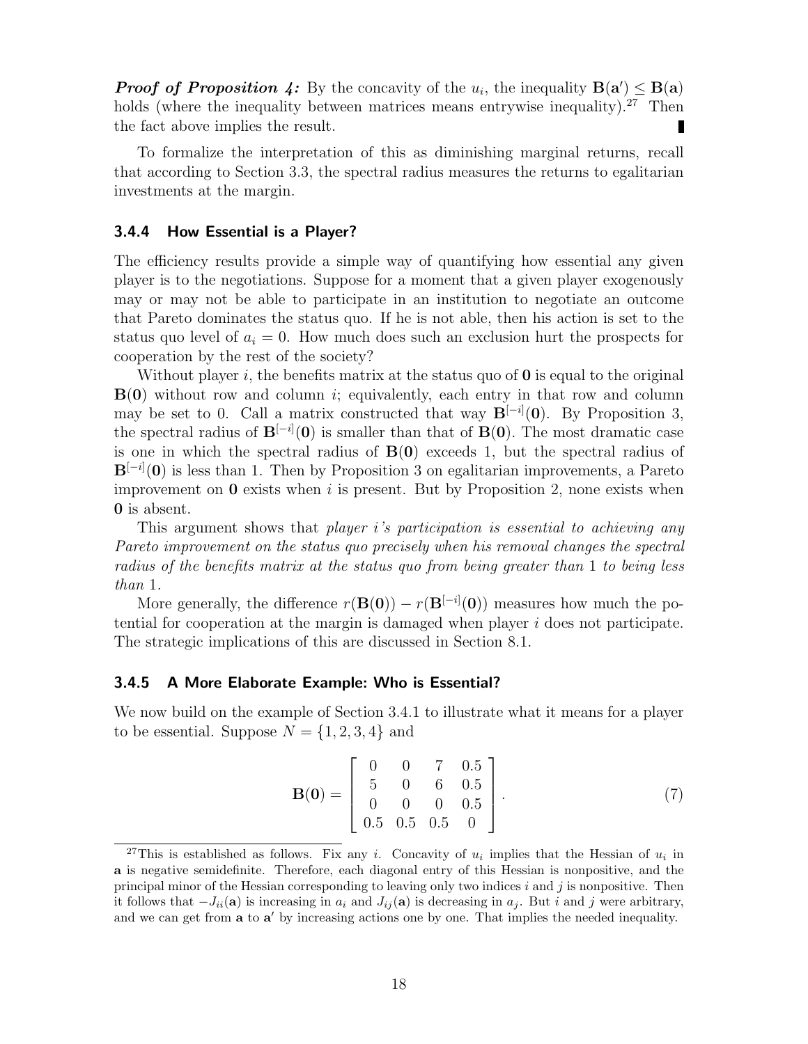***Proof of Proposition 4:*** By the concavity of the $u_i$, the inequality $\mathbf{B}(\mathbf{a}') \leq \mathbf{B}(\mathbf{a})$ holds (where the inequality between matrices means entrywise inequality).[27] Then the fact above implies the result. ∎

To formalize the interpretation of this as diminishing marginal returns, recall that according to Section 3.3, the spectral radius measures the returns to egalitarian investments at the margin.

### 3.4.4 How Essential is a Player?

The efficiency results provide a simple way of quantifying how essential any given player is to the negotiations. Suppose for a moment that a given player exogenously may or may not be able to participate in an institution to negotiate an outcome that Pareto dominates the status quo. If he is not able, then his action is set to the status quo level of $a_i = 0$. How much does such an exclusion hurt the prospects for cooperation by the rest of the society?

Without player $i$, the benefits matrix at the status quo of $\mathbf{0}$ is equal to the original $\mathbf{B}(\mathbf{0})$ without row and column $i$; equivalently, each entry in that row and column may be set to 0. Call a matrix constructed that way $\mathbf{B}^{[-i]}(\mathbf{0})$. By Proposition 3, the spectral radius of $\mathbf{B}^{[-i]}(\mathbf{0})$ is smaller than that of $\mathbf{B}(\mathbf{0})$. The most dramatic case is one in which the spectral radius of $\mathbf{B}(\mathbf{0})$ exceeds 1, but the spectral radius of $\mathbf{B}^{[-i]}(\mathbf{0})$ is less than 1. Then by Proposition 3 on egalitarian improvements, a Pareto improvement on $\mathbf{0}$ exists when $i$ is present. But by Proposition 2, none exists when $\mathbf{0}$ is absent.

This argument shows that *player $i$'s participation is essential to achieving any Pareto improvement on the status quo precisely when his removal changes the spectral radius of the benefits matrix at the status quo from being greater than* 1 *to being less than* 1.

More generally, the difference $r(\mathbf{B}(\mathbf{0})) - r(\mathbf{B}^{[-i]}(\mathbf{0}))$ measures how much the potential for cooperation at the margin is damaged when player $i$ does not participate. The strategic implications of this are discussed in Section 8.1.

### 3.4.5 A More Elaborate Example: Who is Essential?

We now build on the example of Section 3.4.1 to illustrate what it means for a player to be essential. Suppose $N = \{1, 2, 3, 4\}$ and

$$\mathbf{B}(\mathbf{0}) = \begin{bmatrix} 0 & 0 & 7 & 0.5 \\ 5 & 0 & 6 & 0.5 \\ 0 & 0 & 0 & 0.5 \\ 0.5 & 0.5 & 0.5 & 0 \end{bmatrix}. \tag{7}$$

[27] This is established as follows. Fix any $i$. Concavity of $u_i$ implies that the Hessian of $u_i$ in $\mathbf{a}$ is negative semidefinite. Therefore, each diagonal entry of this Hessian is nonpositive, and the principal minor of the Hessian corresponding to leaving only two indices $i$ and $j$ is nonpositive. Then it follows that $-J_{ii}(\mathbf{a})$ is increasing in $a_i$ and $J_{ij}(\mathbf{a})$ is decreasing in $a_j$. But $i$ and $j$ were arbitrary, and we can get from $\mathbf{a}$ to $\mathbf{a}'$ by increasing actions one by one. That implies the needed inequality.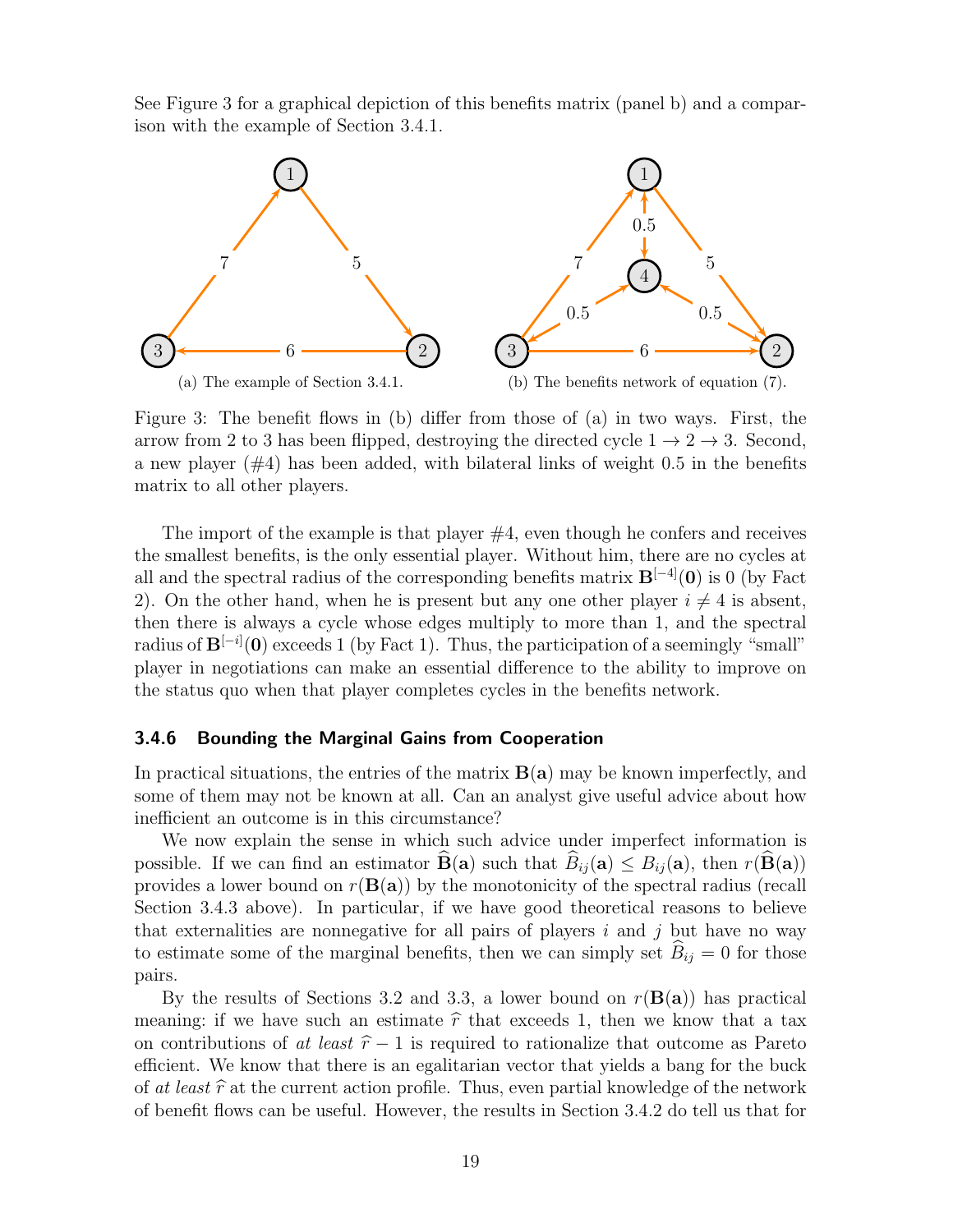See Figure 3 for a graphical depiction of this benefits matrix (panel b) and a comparison with the example of Section 3.4.1.

(a) The example of Section 3.4.1.

(b) The benefits network of equation (7).

Figure 3: The benefit flows in (b) differ from those of (a) in two ways. First, the arrow from 2 to 3 has been flipped, destroying the directed cycle $1 \to 2 \to 3$. Second, a new player (#4) has been added, with bilateral links of weight 0.5 in the benefits matrix to all other players.

The import of the example is that player #4, even though he confers and receives the smallest benefits, is the only essential player. Without him, there are no cycles at all and the spectral radius of the corresponding benefits matrix $\mathbf{B}^{[-4]}(\mathbf{0})$ is 0 (by Fact 2). On the other hand, when he is present but any one other player $i \neq 4$ is absent, then there is always a cycle whose edges multiply to more than 1, and the spectral radius of $\mathbf{B}^{[-i]}(\mathbf{0})$ exceeds 1 (by Fact 1). Thus, the participation of a seemingly "small" player in negotiations can make an essential difference to the ability to improve on the status quo when that player completes cycles in the benefits network.

### 3.4.6 Bounding the Marginal Gains from Cooperation

In practical situations, the entries of the matrix $\mathbf{B}(\mathbf{a})$ may be known imperfectly, and some of them may not be known at all. Can an analyst give useful advice about how inefficient an outcome is in this circumstance?

We now explain the sense in which such advice under imperfect information is possible. If we can find an estimator $\widehat{\mathbf{B}}(\mathbf{a})$ such that $\widehat{B}_{ij}(\mathbf{a}) \leq B_{ij}(\mathbf{a})$, then $r(\widehat{\mathbf{B}}(\mathbf{a}))$ provides a lower bound on $r(\mathbf{B}(\mathbf{a}))$ by the monotonicity of the spectral radius (recall Section 3.4.3 above). In particular, if we have good theoretical reasons to believe that externalities are nonnegative for all pairs of players $i$ and $j$ but have no way to estimate some of the marginal benefits, then we can simply set $\widehat{B}_{ij} = 0$ for those pairs.

By the results of Sections 3.2 and 3.3, a lower bound on $r(\mathbf{B}(\mathbf{a}))$ has practical meaning: if we have such an estimate $\widehat{r}$ that exceeds 1, then we know that a tax on contributions of *at least* $\widehat{r} - 1$ is required to rationalize that outcome as Pareto efficient. We know that there is an egalitarian vector that yields a bang for the buck of *at least* $\widehat{r}$ at the current action profile. Thus, even partial knowledge of the network of benefit flows can be useful. However, the results in Section 3.4.2 do tell us that for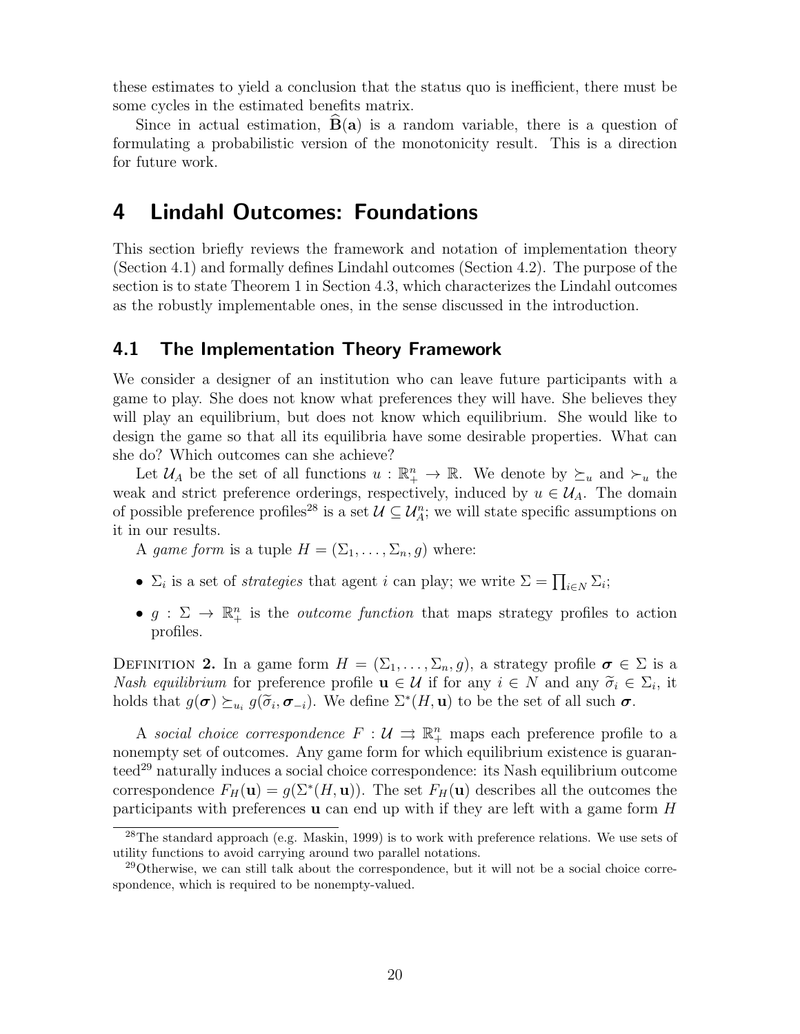these estimates to yield a conclusion that the status quo is inefficient, there must be some cycles in the estimated benefits matrix.

Since in actual estimation, $\widehat{\mathbf{B}}(\mathbf{a})$ is a random variable, there is a question of formulating a probabilistic version of the monotonicity result. This is a direction for future work.

# 4 Lindahl Outcomes: Foundations

This section briefly reviews the framework and notation of implementation theory (Section 4.1) and formally defines Lindahl outcomes (Section 4.2). The purpose of the section is to state Theorem 1 in Section 4.3, which characterizes the Lindahl outcomes as the robustly implementable ones, in the sense discussed in the introduction.

## 4.1 The Implementation Theory Framework

We consider a designer of an institution who can leave future participants with a game to play. She does not know what preferences they will have. She believes they will play an equilibrium, but does not know which equilibrium. She would like to design the game so that all its equilibria have some desirable properties. What can she do? Which outcomes can she achieve?

Let $\mathcal{U}_A$ be the set of all functions $u : \mathbb{R}^n_+ \to \mathbb{R}$. We denote by $\succeq_u$ and $\succ_u$ the weak and strict preference orderings, respectively, induced by $u \in \mathcal{U}_A$. The domain of possible preference profiles[28] is a set $\mathcal{U} \subseteq \mathcal{U}_A^n$; we will state specific assumptions on it in our results.

A *game form* is a tuple $H = (\Sigma_1, \ldots, \Sigma_n, g)$ where:

- $\Sigma_i$ is a set of *strategies* that agent $i$ can play; we write $\Sigma = \prod_{i \in N} \Sigma_i$;
- $g : \Sigma \to \mathbb{R}^n_+$ is the *outcome function* that maps strategy profiles to action profiles.

Definition **2.** In a game form $H = (\Sigma_1, \ldots, \Sigma_n, g)$, a strategy profile $\boldsymbol{\sigma} \in \Sigma$ is a *Nash equilibrium* for preference profile $\mathbf{u} \in \mathcal{U}$ if for any $i \in N$ and any $\widetilde{\sigma}_i \in \Sigma_i$, it holds that $g(\boldsymbol{\sigma}) \succeq_{u_i} g(\widetilde{\sigma}_i, \boldsymbol{\sigma}_{-i})$. We define $\Sigma^*(H, \mathbf{u})$ to be the set of all such $\boldsymbol{\sigma}$.

A *social choice correspondence* $F : \mathcal{U} \rightrightarrows \mathbb{R}^n_+$ maps each preference profile to a nonempty set of outcomes. Any game form for which equilibrium existence is guaranteed[29] naturally induces a social choice correspondence: its Nash equilibrium outcome correspondence $F_H(\mathbf{u}) = g(\Sigma^*(H, \mathbf{u}))$. The set $F_H(\mathbf{u})$ describes all the outcomes the participants with preferences $\mathbf{u}$ can end up with if they are left with a game form $H$

[28] The standard approach (e.g. Maskin, 1999) is to work with preference relations. We use sets of utility functions to avoid carrying around two parallel notations.

[29] Otherwise, we can still talk about the correspondence, but it will not be a social choice correspondence, which is required to be nonempty-valued.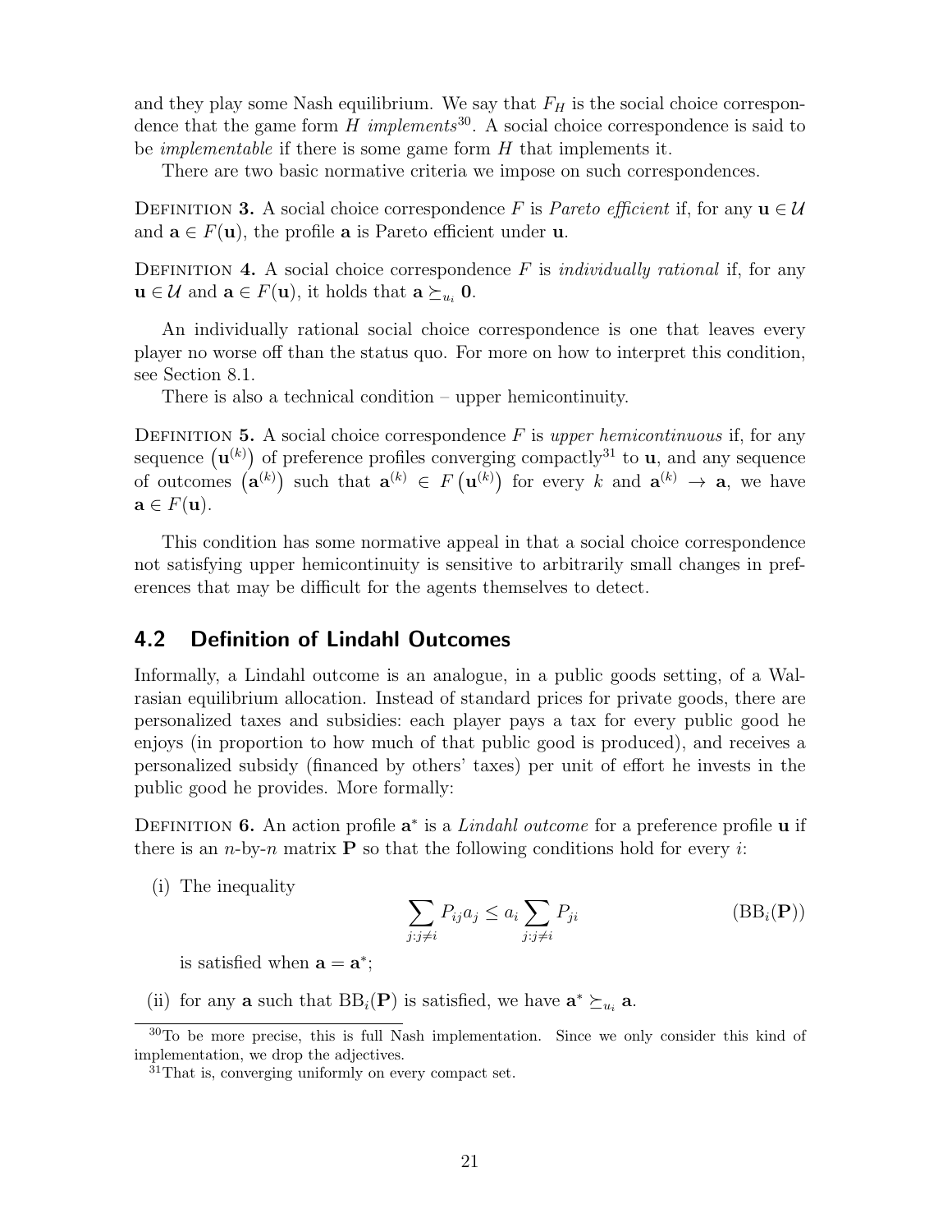and they play some Nash equilibrium. We say that $F_H$ is the social choice correspondence that the game form $H$ *implements*[30]. A social choice correspondence is said to be *implementable* if there is some game form $H$ that implements it.

There are two basic normative criteria we impose on such correspondences.

Definition **3.** A social choice correspondence $F$ is *Pareto efficient* if, for any $\mathbf{u} \in \mathcal{U}$ and $\mathbf{a} \in F(\mathbf{u})$, the profile $\mathbf{a}$ is Pareto efficient under $\mathbf{u}$.

Definition **4.** A social choice correspondence $F$ is *individually rational* if, for any $\mathbf{u} \in \mathcal{U}$ and $\mathbf{a} \in F(\mathbf{u})$, it holds that $\mathbf{a} \succeq_{u_i} \mathbf{0}$.

An individually rational social choice correspondence is one that leaves every player no worse off than the status quo. For more on how to interpret this condition, see Section 8.1.

There is also a technical condition – upper hemicontinuity.

Definition **5.** A social choice correspondence $F$ is *upper hemicontinuous* if, for any sequence $\left(\mathbf{u}^{(k)}\right)$ of preference profiles converging compactly[31] to $\mathbf{u}$, and any sequence of outcomes $\left(\mathbf{a}^{(k)}\right)$ such that $\mathbf{a}^{(k)} \in F\left(\mathbf{u}^{(k)}\right)$ for every $k$ and $\mathbf{a}^{(k)} \to \mathbf{a}$, we have $\mathbf{a} \in F(\mathbf{u})$.

This condition has some normative appeal in that a social choice correspondence not satisfying upper hemicontinuity is sensitive to arbitrarily small changes in preferences that may be difficult for the agents themselves to detect.

## 4.2 Definition of Lindahl Outcomes

Informally, a Lindahl outcome is an analogue, in a public goods setting, of a Walrasian equilibrium allocation. Instead of standard prices for private goods, there are personalized taxes and subsidies: each player pays a tax for every public good he enjoys (in proportion to how much of that public good is produced), and receives a personalized subsidy (financed by others' taxes) per unit of effort he invests in the public good he provides. More formally:

Definition **6.** An action profile $\mathbf{a}^*$ is a *Lindahl outcome* for a preference profile $\mathbf{u}$ if there is an $n$-by-$n$ matrix $\mathbf{P}$ so that the following conditions hold for every $i$:

(i) The inequality

$$\sum_{j:j\neq i} P_{ij} a_j \leq a_i \sum_{j:j\neq i} P_{ji} \qquad (\mathrm{BB}_i(\mathbf{P}))$$

is satisfied when $\mathbf{a} = \mathbf{a}^*$;

(ii) for any $\mathbf{a}$ such that $\mathrm{BB}_i(\mathbf{P})$ is satisfied, we have $\mathbf{a}^* \succeq_{u_i} \mathbf{a}$.

---

[30] To be more precise, this is full Nash implementation. Since we only consider this kind of implementation, we drop the adjectives.

[31] That is, converging uniformly on every compact set.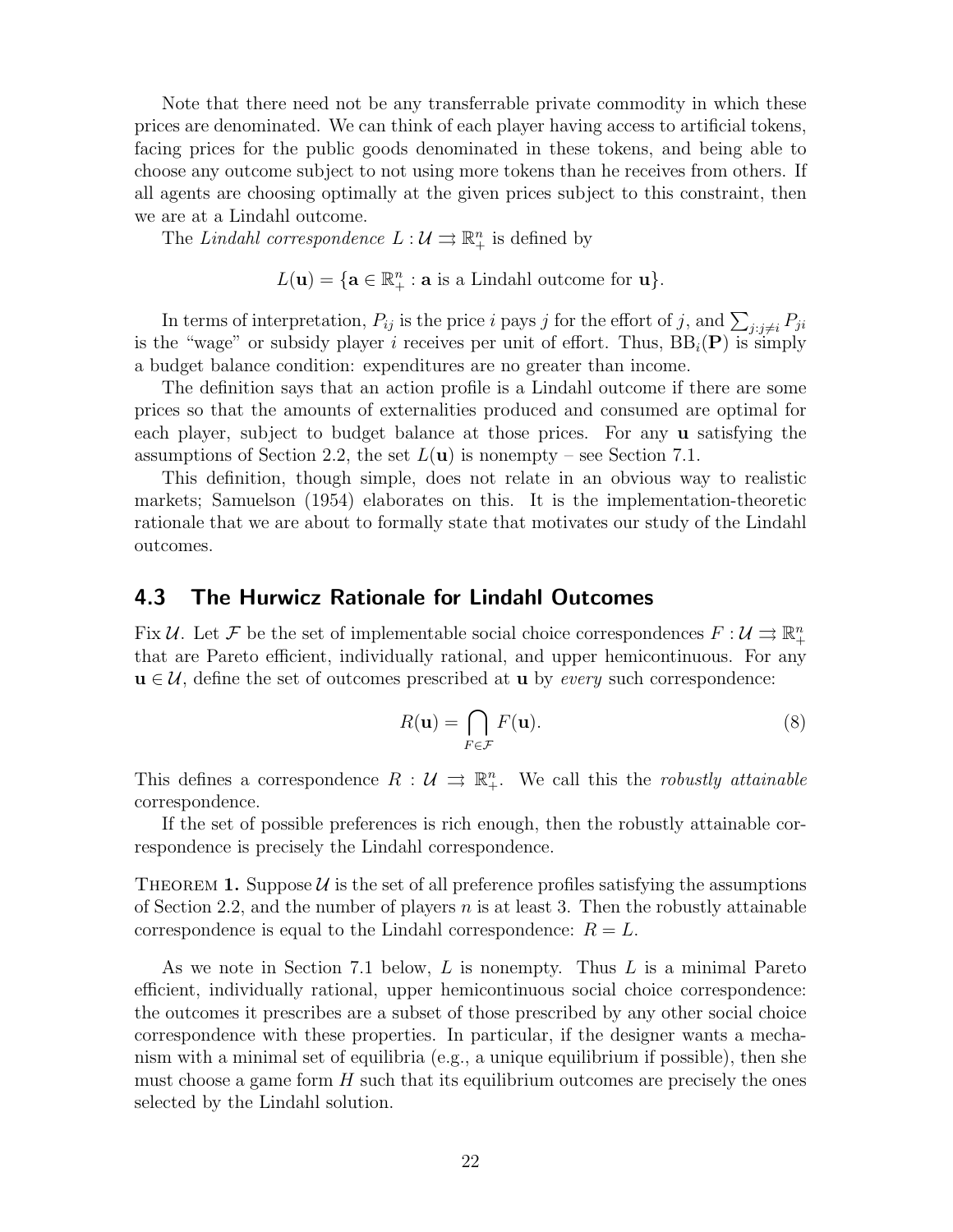Note that there need not be any transferrable private commodity in which these prices are denominated. We can think of each player having access to artificial tokens, facing prices for the public goods denominated in these tokens, and being able to choose any outcome subject to not using more tokens than he receives from others. If all agents are choosing optimally at the given prices subject to this constraint, then we are at a Lindahl outcome.

The *Lindahl correspondence* $L : \mathcal{U} \rightrightarrows \mathbb{R}^n_+$ is defined by

$$L(\mathbf{u}) = \{\mathbf{a} \in \mathbb{R}^n_+ : \mathbf{a} \text{ is a Lindahl outcome for } \mathbf{u}\}.$$

In terms of interpretation, $P_{ij}$ is the price $i$ pays $j$ for the effort of $j$, and $\sum_{j:j\neq i} P_{ji}$ is the "wage" or subsidy player $i$ receives per unit of effort. Thus, $\mathrm{BB}_i(\mathbf{P})$ is simply a budget balance condition: expenditures are no greater than income.

The definition says that an action profile is a Lindahl outcome if there are some prices so that the amounts of externalities produced and consumed are optimal for each player, subject to budget balance at those prices. For any $\mathbf{u}$ satisfying the assumptions of Section 2.2, the set $L(\mathbf{u})$ is nonempty – see Section 7.1.

This definition, though simple, does not relate in an obvious way to realistic markets; Samuelson (1954) elaborates on this. It is the implementation-theoretic rationale that we are about to formally state that motivates our study of the Lindahl outcomes.

## 4.3 The Hurwicz Rationale for Lindahl Outcomes

Fix $\mathcal{U}$. Let $\mathcal{F}$ be the set of implementable social choice correspondences $F : \mathcal{U} \rightrightarrows \mathbb{R}^n_+$ that are Pareto efficient, individually rational, and upper hemicontinuous. For any $\mathbf{u} \in \mathcal{U}$, define the set of outcomes prescribed at $\mathbf{u}$ by *every* such correspondence:

$$R(\mathbf{u}) = \bigcap_{F \in \mathcal{F}} F(\mathbf{u}). \tag{8}$$

This defines a correspondence $R : \mathcal{U} \rightrightarrows \mathbb{R}^n_+$. We call this the *robustly attainable* correspondence.

If the set of possible preferences is rich enough, then the robustly attainable correspondence is precisely the Lindahl correspondence.

THEOREM **1.** Suppose $\mathcal{U}$ is the set of all preference profiles satisfying the assumptions of Section 2.2, and the number of players $n$ is at least 3. Then the robustly attainable correspondence is equal to the Lindahl correspondence: $R = L$.

As we note in Section 7.1 below, $L$ is nonempty. Thus $L$ is a minimal Pareto efficient, individually rational, upper hemicontinuous social choice correspondence: the outcomes it prescribes are a subset of those prescribed by any other social choice correspondence with these properties. In particular, if the designer wants a mechanism with a minimal set of equilibria (e.g., a unique equilibrium if possible), then she must choose a game form $H$ such that its equilibrium outcomes are precisely the ones selected by the Lindahl solution.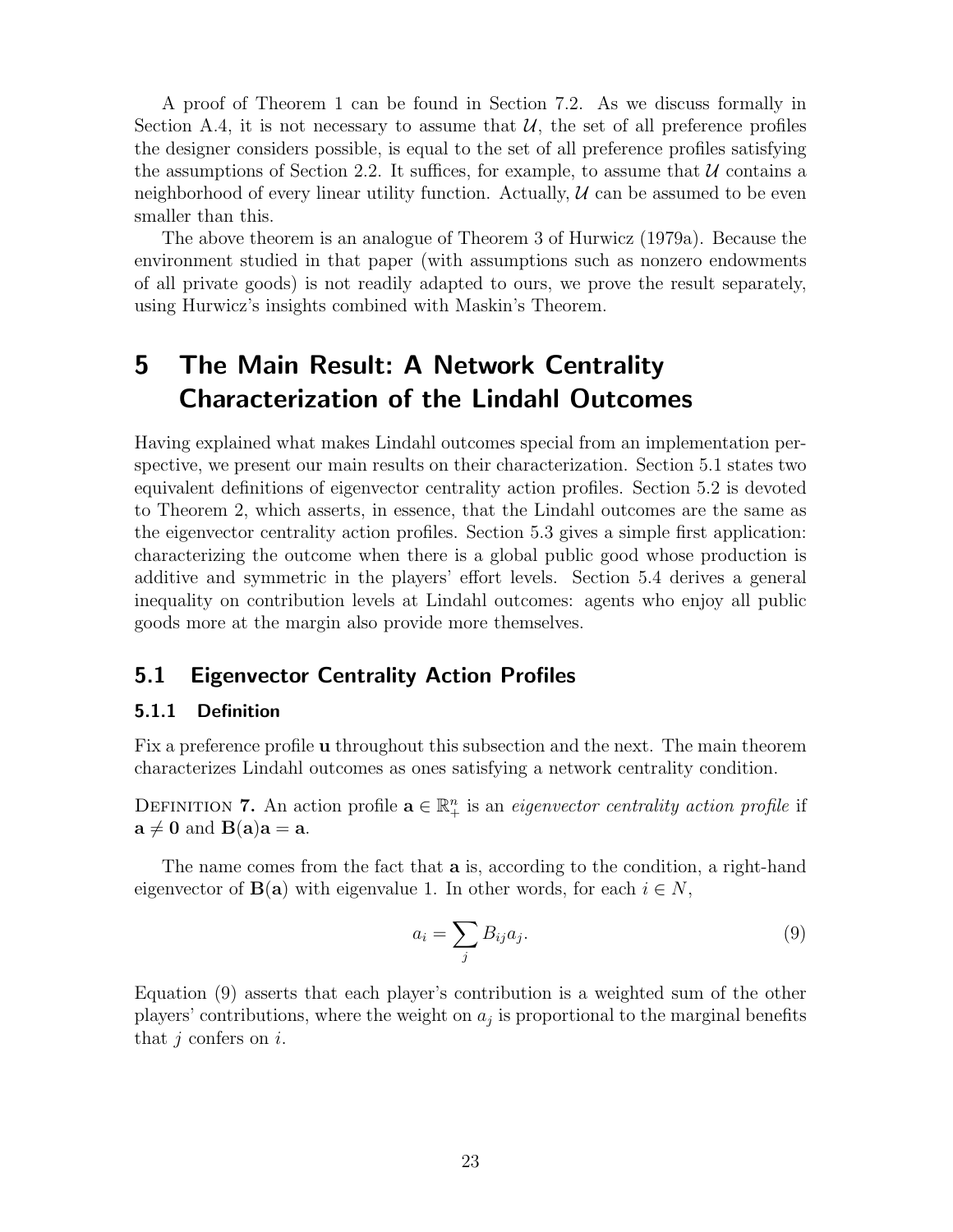A proof of Theorem 1 can be found in Section 7.2. As we discuss formally in Section A.4, it is not necessary to assume that $\mathcal{U}$, the set of all preference profiles the designer considers possible, is equal to the set of all preference profiles satisfying the assumptions of Section 2.2. It suffices, for example, to assume that $\mathcal{U}$ contains a neighborhood of every linear utility function. Actually, $\mathcal{U}$ can be assumed to be even smaller than this.

The above theorem is an analogue of Theorem 3 of Hurwicz (1979a). Because the environment studied in that paper (with assumptions such as nonzero endowments of all private goods) is not readily adapted to ours, we prove the result separately, using Hurwicz's insights combined with Maskin's Theorem.

# 5 The Main Result: A Network Centrality Characterization of the Lindahl Outcomes

Having explained what makes Lindahl outcomes special from an implementation perspective, we present our main results on their characterization. Section 5.1 states two equivalent definitions of eigenvector centrality action profiles. Section 5.2 is devoted to Theorem 2, which asserts, in essence, that the Lindahl outcomes are the same as the eigenvector centrality action profiles. Section 5.3 gives a simple first application: characterizing the outcome when there is a global public good whose production is additive and symmetric in the players' effort levels. Section 5.4 derives a general inequality on contribution levels at Lindahl outcomes: agents who enjoy all public goods more at the margin also provide more themselves.

## 5.1 Eigenvector Centrality Action Profiles

### 5.1.1 Definition

Fix a preference profile $\mathbf{u}$ throughout this subsection and the next. The main theorem characterizes Lindahl outcomes as ones satisfying a network centrality condition.

Definition 7. An action profile $\mathbf{a} \in \mathbb{R}^n_+$ is an *eigenvector centrality action profile* if $\mathbf{a} \neq \mathbf{0}$ and $\mathbf{B}(\mathbf{a})\mathbf{a} = \mathbf{a}$.

The name comes from the fact that $\mathbf{a}$ is, according to the condition, a right-hand eigenvector of $\mathbf{B}(\mathbf{a})$ with eigenvalue 1. In other words, for each $i \in N$,

$$a_i = \sum_j B_{ij} a_j. \tag{9}$$

Equation (9) asserts that each player's contribution is a weighted sum of the other players' contributions, where the weight on $a_j$ is proportional to the marginal benefits that $j$ confers on $i$.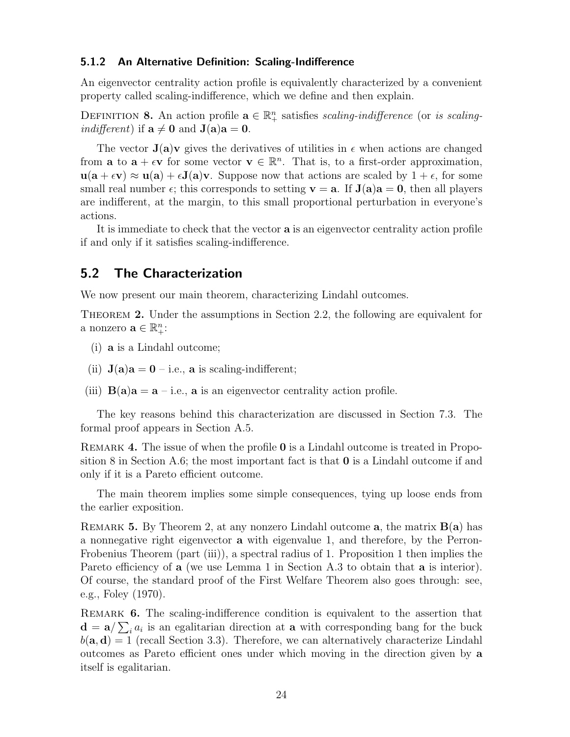### 5.1.2 An Alternative Definition: Scaling-Indifference

An eigenvector centrality action profile is equivalently characterized by a convenient property called scaling-indifference, which we define and then explain.

Definition **8.** An action profile $\mathbf{a} \in \mathbb{R}^n_+$ satisfies *scaling-indifference* (or *is scaling-indifferent*) if $\mathbf{a} \neq \mathbf{0}$ and $\mathbf{J}(\mathbf{a})\mathbf{a} = \mathbf{0}$.

The vector $\mathbf{J}(\mathbf{a})\mathbf{v}$ gives the derivatives of utilities in $\epsilon$ when actions are changed from $\mathbf{a}$ to $\mathbf{a} + \epsilon\mathbf{v}$ for some vector $\mathbf{v} \in \mathbb{R}^n$. That is, to a first-order approximation, $\mathbf{u}(\mathbf{a} + \epsilon\mathbf{v}) \approx \mathbf{u}(\mathbf{a}) + \epsilon\mathbf{J}(\mathbf{a})\mathbf{v}$. Suppose now that actions are scaled by $1 + \epsilon$, for some small real number $\epsilon$; this corresponds to setting $\mathbf{v} = \mathbf{a}$. If $\mathbf{J}(\mathbf{a})\mathbf{a} = \mathbf{0}$, then all players are indifferent, at the margin, to this small proportional perturbation in everyone's actions.

It is immediate to check that the vector $\mathbf{a}$ is an eigenvector centrality action profile if and only if it satisfies scaling-indifference.

## 5.2 The Characterization

We now present our main theorem, characterizing Lindahl outcomes.

Theorem **2.** Under the assumptions in Section 2.2, the following are equivalent for a nonzero $\mathbf{a} \in \mathbb{R}^n_+$:

(i) $\mathbf{a}$ is a Lindahl outcome;

(ii) $\mathbf{J}(\mathbf{a})\mathbf{a} = \mathbf{0}$ – i.e., $\mathbf{a}$ is scaling-indifferent;

(iii) $\mathbf{B}(\mathbf{a})\mathbf{a} = \mathbf{a}$ – i.e., $\mathbf{a}$ is an eigenvector centrality action profile.

The key reasons behind this characterization are discussed in Section 7.3. The formal proof appears in Section A.5.

Remark **4.** The issue of when the profile $\mathbf{0}$ is a Lindahl outcome is treated in Proposition 8 in Section A.6; the most important fact is that $\mathbf{0}$ is a Lindahl outcome if and only if it is a Pareto efficient outcome.

The main theorem implies some simple consequences, tying up loose ends from the earlier exposition.

Remark **5.** By Theorem 2, at any nonzero Lindahl outcome $\mathbf{a}$, the matrix $\mathbf{B}(\mathbf{a})$ has a nonnegative right eigenvector $\mathbf{a}$ with eigenvalue 1, and therefore, by the Perron-Frobenius Theorem (part (iii)), a spectral radius of 1. Proposition 1 then implies the Pareto efficiency of $\mathbf{a}$ (we use Lemma 1 in Section A.3 to obtain that $\mathbf{a}$ is interior). Of course, the standard proof of the First Welfare Theorem also goes through: see, e.g., Foley (1970).

Remark **6.** The scaling-indifference condition is equivalent to the assertion that $\mathbf{d} = \mathbf{a}/\sum_i a_i$ is an egalitarian direction at $\mathbf{a}$ with corresponding bang for the buck $b(\mathbf{a}, \mathbf{d}) = 1$ (recall Section 3.3). Therefore, we can alternatively characterize Lindahl outcomes as Pareto efficient ones under which moving in the direction given by $\mathbf{a}$ itself is egalitarian.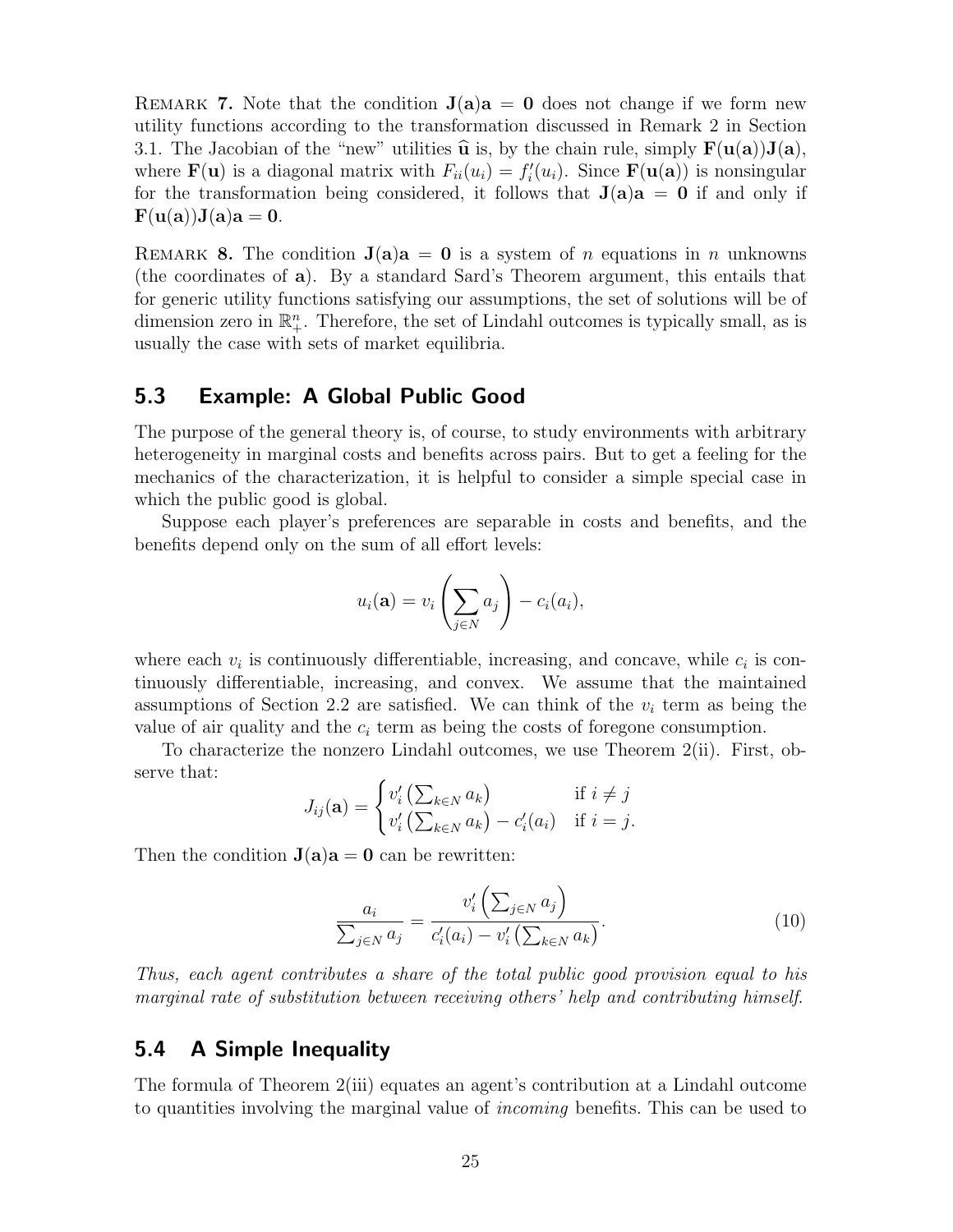Remark **7.** Note that the condition $\mathbf{J}(\mathbf{a})\mathbf{a} = \mathbf{0}$ does not change if we form new utility functions according to the transformation discussed in Remark 2 in Section 3.1. The Jacobian of the "new" utilities $\widehat{\mathbf{u}}$ is, by the chain rule, simply $\mathbf{F}(\mathbf{u}(\mathbf{a}))\mathbf{J}(\mathbf{a})$, where $\mathbf{F}(\mathbf{u})$ is a diagonal matrix with $F_{ii}(u_i) = f_i'(u_i)$. Since $\mathbf{F}(\mathbf{u}(\mathbf{a}))$ is nonsingular for the transformation being considered, it follows that $\mathbf{J}(\mathbf{a})\mathbf{a} = \mathbf{0}$ if and only if $\mathbf{F}(\mathbf{u}(\mathbf{a}))\mathbf{J}(\mathbf{a})\mathbf{a} = \mathbf{0}$.

Remark **8.** The condition $\mathbf{J}(\mathbf{a})\mathbf{a} = \mathbf{0}$ is a system of $n$ equations in $n$ unknowns (the coordinates of $\mathbf{a}$). By a standard Sard's Theorem argument, this entails that for generic utility functions satisfying our assumptions, the set of solutions will be of dimension zero in $\mathbb{R}^n_+$. Therefore, the set of Lindahl outcomes is typically small, as is usually the case with sets of market equilibria.

## 5.3 Example: A Global Public Good

The purpose of the general theory is, of course, to study environments with arbitrary heterogeneity in marginal costs and benefits across pairs. But to get a feeling for the mechanics of the characterization, it is helpful to consider a simple special case in which the public good is global.

Suppose each player's preferences are separable in costs and benefits, and the benefits depend only on the sum of all effort levels:

$$u_i(\mathbf{a}) = v_i\left(\sum_{j \in N} a_j\right) - c_i(a_i),$$

where each $v_i$ is continuously differentiable, increasing, and concave, while $c_i$ is continuously differentiable, increasing, and convex. We assume that the maintained assumptions of Section 2.2 are satisfied. We can think of the $v_i$ term as being the value of air quality and the $c_i$ term as being the costs of foregone consumption.

To characterize the nonzero Lindahl outcomes, we use Theorem 2(ii). First, observe that:

$$J_{ij}(\mathbf{a}) = \begin{cases} v_i'\left(\sum_{k \in N} a_k\right) & \text{if } i \neq j \\ v_i'\left(\sum_{k \in N} a_k\right) - c_i'(a_i) & \text{if } i = j. \end{cases}$$

Then the condition $\mathbf{J}(\mathbf{a})\mathbf{a} = \mathbf{0}$ can be rewritten:

$$\frac{a_i}{\sum_{j \in N} a_j} = \frac{v_i'\left(\sum_{j \in N} a_j\right)}{c_i'(a_i) - v_i'\left(\sum_{k \in N} a_k\right)}. \tag{10}$$

*Thus, each agent contributes a share of the total public good provision equal to his marginal rate of substitution between receiving others' help and contributing himself.*

## 5.4 A Simple Inequality

The formula of Theorem 2(iii) equates an agent's contribution at a Lindahl outcome to quantities involving the marginal value of *incoming* benefits. This can be used to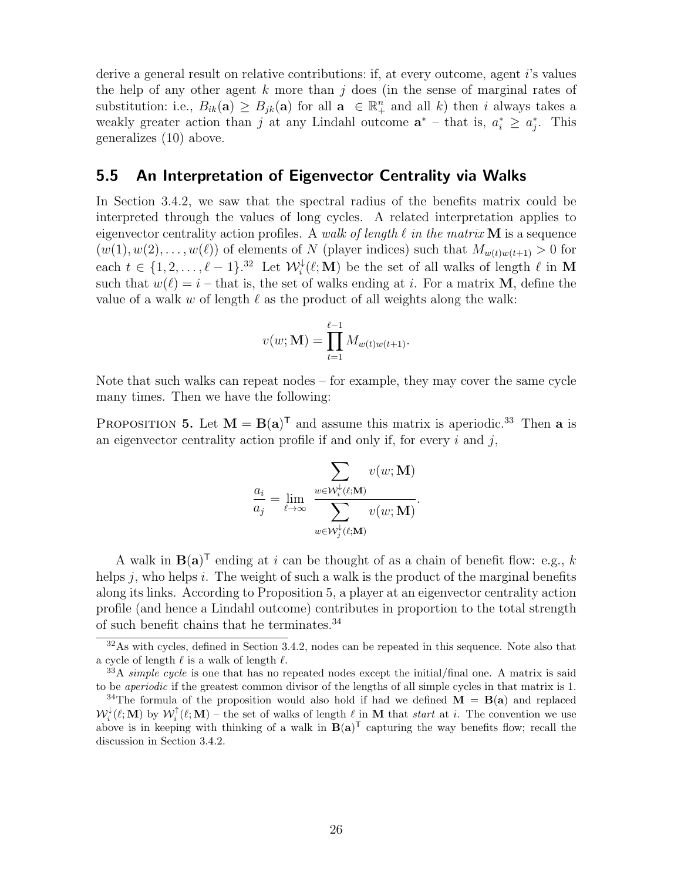derive a general result on relative contributions: if, at every outcome, agent $i$'s values the help of any other agent $k$ more than $j$ does (in the sense of marginal rates of substitution: i.e., $B_{ik}(\mathbf{a}) \geq B_{jk}(\mathbf{a})$ for all $\mathbf{a} \in \mathbb{R}^n_+$ and all $k$) then $i$ always takes a weakly greater action than $j$ at any Lindahl outcome $\mathbf{a}^*$ – that is, $a^*_i \geq a^*_j$. This generalizes (10) above.

## 5.5 An Interpretation of Eigenvector Centrality via Walks

In Section 3.4.2, we saw that the spectral radius of the benefits matrix could be interpreted through the values of long cycles. A related interpretation applies to eigenvector centrality action profiles. A *walk of length $\ell$ in the matrix* $\mathbf{M}$ is a sequence $(w(1), w(2), \ldots, w(\ell))$ of elements of $N$ (player indices) such that $M_{w(t)w(t+1)} > 0$ for each $t \in \{1, 2, \ldots, \ell - 1\}$.[32] Let $\mathcal{W}^{\downarrow}_i(\ell; \mathbf{M})$ be the set of all walks of length $\ell$ in $\mathbf{M}$ such that $w(\ell) = i$ – that is, the set of walks ending at $i$. For a matrix $\mathbf{M}$, define the value of a walk $w$ of length $\ell$ as the product of all weights along the walk:

$$v(w; \mathbf{M}) = \prod_{t=1}^{\ell-1} M_{w(t)w(t+1)}.$$

Note that such walks can repeat nodes – for example, they may cover the same cycle many times. Then we have the following:

**Proposition 5.** Let $\mathbf{M} = \mathbf{B}(\mathbf{a})^\mathsf{T}$ and assume this matrix is aperiodic.[33] Then $\mathbf{a}$ is an eigenvector centrality action profile if and only if, for every $i$ and $j$,

$$\frac{a_i}{a_j} = \lim_{\ell \to \infty} \frac{\displaystyle\sum_{w \in \mathcal{W}^{\downarrow}_i(\ell; \mathbf{M})} v(w; \mathbf{M})}{\displaystyle\sum_{w \in \mathcal{W}^{\downarrow}_j(\ell; \mathbf{M})} v(w; \mathbf{M})}.$$

A walk in $\mathbf{B}(\mathbf{a})^\mathsf{T}$ ending at $i$ can be thought of as a chain of benefit flow: e.g., $k$ helps $j$, who helps $i$. The weight of such a walk is the product of the marginal benefits along its links. According to Proposition 5, a player at an eigenvector centrality action profile (and hence a Lindahl outcome) contributes in proportion to the total strength of such benefit chains that he terminates.[34]

---

[32] As with cycles, defined in Section 3.4.2, nodes can be repeated in this sequence. Note also that a cycle of length $\ell$ is a walk of length $\ell$.

[33] A *simple cycle* is one that has no repeated nodes except the initial/final one. A matrix is said to be *aperiodic* if the greatest common divisor of the lengths of all simple cycles in that matrix is 1.

[34] The formula of the proposition would also hold if had we defined $\mathbf{M} = \mathbf{B}(\mathbf{a})$ and replaced $\mathcal{W}^{\downarrow}_i(\ell; \mathbf{M})$ by $\mathcal{W}^{\uparrow}_i(\ell; \mathbf{M})$ – the set of walks of length $\ell$ in $\mathbf{M}$ that *start* at $i$. The convention we use above is in keeping with thinking of a walk in $\mathbf{B}(\mathbf{a})^\mathsf{T}$ capturing the way benefits flow; recall the discussion in Section 3.4.2.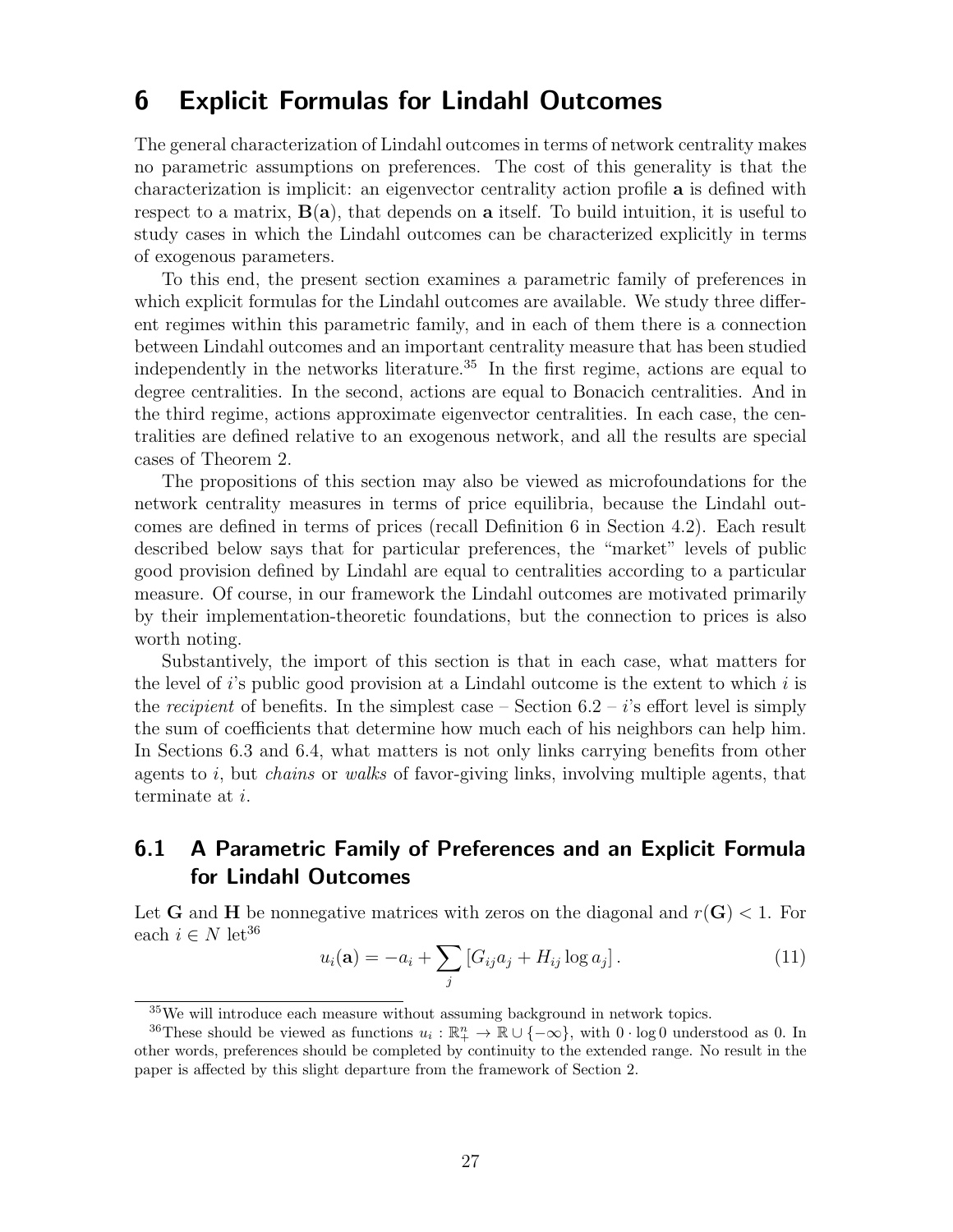# 6 Explicit Formulas for Lindahl Outcomes

The general characterization of Lindahl outcomes in terms of network centrality makes no parametric assumptions on preferences. The cost of this generality is that the characterization is implicit: an eigenvector centrality action profile $\mathbf{a}$ is defined with respect to a matrix, $\mathbf{B}(\mathbf{a})$, that depends on $\mathbf{a}$ itself. To build intuition, it is useful to study cases in which the Lindahl outcomes can be characterized explicitly in terms of exogenous parameters.

To this end, the present section examines a parametric family of preferences in which explicit formulas for the Lindahl outcomes are available. We study three different regimes within this parametric family, and in each of them there is a connection between Lindahl outcomes and an important centrality measure that has been studied independently in the networks literature.[35] In the first regime, actions are equal to degree centralities. In the second, actions are equal to Bonacich centralities. And in the third regime, actions approximate eigenvector centralities. In each case, the centralities are defined relative to an exogenous network, and all the results are special cases of Theorem 2.

The propositions of this section may also be viewed as microfoundations for the network centrality measures in terms of price equilibria, because the Lindahl outcomes are defined in terms of prices (recall Definition 6 in Section 4.2). Each result described below says that for particular preferences, the "market" levels of public good provision defined by Lindahl are equal to centralities according to a particular measure. Of course, in our framework the Lindahl outcomes are motivated primarily by their implementation-theoretic foundations, but the connection to prices is also worth noting.

Substantively, the import of this section is that in each case, what matters for the level of $i$'s public good provision at a Lindahl outcome is the extent to which $i$ is the *recipient* of benefits. In the simplest case – Section 6.2 – $i$'s effort level is simply the sum of coefficients that determine how much each of his neighbors can help him. In Sections 6.3 and 6.4, what matters is not only links carrying benefits from other agents to $i$, but *chains* or *walks* of favor-giving links, involving multiple agents, that terminate at $i$.

## 6.1 A Parametric Family of Preferences and an Explicit Formula for Lindahl Outcomes

Let $\mathbf{G}$ and $\mathbf{H}$ be nonnegative matrices with zeros on the diagonal and $r(\mathbf{G}) < 1$. For each $i \in N$ let[36]

$$u_i(\mathbf{a}) = -a_i + \sum_j \left[ G_{ij} a_j + H_{ij} \log a_j \right]. \tag{11}$$

[35] We will introduce each measure without assuming background in network topics.

[36] These should be viewed as functions $u_i : \mathbb{R}^n_+ \to \mathbb{R} \cup \{-\infty\}$, with $0 \cdot \log 0$ understood as 0. In other words, preferences should be completed by continuity to the extended range. No result in the paper is affected by this slight departure from the framework of Section 2.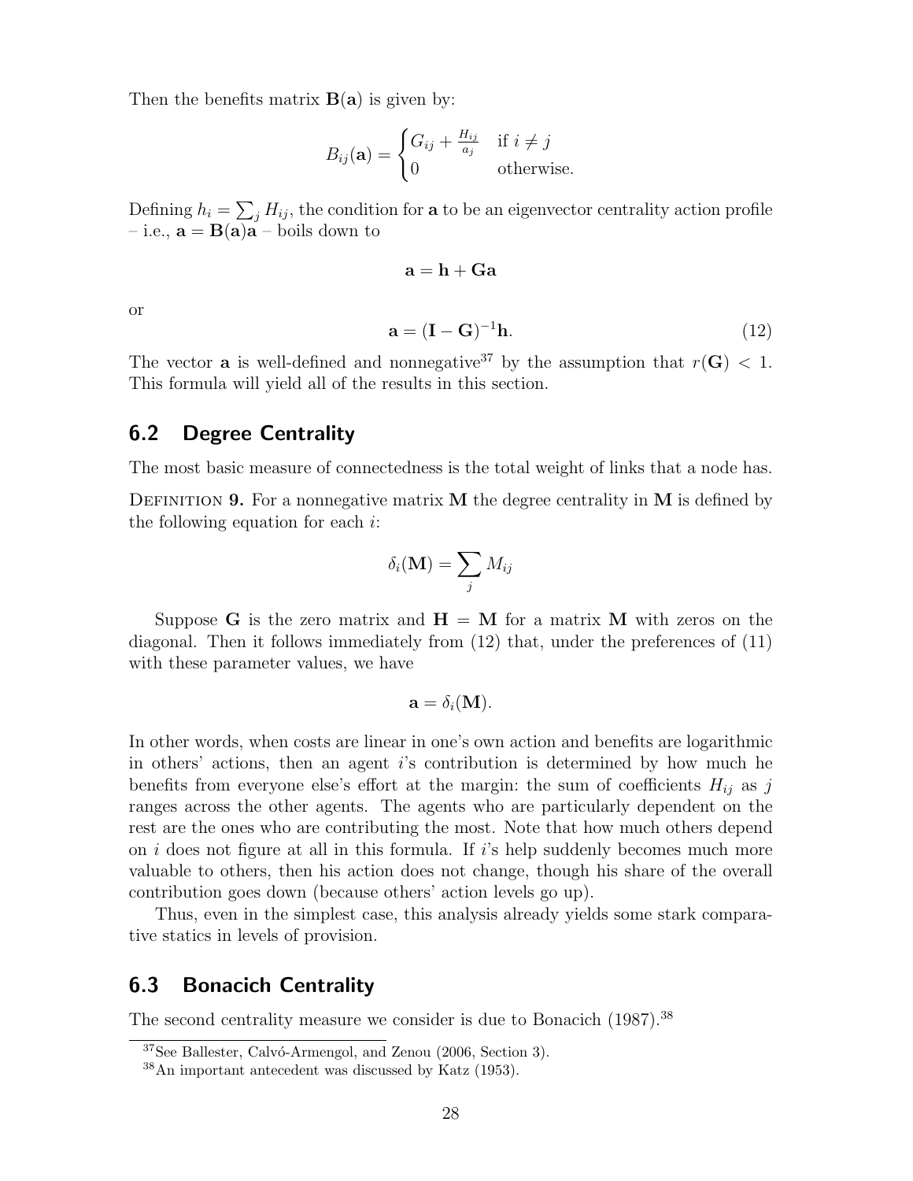Then the benefits matrix $\mathbf{B}(\mathbf{a})$ is given by:

$$B_{ij}(\mathbf{a}) = \begin{cases} G_{ij} + \frac{H_{ij}}{a_j} & \text{if } i \neq j \\ 0 & \text{otherwise.} \end{cases}$$

Defining $h_i = \sum_j H_{ij}$, the condition for $\mathbf{a}$ to be an eigenvector centrality action profile – i.e., $\mathbf{a} = \mathbf{B}(\mathbf{a})\mathbf{a}$ – boils down to

$$\mathbf{a} = \mathbf{h} + \mathbf{G}\mathbf{a}$$

or

$$\mathbf{a} = (\mathbf{I} - \mathbf{G})^{-1}\mathbf{h}. \tag{12}$$

The vector $\mathbf{a}$ is well-defined and nonnegative[37] by the assumption that $r(\mathbf{G}) < 1$. This formula will yield all of the results in this section.

## 6.2 Degree Centrality

The most basic measure of connectedness is the total weight of links that a node has.

Definition 9. For a nonnegative matrix $\mathbf{M}$ the degree centrality in $\mathbf{M}$ is defined by the following equation for each $i$:

$$\delta_i(\mathbf{M}) = \sum_j M_{ij}$$

Suppose $\mathbf{G}$ is the zero matrix and $\mathbf{H} = \mathbf{M}$ for a matrix $\mathbf{M}$ with zeros on the diagonal. Then it follows immediately from (12) that, under the preferences of (11) with these parameter values, we have

$$\mathbf{a} = \delta_i(\mathbf{M}).$$

In other words, when costs are linear in one's own action and benefits are logarithmic in others' actions, then an agent $i$'s contribution is determined by how much he benefits from everyone else's effort at the margin: the sum of coefficients $H_{ij}$ as $j$ ranges across the other agents. The agents who are particularly dependent on the rest are the ones who are contributing the most. Note that how much others depend on $i$ does not figure at all in this formula. If $i$'s help suddenly becomes much more valuable to others, then his action does not change, though his share of the overall contribution goes down (because others' action levels go up).

Thus, even in the simplest case, this analysis already yields some stark comparative statics in levels of provision.

## 6.3 Bonacich Centrality

The second centrality measure we consider is due to Bonacich (1987).[38]

[37] See Ballester, Calvó-Armengol, and Zenou (2006, Section 3).

[38] An important antecedent was discussed by Katz (1953).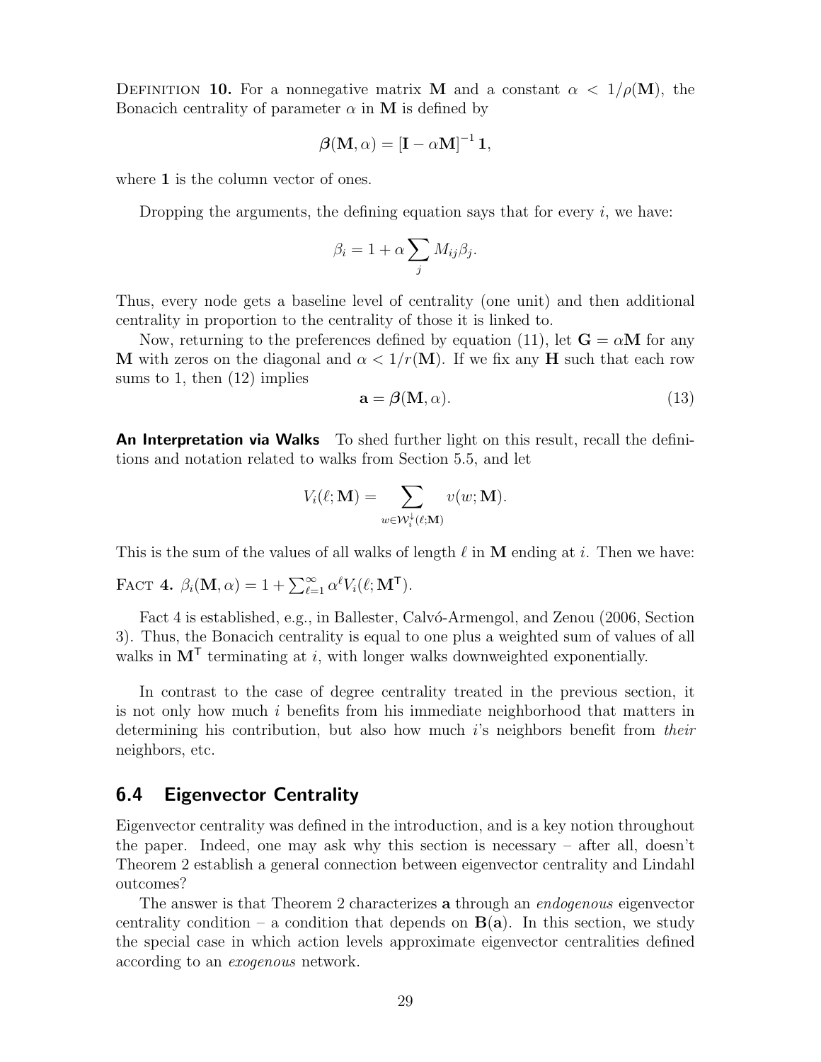Definition **10.** For a nonnegative matrix $\mathbf{M}$ and a constant $\alpha < 1/\rho(\mathbf{M})$, the Bonacich centrality of parameter $\alpha$ in $\mathbf{M}$ is defined by

$$\boldsymbol{\beta}(\mathbf{M}, \alpha) = [\mathbf{I} - \alpha \mathbf{M}]^{-1} \mathbf{1},$$

where $\mathbf{1}$ is the column vector of ones.

Dropping the arguments, the defining equation says that for every $i$, we have:

$$\beta_i = 1 + \alpha \sum_j M_{ij} \beta_j.$$

Thus, every node gets a baseline level of centrality (one unit) and then additional centrality in proportion to the centrality of those it is linked to.

Now, returning to the preferences defined by equation (11), let $\mathbf{G} = \alpha \mathbf{M}$ for any $\mathbf{M}$ with zeros on the diagonal and $\alpha < 1/r(\mathbf{M})$. If we fix any $\mathbf{H}$ such that each row sums to 1, then (12) implies

$$\mathbf{a} = \boldsymbol{\beta}(\mathbf{M}, \alpha). \tag{13}$$

**An Interpretation via Walks** To shed further light on this result, recall the definitions and notation related to walks from Section 5.5, and let

$$V_i(\ell; \mathbf{M}) = \sum_{w \in \mathcal{W}_i^{\downarrow}(\ell; \mathbf{M})} v(w; \mathbf{M}).$$

This is the sum of the values of all walks of length $\ell$ in $\mathbf{M}$ ending at $i$. Then we have:

Fact **4.** $\beta_i(\mathbf{M}, \alpha) = 1 + \sum_{\ell=1}^{\infty} \alpha^{\ell} V_i(\ell; \mathbf{M}^{\mathsf{T}})$.

Fact 4 is established, e.g., in Ballester, Calvó-Armengol, and Zenou (2006, Section 3). Thus, the Bonacich centrality is equal to one plus a weighted sum of values of all walks in $\mathbf{M}^{\mathsf{T}}$ terminating at $i$, with longer walks downweighted exponentially.

In contrast to the case of degree centrality treated in the previous section, it is not only how much $i$ benefits from his immediate neighborhood that matters in determining his contribution, but also how much $i$'s neighbors benefit from *their* neighbors, etc.

## 6.4 Eigenvector Centrality

Eigenvector centrality was defined in the introduction, and is a key notion throughout the paper. Indeed, one may ask why this section is necessary – after all, doesn't Theorem 2 establish a general connection between eigenvector centrality and Lindahl outcomes?

The answer is that Theorem 2 characterizes $\mathbf{a}$ through an *endogenous* eigenvector centrality condition – a condition that depends on $\mathbf{B}(\mathbf{a})$. In this section, we study the special case in which action levels approximate eigenvector centralities defined according to an *exogenous* network.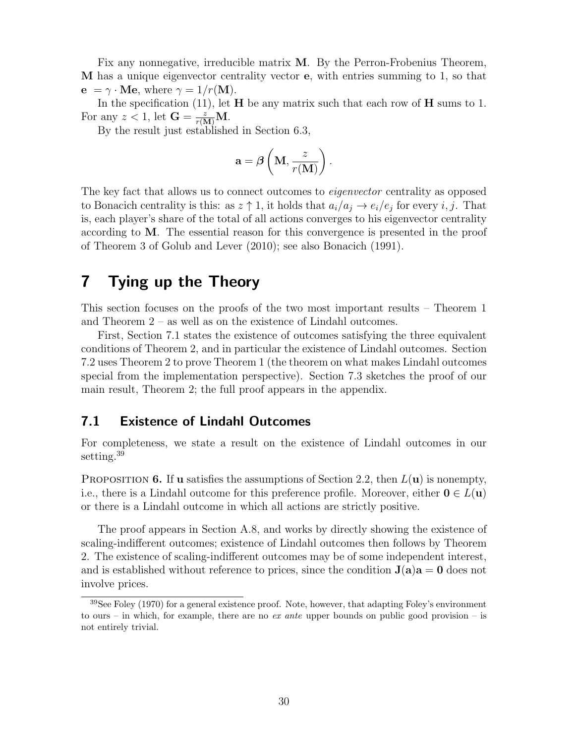Fix any nonnegative, irreducible matrix $\mathbf{M}$. By the Perron-Frobenius Theorem, $\mathbf{M}$ has a unique eigenvector centrality vector $\mathbf{e}$, with entries summing to 1, so that $\mathbf{e} = \gamma \cdot \mathbf{Me}$, where $\gamma = 1/r(\mathbf{M})$.

In the specification (11), let $\mathbf{H}$ be any matrix such that each row of $\mathbf{H}$ sums to 1. For any $z < 1$, let $\mathbf{G} = \frac{z}{r(\mathbf{M})}\mathbf{M}$.

By the result just established in Section 6.3,

$$\mathbf{a} = \boldsymbol{\beta}\left(\mathbf{M}, \frac{z}{r(\mathbf{M})}\right).$$

The key fact that allows us to connect outcomes to *eigenvector* centrality as opposed to Bonacich centrality is this: as $z \uparrow 1$, it holds that $a_i/a_j \to e_i/e_j$ for every $i, j$. That is, each player's share of the total of all actions converges to his eigenvector centrality according to $\mathbf{M}$. The essential reason for this convergence is presented in the proof of Theorem 3 of Golub and Lever (2010); see also Bonacich (1991).

# 7 Tying up the Theory

This section focuses on the proofs of the two most important results – Theorem 1 and Theorem 2 – as well as on the existence of Lindahl outcomes.

First, Section 7.1 states the existence of outcomes satisfying the three equivalent conditions of Theorem 2, and in particular the existence of Lindahl outcomes. Section 7.2 uses Theorem 2 to prove Theorem 1 (the theorem on what makes Lindahl outcomes special from the implementation perspective). Section 7.3 sketches the proof of our main result, Theorem 2; the full proof appears in the appendix.

## 7.1 Existence of Lindahl Outcomes

For completeness, we state a result on the existence of Lindahl outcomes in our setting.[39]

PROPOSITION **6.** If $\mathbf{u}$ satisfies the assumptions of Section 2.2, then $L(\mathbf{u})$ is nonempty, i.e., there is a Lindahl outcome for this preference profile. Moreover, either $\mathbf{0} \in L(\mathbf{u})$ or there is a Lindahl outcome in which all actions are strictly positive.

The proof appears in Section A.8, and works by directly showing the existence of scaling-indifferent outcomes; existence of Lindahl outcomes then follows by Theorem 2. The existence of scaling-indifferent outcomes may be of some independent interest, and is established without reference to prices, since the condition $\mathbf{J}(\mathbf{a})\mathbf{a} = \mathbf{0}$ does not involve prices.

[39] See Foley (1970) for a general existence proof. Note, however, that adapting Foley's environment to ours – in which, for example, there are no *ex ante* upper bounds on public good provision – is not entirely trivial.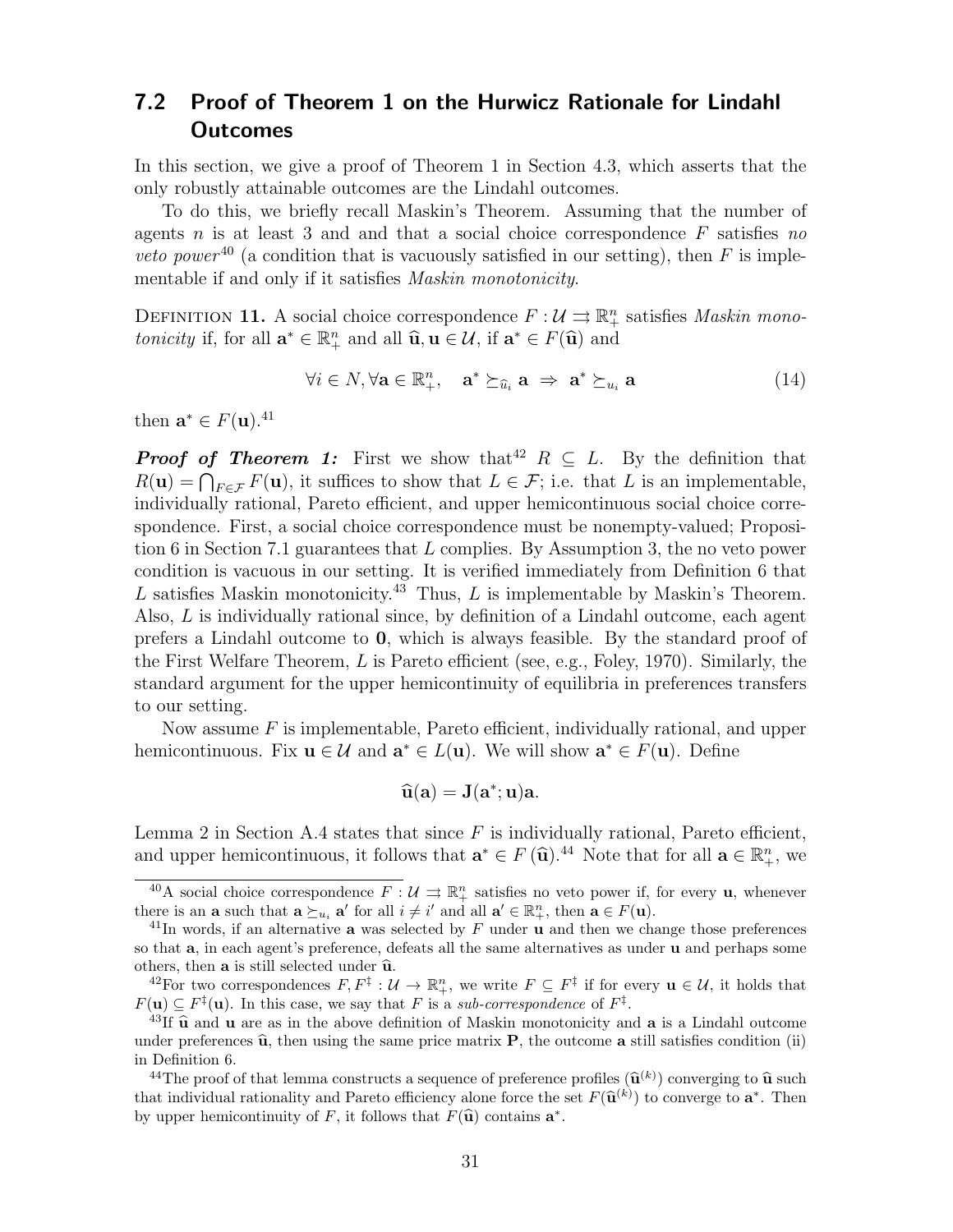## 7.2 Proof of Theorem 1 on the Hurwicz Rationale for Lindahl Outcomes

In this section, we give a proof of Theorem 1 in Section 4.3, which asserts that the only robustly attainable outcomes are the Lindahl outcomes.

To do this, we briefly recall Maskin's Theorem. Assuming that the number of agents $n$ is at least 3 and and that a social choice correspondence $F$ satisfies *no veto power*[40] (a condition that is vacuously satisfied in our setting), then $F$ is implementable if and only if it satisfies *Maskin monotonicity*.

Definition 11. A social choice correspondence $F : \mathcal{U} \rightrightarrows \mathbb{R}^n_+$ satisfies *Maskin monotonicity* if, for all $\mathbf{a}^* \in \mathbb{R}^n_+$ and all $\widehat{\mathbf{u}}, \mathbf{u} \in \mathcal{U}$, if $\mathbf{a}^* \in F(\widehat{\mathbf{u}})$ and

$$\forall i \in N, \forall \mathbf{a} \in \mathbb{R}^n_+, \quad \mathbf{a}^* \succeq_{\widehat{u}_i} \mathbf{a} \;\Rightarrow\; \mathbf{a}^* \succeq_{u_i} \mathbf{a} \tag{14}$$

then $\mathbf{a}^* \in F(\mathbf{u})$.[41]

***Proof of Theorem 1:*** First we show that[42] $R \subseteq L$. By the definition that $R(\mathbf{u}) = \bigcap_{F \in \mathcal{F}} F(\mathbf{u})$, it suffices to show that $L \in \mathcal{F}$; i.e. that $L$ is an implementable, individually rational, Pareto efficient, and upper hemicontinuous social choice correspondence. First, a social choice correspondence must be nonempty-valued; Proposition 6 in Section 7.1 guarantees that $L$ complies. By Assumption 3, the no veto power condition is vacuous in our setting. It is verified immediately from Definition 6 that $L$ satisfies Maskin monotonicity.[43] Thus, $L$ is implementable by Maskin's Theorem. Also, $L$ is individually rational since, by definition of a Lindahl outcome, each agent prefers a Lindahl outcome to $\mathbf{0}$, which is always feasible. By the standard proof of the First Welfare Theorem, $L$ is Pareto efficient (see, e.g., Foley, 1970). Similarly, the standard argument for the upper hemicontinuity of equilibria in preferences transfers to our setting.

Now assume $F$ is implementable, Pareto efficient, individually rational, and upper hemicontinuous. Fix $\mathbf{u} \in \mathcal{U}$ and $\mathbf{a}^* \in L(\mathbf{u})$. We will show $\mathbf{a}^* \in F(\mathbf{u})$. Define

$$\widehat{\mathbf{u}}(\mathbf{a}) = \mathbf{J}(\mathbf{a}^*; \mathbf{u})\mathbf{a}.$$

Lemma 2 in Section A.4 states that since $F$ is individually rational, Pareto efficient, and upper hemicontinuous, it follows that $\mathbf{a}^* \in F(\widehat{\mathbf{u}})$.[44] Note that for all $\mathbf{a} \in \mathbb{R}^n_+$, we

---

[40] A social choice correspondence $F : \mathcal{U} \rightrightarrows \mathbb{R}^n_+$ satisfies no veto power if, for every $\mathbf{u}$, whenever there is an $\mathbf{a}$ such that $\mathbf{a} \succeq_{u_i} \mathbf{a}'$ for all $i \neq i'$ and all $\mathbf{a}' \in \mathbb{R}^n_+$, then $\mathbf{a} \in F(\mathbf{u})$.

[41] In words, if an alternative $\mathbf{a}$ was selected by $F$ under $\mathbf{u}$ and then we change those preferences so that $\mathbf{a}$, in each agent's preference, defeats all the same alternatives as under $\mathbf{u}$ and perhaps some others, then $\mathbf{a}$ is still selected under $\widehat{\mathbf{u}}$.

[42] For two correspondences $F, F^\ddagger : \mathcal{U} \to \mathbb{R}^n_+$, we write $F \subseteq F^\ddagger$ if for every $\mathbf{u} \in \mathcal{U}$, it holds that $F(\mathbf{u}) \subseteq F^\ddagger(\mathbf{u})$. In this case, we say that $F$ is a *sub-correspondence* of $F^\ddagger$.

[43] If $\widehat{\mathbf{u}}$ and $\mathbf{u}$ are as in the above definition of Maskin monotonicity and $\mathbf{a}$ is a Lindahl outcome under preferences $\widehat{\mathbf{u}}$, then using the same price matrix $\mathbf{P}$, the outcome $\mathbf{a}$ still satisfies condition (ii) in Definition 6.

[44] The proof of that lemma constructs a sequence of preference profiles $(\widehat{\mathbf{u}}^{(k)})$ converging to $\widehat{\mathbf{u}}$ such that individual rationality and Pareto efficiency alone force the set $F(\widehat{\mathbf{u}}^{(k)})$ to converge to $\mathbf{a}^*$. Then by upper hemicontinuity of $F$, it follows that $F(\widehat{\mathbf{u}})$ contains $\mathbf{a}^*$.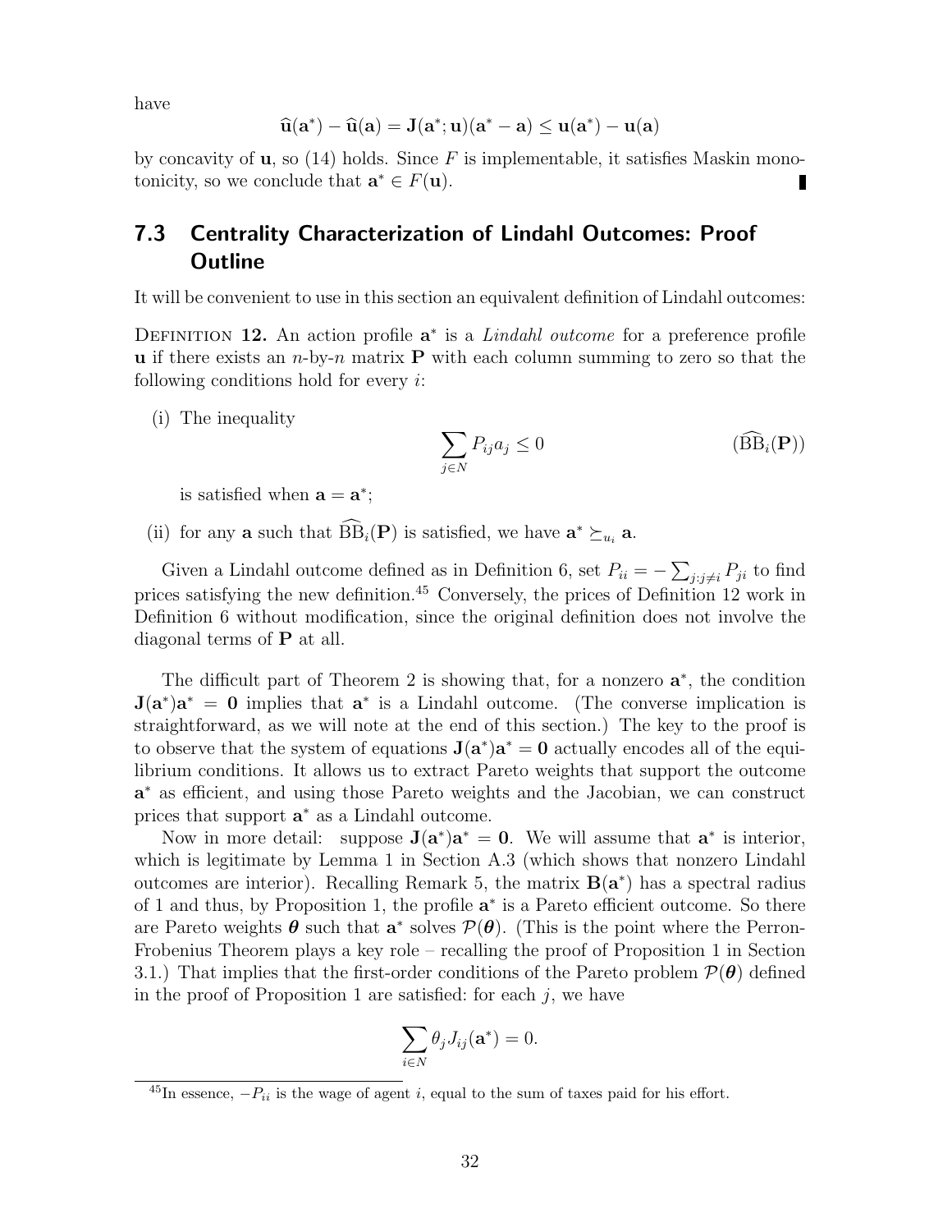have

$$\widehat{\mathbf{u}}(\mathbf{a}^*) - \widehat{\mathbf{u}}(\mathbf{a}) = \mathbf{J}(\mathbf{a}^*; \mathbf{u})(\mathbf{a}^* - \mathbf{a}) \leq \mathbf{u}(\mathbf{a}^*) - \mathbf{u}(\mathbf{a})$$

by concavity of $\mathbf{u}$, so (14) holds. Since $F$ is implementable, it satisfies Maskin monotonicity, so we conclude that $\mathbf{a}^* \in F(\mathbf{u})$. ∎

## 7.3 Centrality Characterization of Lindahl Outcomes: Proof Outline

It will be convenient to use in this section an equivalent definition of Lindahl outcomes:

**Definition 12.** An action profile $\mathbf{a}^*$ is a *Lindahl outcome* for a preference profile $\mathbf{u}$ if there exists an $n$-by-$n$ matrix $\mathbf{P}$ with each column summing to zero so that the following conditions hold for every $i$:

(i) The inequality

$$\sum_{j \in N} P_{ij} a_j \leq 0 \qquad (\widehat{\mathrm{BB}}_i(\mathbf{P}))$$

is satisfied when $\mathbf{a} = \mathbf{a}^*$;

(ii) for any $\mathbf{a}$ such that $\widehat{\mathrm{BB}}_i(\mathbf{P})$ is satisfied, we have $\mathbf{a}^* \succeq_{u_i} \mathbf{a}$.

Given a Lindahl outcome defined as in Definition 6, set $P_{ii} = -\sum_{j:j \neq i} P_{ji}$ to find prices satisfying the new definition.[45] Conversely, the prices of Definition 12 work in Definition 6 without modification, since the original definition does not involve the diagonal terms of $\mathbf{P}$ at all.

The difficult part of Theorem 2 is showing that, for a nonzero $\mathbf{a}^*$, the condition $\mathbf{J}(\mathbf{a}^*)\mathbf{a}^* = \mathbf{0}$ implies that $\mathbf{a}^*$ is a Lindahl outcome. (The converse implication is straightforward, as we will note at the end of this section.) The key to the proof is to observe that the system of equations $\mathbf{J}(\mathbf{a}^*)\mathbf{a}^* = \mathbf{0}$ actually encodes all of the equilibrium conditions. It allows us to extract Pareto weights that support the outcome $\mathbf{a}^*$ as efficient, and using those Pareto weights and the Jacobian, we can construct prices that support $\mathbf{a}^*$ as a Lindahl outcome.

Now in more detail: suppose $\mathbf{J}(\mathbf{a}^*)\mathbf{a}^* = \mathbf{0}$. We will assume that $\mathbf{a}^*$ is interior, which is legitimate by Lemma 1 in Section A.3 (which shows that nonzero Lindahl outcomes are interior). Recalling Remark 5, the matrix $\mathbf{B}(\mathbf{a}^*)$ has a spectral radius of 1 and thus, by Proposition 1, the profile $\mathbf{a}^*$ is a Pareto efficient outcome. So there are Pareto weights $\boldsymbol{\theta}$ such that $\mathbf{a}^*$ solves $\mathcal{P}(\boldsymbol{\theta})$. (This is the point where the Perron-Frobenius Theorem plays a key role – recalling the proof of Proposition 1 in Section 3.1.) That implies that the first-order conditions of the Pareto problem $\mathcal{P}(\boldsymbol{\theta})$ defined in the proof of Proposition 1 are satisfied: for each $j$, we have

$$\sum_{i \in N} \theta_j J_{ij}(\mathbf{a}^*) = 0.$$

[45] In essence, $-P_{ii}$ is the wage of agent $i$, equal to the sum of taxes paid for his effort.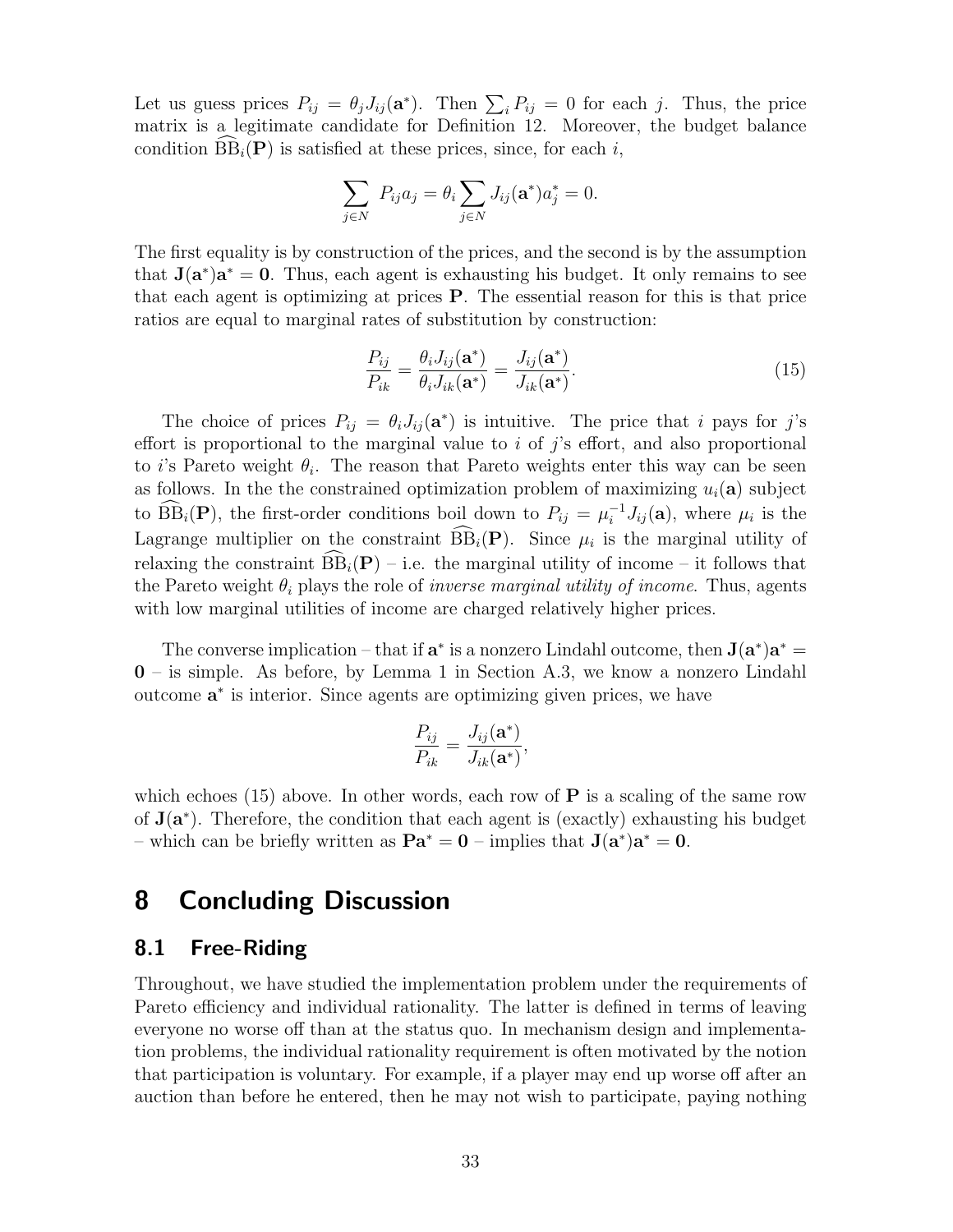Let us guess prices $P_{ij} = \theta_j J_{ij}(\mathbf{a}^*)$. Then $\sum_i P_{ij} = 0$ for each $j$. Thus, the price matrix is a legitimate candidate for Definition 12. Moreover, the budget balance condition $\widehat{\mathrm{BB}}_i(\mathbf{P})$ is satisfied at these prices, since, for each $i$,

$$\sum_{j \in N} P_{ij} a_j = \theta_i \sum_{j \in N} J_{ij}(\mathbf{a}^*) a_j^* = 0.$$

The first equality is by construction of the prices, and the second is by the assumption that $\mathbf{J}(\mathbf{a}^*)\mathbf{a}^* = \mathbf{0}$. Thus, each agent is exhausting his budget. It only remains to see that each agent is optimizing at prices $\mathbf{P}$. The essential reason for this is that price ratios are equal to marginal rates of substitution by construction:

$$\frac{P_{ij}}{P_{ik}} = \frac{\theta_i J_{ij}(\mathbf{a}^*)}{\theta_i J_{ik}(\mathbf{a}^*)} = \frac{J_{ij}(\mathbf{a}^*)}{J_{ik}(\mathbf{a}^*)}. \tag{15}$$

The choice of prices $P_{ij} = \theta_i J_{ij}(\mathbf{a}^*)$ is intuitive. The price that $i$ pays for $j$'s effort is proportional to the marginal value to $i$ of $j$'s effort, and also proportional to $i$'s Pareto weight $\theta_i$. The reason that Pareto weights enter this way can be seen as follows. In the the constrained optimization problem of maximizing $u_i(\mathbf{a})$ subject to $\widehat{\mathrm{BB}}_i(\mathbf{P})$, the first-order conditions boil down to $P_{ij} = \mu_i^{-1} J_{ij}(\mathbf{a})$, where $\mu_i$ is the Lagrange multiplier on the constraint $\widehat{\mathrm{BB}}_i(\mathbf{P})$. Since $\mu_i$ is the marginal utility of relaxing the constraint $\widehat{\mathrm{BB}}_i(\mathbf{P})$ – i.e. the marginal utility of income – it follows that the Pareto weight $\theta_i$ plays the role of *inverse marginal utility of income*. Thus, agents with low marginal utilities of income are charged relatively higher prices.

The converse implication – that if $\mathbf{a}^*$ is a nonzero Lindahl outcome, then $\mathbf{J}(\mathbf{a}^*)\mathbf{a}^* = \mathbf{0}$ – is simple. As before, by Lemma 1 in Section A.3, we know a nonzero Lindahl outcome $\mathbf{a}^*$ is interior. Since agents are optimizing given prices, we have

$$\frac{P_{ij}}{P_{ik}} = \frac{J_{ij}(\mathbf{a}^*)}{J_{ik}(\mathbf{a}^*)},$$

which echoes (15) above. In other words, each row of $\mathbf{P}$ is a scaling of the same row of $\mathbf{J}(\mathbf{a}^*)$. Therefore, the condition that each agent is (exactly) exhausting his budget – which can be briefly written as $\mathbf{P}\mathbf{a}^* = \mathbf{0}$ – implies that $\mathbf{J}(\mathbf{a}^*)\mathbf{a}^* = \mathbf{0}$.

# 8 Concluding Discussion

## 8.1 Free-Riding

Throughout, we have studied the implementation problem under the requirements of Pareto efficiency and individual rationality. The latter is defined in terms of leaving everyone no worse off than at the status quo. In mechanism design and implementation problems, the individual rationality requirement is often motivated by the notion that participation is voluntary. For example, if a player may end up worse off after an auction than before he entered, then he may not wish to participate, paying nothing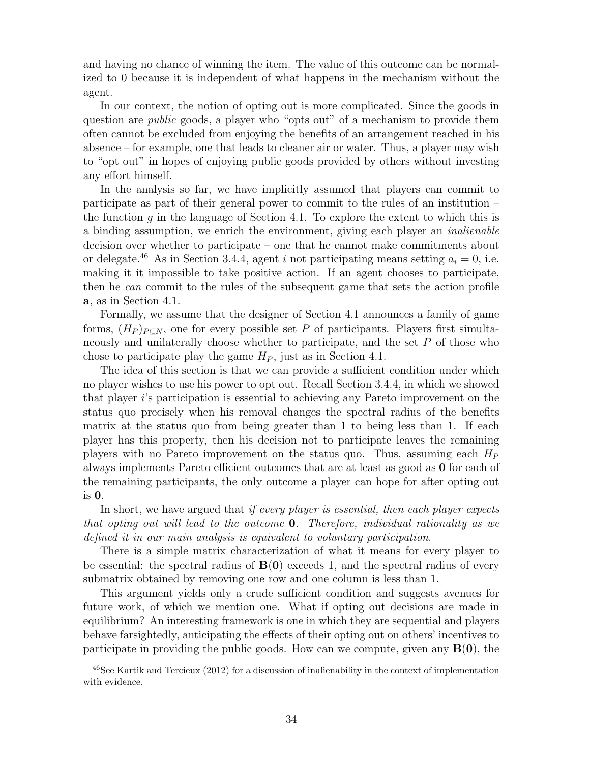and having no chance of winning the item. The value of this outcome can be normalized to 0 because it is independent of what happens in the mechanism without the agent.

In our context, the notion of opting out is more complicated. Since the goods in question are *public* goods, a player who "opts out" of a mechanism to provide them often cannot be excluded from enjoying the benefits of an arrangement reached in his absence – for example, one that leads to cleaner air or water. Thus, a player may wish to "opt out" in hopes of enjoying public goods provided by others without investing any effort himself.

In the analysis so far, we have implicitly assumed that players can commit to participate as part of their general power to commit to the rules of an institution – the function $g$ in the language of Section 4.1. To explore the extent to which this is a binding assumption, we enrich the environment, giving each player an *inalienable* decision over whether to participate – one that he cannot make commitments about or delegate.[46] As in Section 3.4.4, agent $i$ not participating means setting $a_i = 0$, i.e. making it it impossible to take positive action. If an agent chooses to participate, then he *can* commit to the rules of the subsequent game that sets the action profile $\mathbf{a}$, as in Section 4.1.

Formally, we assume that the designer of Section 4.1 announces a family of game forms, $(H_P)_{P \subseteq N}$, one for every possible set $P$ of participants. Players first simultaneously and unilaterally choose whether to participate, and the set $P$ of those who chose to participate play the game $H_P$, just as in Section 4.1.

The idea of this section is that we can provide a sufficient condition under which no player wishes to use his power to opt out. Recall Section 3.4.4, in which we showed that player $i$'s participation is essential to achieving any Pareto improvement on the status quo precisely when his removal changes the spectral radius of the benefits matrix at the status quo from being greater than 1 to being less than 1. If each player has this property, then his decision not to participate leaves the remaining players with no Pareto improvement on the status quo. Thus, assuming each $H_P$ always implements Pareto efficient outcomes that are at least as good as $\mathbf{0}$ for each of the remaining participants, the only outcome a player can hope for after opting out is $\mathbf{0}$.

In short, we have argued that *if every player is essential, then each player expects that opting out will lead to the outcome* $\mathbf{0}$*. Therefore, individual rationality as we defined it in our main analysis is equivalent to voluntary participation*.

There is a simple matrix characterization of what it means for every player to be essential: the spectral radius of $\mathbf{B}(\mathbf{0})$ exceeds 1, and the spectral radius of every submatrix obtained by removing one row and one column is less than 1.

This argument yields only a crude sufficient condition and suggests avenues for future work, of which we mention one. What if opting out decisions are made in equilibrium? An interesting framework is one in which they are sequential and players behave farsightedly, anticipating the effects of their opting out on others' incentives to participate in providing the public goods. How can we compute, given any $\mathbf{B}(\mathbf{0})$, the

[46] See Kartik and Tercieux (2012) for a discussion of inalienability in the context of implementation with evidence.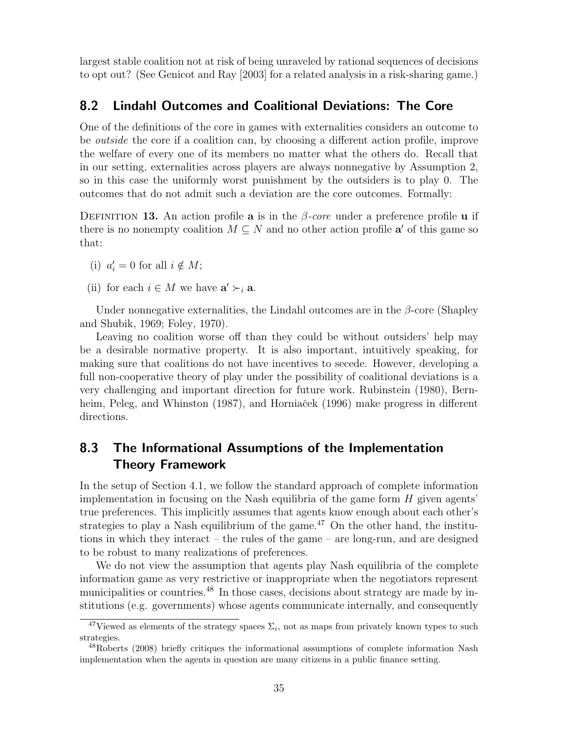largest stable coalition not at risk of being unraveled by rational sequences of decisions to opt out? (See Genicot and Ray [2003] for a related analysis in a risk-sharing game.)

## 8.2 Lindahl Outcomes and Coalitional Deviations: The Core

One of the definitions of the core in games with externalities considers an outcome to be *outside* the core if a coalition can, by choosing a different action profile, improve the welfare of every one of its members no matter what the others do. Recall that in our setting, externalities across players are always nonnegative by Assumption 2, so in this case the uniformly worst punishment by the outsiders is to play 0. The outcomes that do not admit such a deviation are the core outcomes. Formally:

Definition 13. An action profile $\mathbf{a}$ is in the $\beta$*-core* under a preference profile $\mathbf{u}$ if there is no nonempty coalition $M \subseteq N$ and no other action profile $\mathbf{a}'$ of this game so that:

(i) $a'_i = 0$ for all $i \notin M$;

(ii) for each $i \in M$ we have $\mathbf{a}' \succ_i \mathbf{a}$.

Under nonnegative externalities, the Lindahl outcomes are in the $\beta$-core (Shapley and Shubik, 1969; Foley, 1970).

Leaving no coalition worse off than they could be without outsiders' help may be a desirable normative property. It is also important, intuitively speaking, for making sure that coalitions do not have incentives to secede. However, developing a full non-cooperative theory of play under the possibility of coalitional deviations is a very challenging and important direction for future work. Rubinstein (1980), Bernheim, Peleg, and Whinston (1987), and Horniaček (1996) make progress in different directions.

## 8.3 The Informational Assumptions of the Implementation Theory Framework

In the setup of Section 4.1, we follow the standard approach of complete information implementation in focusing on the Nash equilibria of the game form $H$ given agents' true preferences. This implicitly assumes that agents know enough about each other's strategies to play a Nash equilibrium of the game.[47] On the other hand, the institutions in which they interact – the rules of the game – are long-run, and are designed to be robust to many realizations of preferences.

We do not view the assumption that agents play Nash equilibria of the complete information game as very restrictive or inappropriate when the negotiators represent municipalities or countries.[48] In those cases, decisions about strategy are made by institutions (e.g. governments) whose agents communicate internally, and consequently

[47] Viewed as elements of the strategy spaces $\Sigma_i$, not as maps from privately known types to such strategies.

[48] Roberts (2008) briefly critiques the informational assumptions of complete information Nash implementation when the agents in question are many citizens in a public finance setting.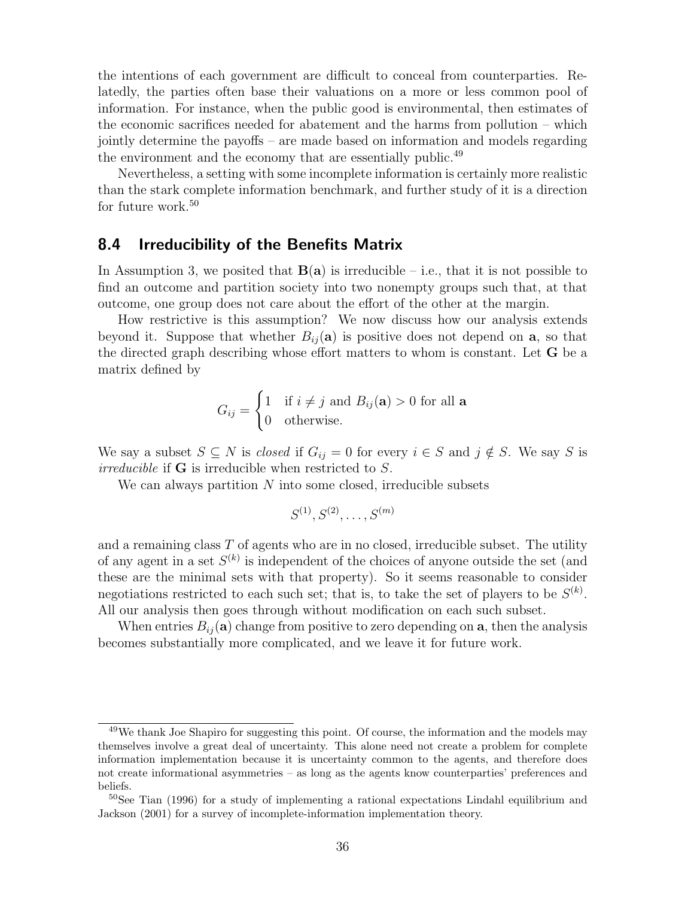the intentions of each government are difficult to conceal from counterparties. Relatedly, the parties often base their valuations on a more or less common pool of information. For instance, when the public good is environmental, then estimates of the economic sacrifices needed for abatement and the harms from pollution – which jointly determine the payoffs – are made based on information and models regarding the environment and the economy that are essentially public.[49]

Nevertheless, a setting with some incomplete information is certainly more realistic than the stark complete information benchmark, and further study of it is a direction for future work.[50]

## 8.4 Irreducibility of the Benefits Matrix

In Assumption 3, we posited that $\mathbf{B}(\mathbf{a})$ is irreducible – i.e., that it is not possible to find an outcome and partition society into two nonempty groups such that, at that outcome, one group does not care about the effort of the other at the margin.

How restrictive is this assumption? We now discuss how our analysis extends beyond it. Suppose that whether $B_{ij}(\mathbf{a})$ is positive does not depend on $\mathbf{a}$, so that the directed graph describing whose effort matters to whom is constant. Let $\mathbf{G}$ be a matrix defined by

$$G_{ij} = \begin{cases} 1 & \text{if } i \neq j \text{ and } B_{ij}(\mathbf{a}) > 0 \text{ for all } \mathbf{a} \\ 0 & \text{otherwise.} \end{cases}$$

We say a subset $S \subseteq N$ is *closed* if $G_{ij} = 0$ for every $i \in S$ and $j \notin S$. We say $S$ is *irreducible* if $\mathbf{G}$ is irreducible when restricted to $S$.

We can always partition $N$ into some closed, irreducible subsets

$$S^{(1)}, S^{(2)}, \ldots, S^{(m)}$$

and a remaining class $T$ of agents who are in no closed, irreducible subset. The utility of any agent in a set $S^{(k)}$ is independent of the choices of anyone outside the set (and these are the minimal sets with that property). So it seems reasonable to consider negotiations restricted to each such set; that is, to take the set of players to be $S^{(k)}$. All our analysis then goes through without modification on each such subset.

When entries $B_{ij}(\mathbf{a})$ change from positive to zero depending on $\mathbf{a}$, then the analysis becomes substantially more complicated, and we leave it for future work.

---

[49] We thank Joe Shapiro for suggesting this point. Of course, the information and the models may themselves involve a great deal of uncertainty. This alone need not create a problem for complete information implementation because it is uncertainty common to the agents, and therefore does not create informational asymmetries – as long as the agents know counterparties' preferences and beliefs.

[50] See Tian (1996) for a study of implementing a rational expectations Lindahl equilibrium and Jackson (2001) for a survey of incomplete-information implementation theory.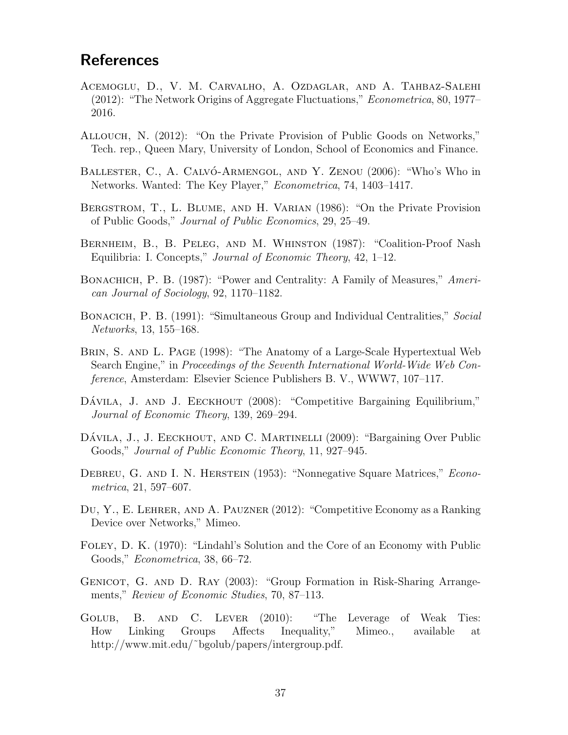## References

Acemoglu, D., V. M. Carvalho, A. Ozdaglar, and A. Tahbaz-Salehi (2012): "The Network Origins of Aggregate Fluctuations," *Econometrica*, 80, 1977–2016.

Allouch, N. (2012): "On the Private Provision of Public Goods on Networks," Tech. rep., Queen Mary, University of London, School of Economics and Finance.

Ballester, C., A. Calvó-Armengol, and Y. Zenou (2006): "Who's Who in Networks. Wanted: The Key Player," *Econometrica*, 74, 1403–1417.

Bergstrom, T., L. Blume, and H. Varian (1986): "On the Private Provision of Public Goods," *Journal of Public Economics*, 29, 25–49.

Bernheim, B., B. Peleg, and M. Whinston (1987): "Coalition-Proof Nash Equilibria: I. Concepts," *Journal of Economic Theory*, 42, 1–12.

Bonachich, P. B. (1987): "Power and Centrality: A Family of Measures," *American Journal of Sociology*, 92, 1170–1182.

Bonacich, P. B. (1991): "Simultaneous Group and Individual Centralities," *Social Networks*, 13, 155–168.

Brin, S. and L. Page (1998): "The Anatomy of a Large-Scale Hypertextual Web Search Engine," in *Proceedings of the Seventh International World-Wide Web Conference*, Amsterdam: Elsevier Science Publishers B. V., WWW7, 107–117.

Dávila, J. and J. Eeckhout (2008): "Competitive Bargaining Equilibrium," *Journal of Economic Theory*, 139, 269–294.

Dávila, J., J. Eeckhout, and C. Martinelli (2009): "Bargaining Over Public Goods," *Journal of Public Economic Theory*, 11, 927–945.

Debreu, G. and I. N. Herstein (1953): "Nonnegative Square Matrices," *Econometrica*, 21, 597–607.

Du, Y., E. Lehrer, and A. Pauzner (2012): "Competitive Economy as a Ranking Device over Networks," Mimeo.

Foley, D. K. (1970): "Lindahl's Solution and the Core of an Economy with Public Goods," *Econometrica*, 38, 66–72.

Genicot, G. and D. Ray (2003): "Group Formation in Risk-Sharing Arrangements," *Review of Economic Studies*, 70, 87–113.

Golub, B. and C. Lever (2010): "The Leverage of Weak Ties: How Linking Groups Affects Inequality," Mimeo., available at http://www.mit.edu/~bgolub/papers/intergroup.pdf.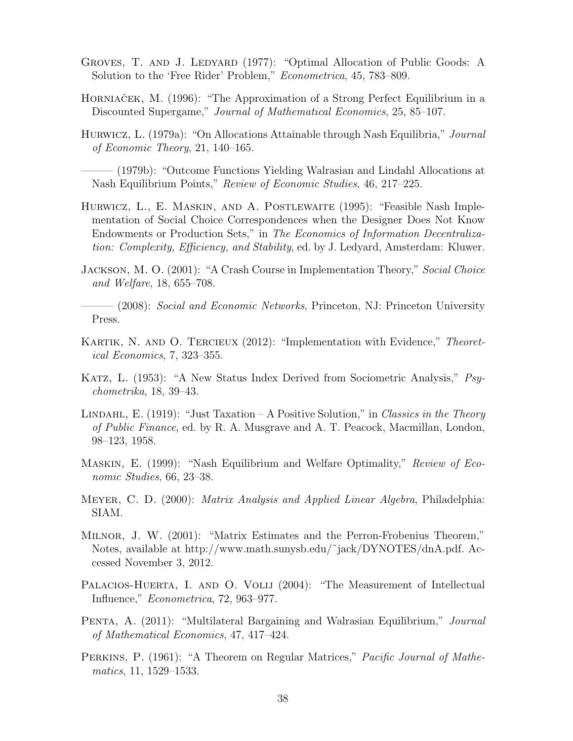Groves, T. and J. Ledyard (1977): "Optimal Allocation of Public Goods: A Solution to the 'Free Rider' Problem," *Econometrica*, 45, 783–809.

Horniaček, M. (1996): "The Approximation of a Strong Perfect Equilibrium in a Discounted Supergame," *Journal of Mathematical Economics*, 25, 85–107.

Hurwicz, L. (1979a): "On Allocations Attainable through Nash Equilibria," *Journal of Economic Theory*, 21, 140–165.

——— (1979b): "Outcome Functions Yielding Walrasian and Lindahl Allocations at Nash Equilibrium Points," *Review of Economic Studies*, 46, 217–225.

Hurwicz, L., E. Maskin, and A. Postlewaite (1995): "Feasible Nash Implementation of Social Choice Correspondences when the Designer Does Not Know Endowments or Production Sets," in *The Economics of Information Decentralization: Complexity, Efficiency, and Stability*, ed. by J. Ledyard, Amsterdam: Kluwer.

Jackson, M. O. (2001): "A Crash Course in Implementation Theory," *Social Choice and Welfare*, 18, 655–708.

——— (2008): *Social and Economic Networks*, Princeton, NJ: Princeton University Press.

Kartik, N. and O. Tercieux (2012): "Implementation with Evidence," *Theoretical Economics*, 7, 323–355.

Katz, L. (1953): "A New Status Index Derived from Sociometric Analysis," *Psychometrika*, 18, 39–43.

Lindahl, E. (1919): "Just Taxation – A Positive Solution," in *Classics in the Theory of Public Finance*, ed. by R. A. Musgrave and A. T. Peacock, Macmillan, London, 98–123, 1958.

Maskin, E. (1999): "Nash Equilibrium and Welfare Optimality," *Review of Economic Studies*, 66, 23–38.

Meyer, C. D. (2000): *Matrix Analysis and Applied Linear Algebra*, Philadelphia: SIAM.

Milnor, J. W. (2001): "Matrix Estimates and the Perron-Frobenius Theorem," Notes, available at http://www.math.sunysb.edu/~jack/DYNOTES/dnA.pdf. Accessed November 3, 2012.

Palacios-Huerta, I. and O. Volij (2004): "The Measurement of Intellectual Influence," *Econometrica*, 72, 963–977.

Penta, A. (2011): "Multilateral Bargaining and Walrasian Equilibrium," *Journal of Mathematical Economics*, 47, 417–424.

Perkins, P. (1961): "A Theorem on Regular Matrices," *Pacific Journal of Mathematics*, 11, 1529–1533.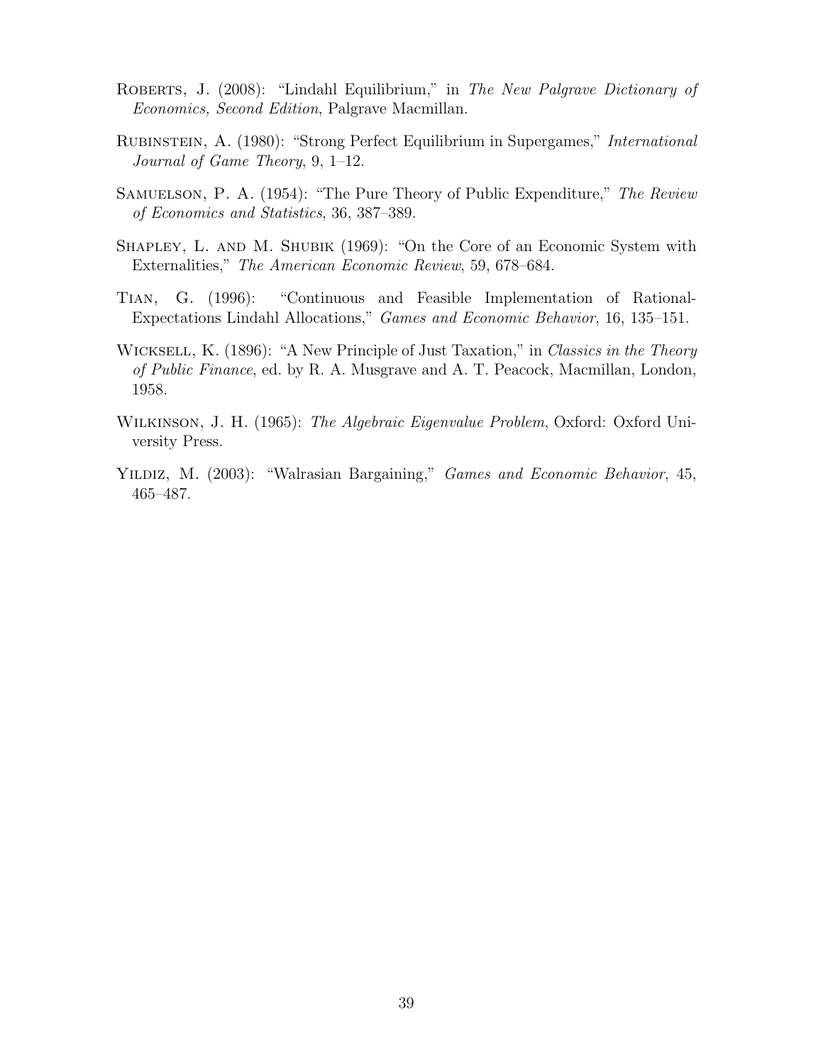Roberts, J. (2008): "Lindahl Equilibrium," in *The New Palgrave Dictionary of Economics, Second Edition*, Palgrave Macmillan.

Rubinstein, A. (1980): "Strong Perfect Equilibrium in Supergames," *International Journal of Game Theory*, 9, 1–12.

Samuelson, P. A. (1954): "The Pure Theory of Public Expenditure," *The Review of Economics and Statistics*, 36, 387–389.

Shapley, L. and M. Shubik (1969): "On the Core of an Economic System with Externalities," *The American Economic Review*, 59, 678–684.

Tian, G. (1996): "Continuous and Feasible Implementation of Rational-Expectations Lindahl Allocations," *Games and Economic Behavior*, 16, 135–151.

Wicksell, K. (1896): "A New Principle of Just Taxation," in *Classics in the Theory of Public Finance*, ed. by R. A. Musgrave and A. T. Peacock, Macmillan, London, 1958.

Wilkinson, J. H. (1965): *The Algebraic Eigenvalue Problem*, Oxford: Oxford University Press.

Yildiz, M. (2003): "Walrasian Bargaining," *Games and Economic Behavior*, 45, 465–487.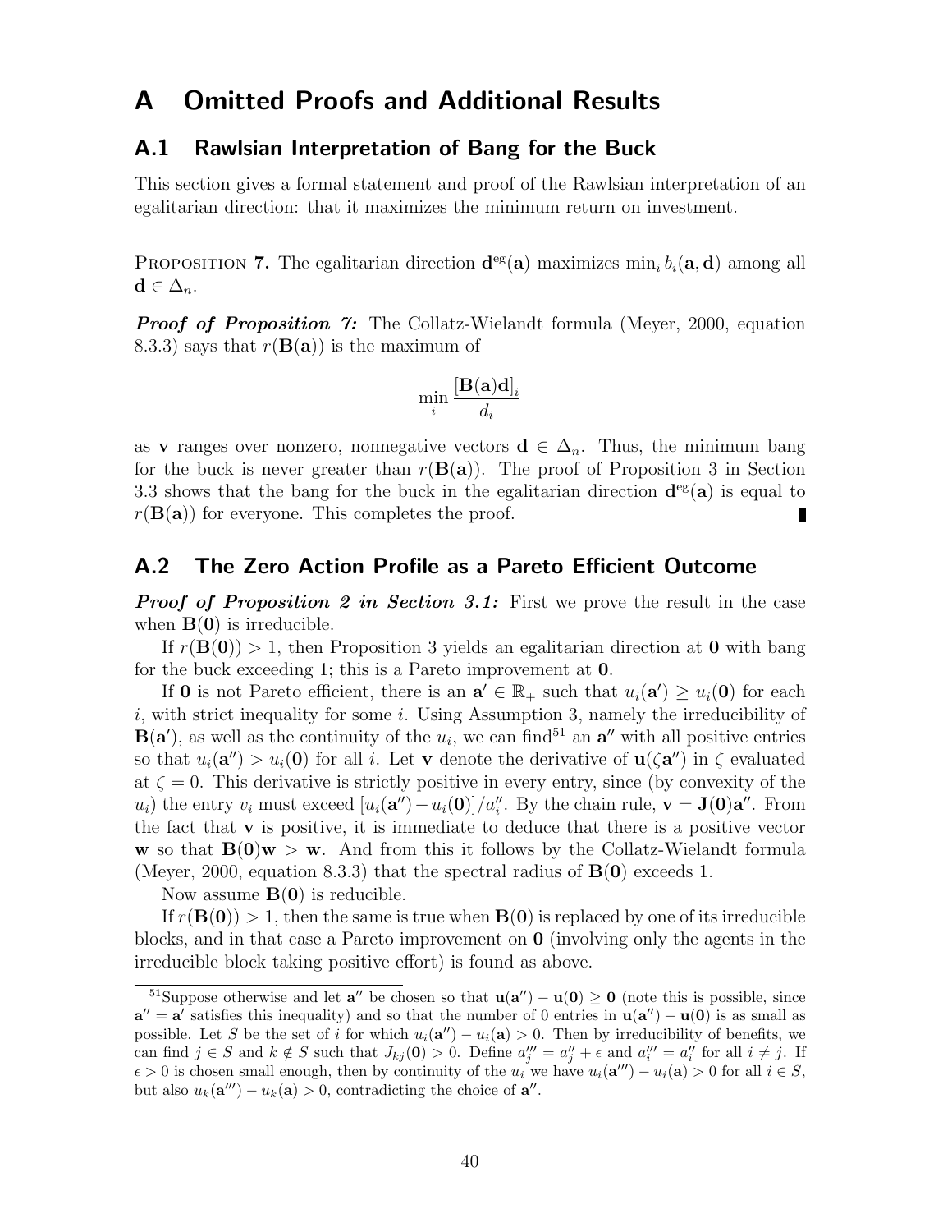# A Omitted Proofs and Additional Results

## A.1 Rawlsian Interpretation of Bang for the Buck

This section gives a formal statement and proof of the Rawlsian interpretation of an egalitarian direction: that it maximizes the minimum return on investment.

Proposition 7. The egalitarian direction $\mathbf{d}^{\text{eg}}(\mathbf{a})$ maximizes $\min_i b_i(\mathbf{a}, \mathbf{d})$ among all $\mathbf{d} \in \Delta_n$.

***Proof of Proposition 7:*** The Collatz-Wielandt formula (Meyer, 2000, equation 8.3.3) says that $r(\mathbf{B}(\mathbf{a}))$ is the maximum of

$$\min_i \frac{[\mathbf{B}(\mathbf{a})\mathbf{d}]_i}{d_i}$$

as $\mathbf{v}$ ranges over nonzero, nonnegative vectors $\mathbf{d} \in \Delta_n$. Thus, the minimum bang for the buck is never greater than $r(\mathbf{B}(\mathbf{a}))$. The proof of Proposition 3 in Section 3.3 shows that the bang for the buck in the egalitarian direction $\mathbf{d}^{\text{eg}}(\mathbf{a})$ is equal to $r(\mathbf{B}(\mathbf{a}))$ for everyone. This completes the proof. ∎

## A.2 The Zero Action Profile as a Pareto Efficient Outcome

***Proof of Proposition 2 in Section 3.1:*** First we prove the result in the case when $\mathbf{B}(\mathbf{0})$ is irreducible.

If $r(\mathbf{B}(\mathbf{0})) > 1$, then Proposition 3 yields an egalitarian direction at $\mathbf{0}$ with bang for the buck exceeding 1; this is a Pareto improvement at $\mathbf{0}$.

If $\mathbf{0}$ is not Pareto efficient, there is an $\mathbf{a}' \in \mathbb{R}_+$ such that $u_i(\mathbf{a}') \geq u_i(\mathbf{0})$ for each $i$, with strict inequality for some $i$. Using Assumption 3, namely the irreducibility of $\mathbf{B}(\mathbf{a}')$, as well as the continuity of the $u_i$, we can find[51] an $\mathbf{a}''$ with all positive entries so that $u_i(\mathbf{a}'') > u_i(\mathbf{0})$ for all $i$. Let $\mathbf{v}$ denote the derivative of $\mathbf{u}(\zeta \mathbf{a}'')$ in $\zeta$ evaluated at $\zeta = 0$. This derivative is strictly positive in every entry, since (by convexity of the $u_i$) the entry $v_i$ must exceed $[u_i(\mathbf{a}'') - u_i(\mathbf{0})]/a_i''$. By the chain rule, $\mathbf{v} = \mathbf{J}(\mathbf{0})\mathbf{a}''$. From the fact that $\mathbf{v}$ is positive, it is immediate to deduce that there is a positive vector $\mathbf{w}$ so that $\mathbf{B}(\mathbf{0})\mathbf{w} > \mathbf{w}$. And from this it follows by the Collatz-Wielandt formula (Meyer, 2000, equation 8.3.3) that the spectral radius of $\mathbf{B}(\mathbf{0})$ exceeds 1.

Now assume $\mathbf{B}(\mathbf{0})$ is reducible.

If $r(\mathbf{B}(\mathbf{0})) > 1$, then the same is true when $\mathbf{B}(\mathbf{0})$ is replaced by one of its irreducible blocks, and in that case a Pareto improvement on $\mathbf{0}$ (involving only the agents in the irreducible block taking positive effort) is found as above.

[51] Suppose otherwise and let $\mathbf{a}''$ be chosen so that $\mathbf{u}(\mathbf{a}'') - \mathbf{u}(\mathbf{0}) \geq \mathbf{0}$ (note this is possible, since $\mathbf{a}'' = \mathbf{a}'$ satisfies this inequality) and so that the number of 0 entries in $\mathbf{u}(\mathbf{a}'') - \mathbf{u}(\mathbf{0})$ is as small as possible. Let $S$ be the set of $i$ for which $u_i(\mathbf{a}'') - u_i(\mathbf{a}) > 0$. Then by irreducibility of benefits, we can find $j \in S$ and $k \notin S$ such that $J_{kj}(\mathbf{0}) > 0$. Define $a_j''' = a_j'' + \epsilon$ and $a_i''' = a_i''$ for all $i \neq j$. If $\epsilon > 0$ is chosen small enough, then by continuity of the $u_i$ we have $u_i(\mathbf{a}''') - u_i(\mathbf{a}) > 0$ for all $i \in S$, but also $u_k(\mathbf{a}''') - u_k(\mathbf{a}) > 0$, contradicting the choice of $\mathbf{a}''$.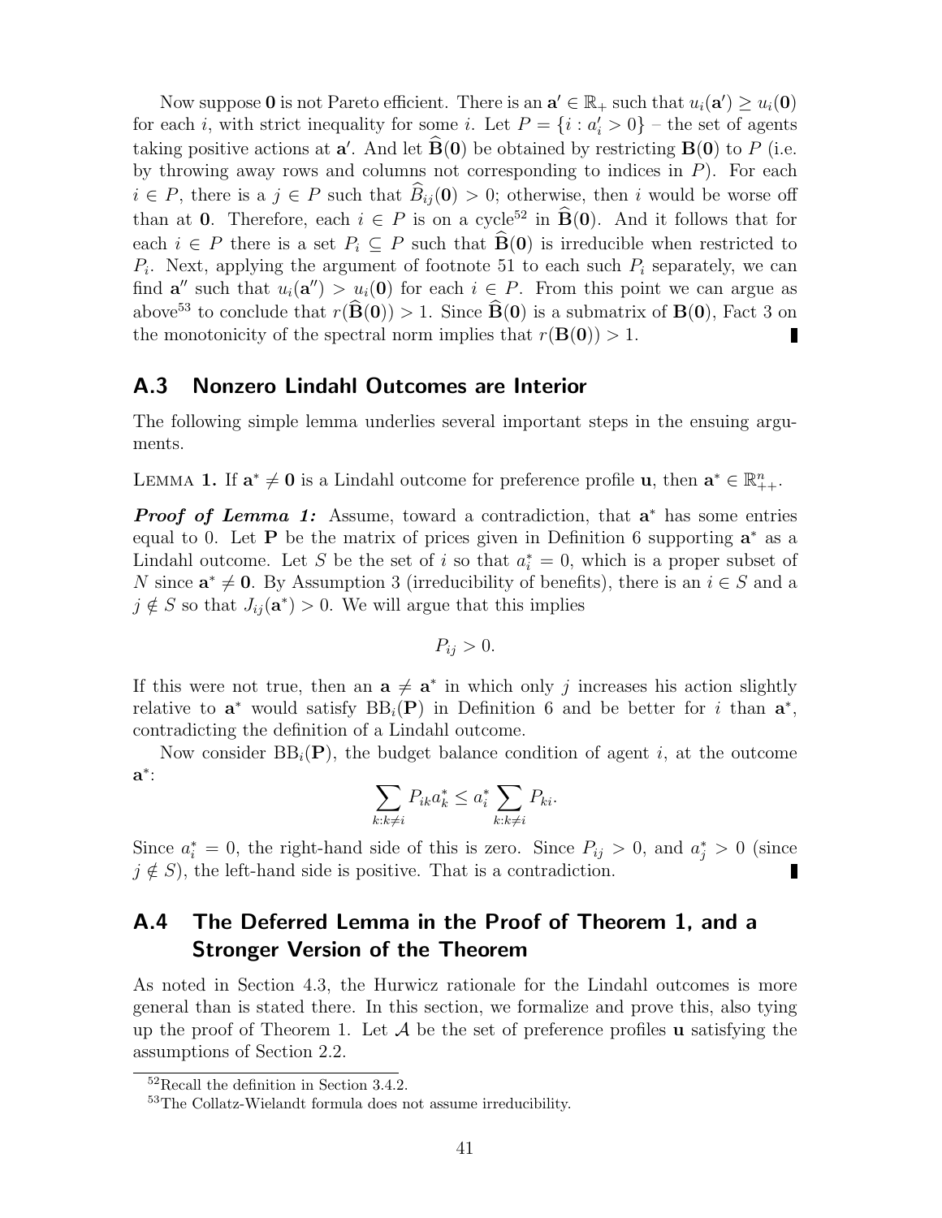Now suppose $\mathbf{0}$ is not Pareto efficient. There is an $\mathbf{a}' \in \mathbb{R}_+$ such that $u_i(\mathbf{a}') \geq u_i(\mathbf{0})$ for each $i$, with strict inequality for some $i$. Let $P = \{i : a_i' > 0\}$ – the set of agents taking positive actions at $\mathbf{a}'$. And let $\widehat{\mathbf{B}}(\mathbf{0})$ be obtained by restricting $\mathbf{B}(\mathbf{0})$ to $P$ (i.e. by throwing away rows and columns not corresponding to indices in $P$). For each $i \in P$, there is a $j \in P$ such that $\widehat{B}_{ij}(\mathbf{0}) > 0$; otherwise, then $i$ would be worse off than at $\mathbf{0}$. Therefore, each $i \in P$ is on a cycle[52] in $\widehat{\mathbf{B}}(\mathbf{0})$. And it follows that for each $i \in P$ there is a set $P_i \subseteq P$ such that $\widehat{\mathbf{B}}(\mathbf{0})$ is irreducible when restricted to $P_i$. Next, applying the argument of footnote 51 to each such $P_i$ separately, we can find $\mathbf{a}''$ such that $u_i(\mathbf{a}'') > u_i(\mathbf{0})$ for each $i \in P$. From this point we can argue as above[53] to conclude that $r(\widehat{\mathbf{B}}(\mathbf{0})) > 1$. Since $\widehat{\mathbf{B}}(\mathbf{0})$ is a submatrix of $\mathbf{B}(\mathbf{0})$, Fact 3 on the monotonicity of the spectral norm implies that $r(\mathbf{B}(\mathbf{0})) > 1$. ∎

## A.3 Nonzero Lindahl Outcomes are Interior

The following simple lemma underlies several important steps in the ensuing arguments.

Lemma 1. If $\mathbf{a}^* \neq \mathbf{0}$ is a Lindahl outcome for preference profile $\mathbf{u}$, then $\mathbf{a}^* \in \mathbb{R}^n_{++}$.

***Proof of Lemma 1:*** Assume, toward a contradiction, that $\mathbf{a}^*$ has some entries equal to 0. Let $\mathbf{P}$ be the matrix of prices given in Definition 6 supporting $\mathbf{a}^*$ as a Lindahl outcome. Let $S$ be the set of $i$ so that $a_i^* = 0$, which is a proper subset of $N$ since $\mathbf{a}^* \neq \mathbf{0}$. By Assumption 3 (irreducibility of benefits), there is an $i \in S$ and a $j \notin S$ so that $J_{ij}(\mathbf{a}^*) > 0$. We will argue that this implies

$$P_{ij} > 0.$$

If this were not true, then an $\mathbf{a} \neq \mathbf{a}^*$ in which only $j$ increases his action slightly relative to $\mathbf{a}^*$ would satisfy $\mathrm{BB}_i(\mathbf{P})$ in Definition 6 and be better for $i$ than $\mathbf{a}^*$, contradicting the definition of a Lindahl outcome.

Now consider $\mathrm{BB}_i(\mathbf{P})$, the budget balance condition of agent $i$, at the outcome $\mathbf{a}^*$:

$$\sum_{k:k\neq i} P_{ik} a_k^* \leq a_i^* \sum_{k:k\neq i} P_{ki}.$$

Since $a_i^* = 0$, the right-hand side of this is zero. Since $P_{ij} > 0$, and $a_j^* > 0$ (since $j \notin S$), the left-hand side is positive. That is a contradiction. ∎

## A.4 The Deferred Lemma in the Proof of Theorem 1, and a Stronger Version of the Theorem

As noted in Section 4.3, the Hurwicz rationale for the Lindahl outcomes is more general than is stated there. In this section, we formalize and prove this, also tying up the proof of Theorem 1. Let $\mathcal{A}$ be the set of preference profiles $\mathbf{u}$ satisfying the assumptions of Section 2.2.

[52] Recall the definition in Section 3.4.2.

[53] The Collatz-Wielandt formula does not assume irreducibility.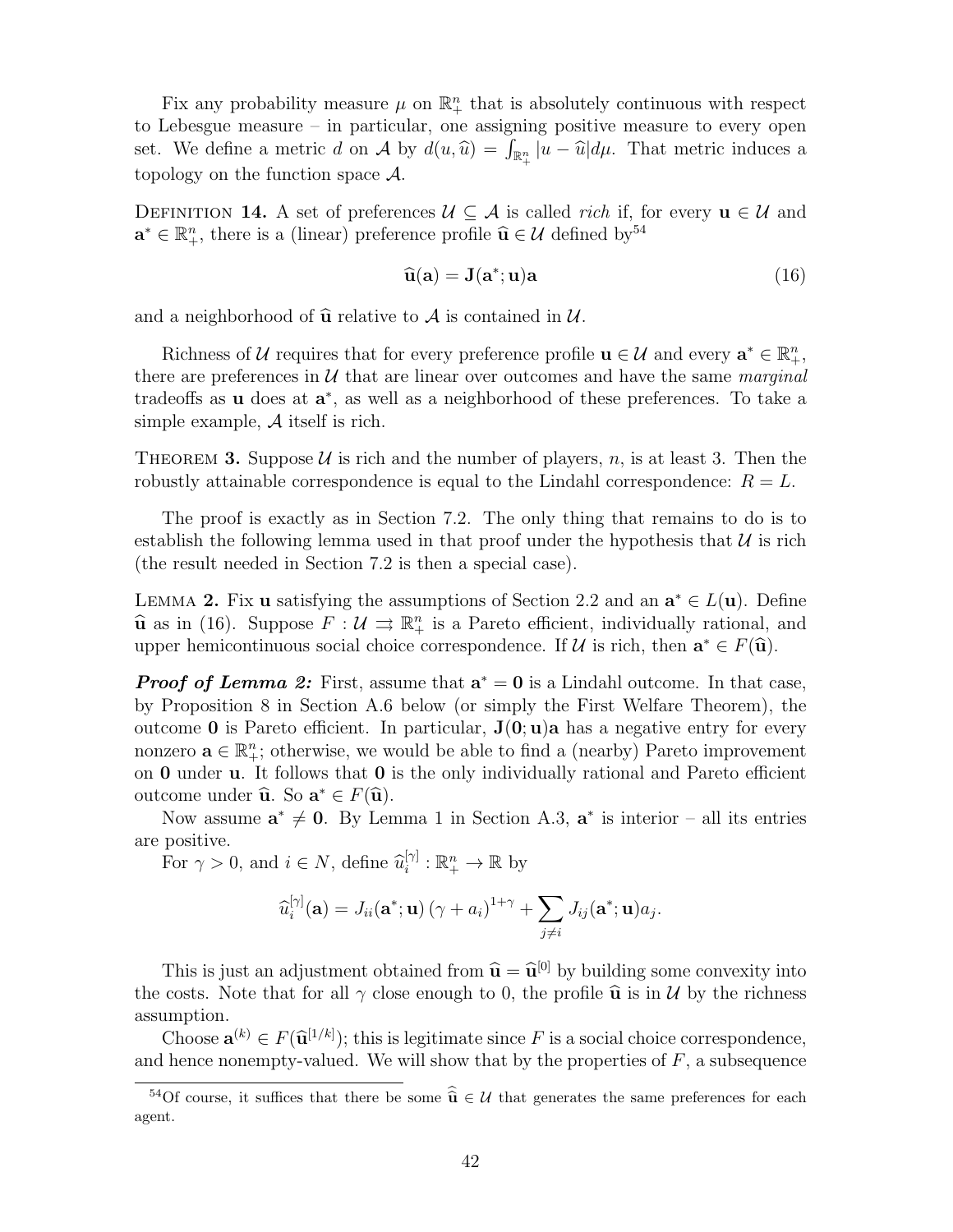Fix any probability measure $\mu$ on $\mathbb{R}^n_+$ that is absolutely continuous with respect to Lebesgue measure – in particular, one assigning positive measure to every open set. We define a metric $d$ on $\mathcal{A}$ by $d(u, \widehat{u}) = \int_{\mathbb{R}^n_+} |u - \widehat{u}| d\mu$. That metric induces a topology on the function space $\mathcal{A}$.

Definition 14. A set of preferences $\mathcal{U} \subseteq \mathcal{A}$ is called *rich* if, for every $\mathbf{u} \in \mathcal{U}$ and $\mathbf{a}^* \in \mathbb{R}^n_+$, there is a (linear) preference profile $\widehat{\mathbf{u}} \in \mathcal{U}$ defined by[54]

$$\widehat{\mathbf{u}}(\mathbf{a}) = \mathbf{J}(\mathbf{a}^*; \mathbf{u})\mathbf{a} \tag{16}$$

and a neighborhood of $\widehat{\mathbf{u}}$ relative to $\mathcal{A}$ is contained in $\mathcal{U}$.

Richness of $\mathcal{U}$ requires that for every preference profile $\mathbf{u} \in \mathcal{U}$ and every $\mathbf{a}^* \in \mathbb{R}^n_+$, there are preferences in $\mathcal{U}$ that are linear over outcomes and have the same *marginal* tradeoffs as $\mathbf{u}$ does at $\mathbf{a}^*$, as well as a neighborhood of these preferences. To take a simple example, $\mathcal{A}$ itself is rich.

Theorem 3. Suppose $\mathcal{U}$ is rich and the number of players, $n$, is at least 3. Then the robustly attainable correspondence is equal to the Lindahl correspondence: $R = L$.

The proof is exactly as in Section 7.2. The only thing that remains to do is to establish the following lemma used in that proof under the hypothesis that $\mathcal{U}$ is rich (the result needed in Section 7.2 is then a special case).

Lemma 2. Fix $\mathbf{u}$ satisfying the assumptions of Section 2.2 and an $\mathbf{a}^* \in L(\mathbf{u})$. Define $\widehat{\mathbf{u}}$ as in (16). Suppose $F : \mathcal{U} \rightrightarrows \mathbb{R}^n_+$ is a Pareto efficient, individually rational, and upper hemicontinuous social choice correspondence. If $\mathcal{U}$ is rich, then $\mathbf{a}^* \in F(\widehat{\mathbf{u}})$.

***Proof of Lemma 2:*** First, assume that $\mathbf{a}^* = \mathbf{0}$ is a Lindahl outcome. In that case, by Proposition 8 in Section A.6 below (or simply the First Welfare Theorem), the outcome $\mathbf{0}$ is Pareto efficient. In particular, $\mathbf{J}(\mathbf{0}; \mathbf{u})\mathbf{a}$ has a negative entry for every nonzero $\mathbf{a} \in \mathbb{R}^n_+$; otherwise, we would be able to find a (nearby) Pareto improvement on $\mathbf{0}$ under $\mathbf{u}$. It follows that $\mathbf{0}$ is the only individually rational and Pareto efficient outcome under $\widehat{\mathbf{u}}$. So $\mathbf{a}^* \in F(\widehat{\mathbf{u}})$.

Now assume $\mathbf{a}^* \neq \mathbf{0}$. By Lemma 1 in Section A.3, $\mathbf{a}^*$ is interior – all its entries are positive.

For $\gamma > 0$, and $i \in N$, define $\widehat{u}_i^{[\gamma]} : \mathbb{R}^n_+ \to \mathbb{R}$ by

$$\widehat{u}_i^{[\gamma]}(\mathbf{a}) = J_{ii}(\mathbf{a}^*; \mathbf{u}) \left(\gamma + a_i\right)^{1+\gamma} + \sum_{j \neq i} J_{ij}(\mathbf{a}^*; \mathbf{u}) a_j.$$

This is just an adjustment obtained from $\widehat{\mathbf{u}} = \widehat{\mathbf{u}}^{[0]}$ by building some convexity into the costs. Note that for all $\gamma$ close enough to 0, the profile $\widehat{\mathbf{u}}$ is in $\mathcal{U}$ by the richness assumption.

Choose $\mathbf{a}^{(k)} \in F(\widehat{\mathbf{u}}^{[1/k]})$; this is legitimate since $F$ is a social choice correspondence, and hence nonempty-valued. We will show that by the properties of $F$, a subsequence

[54]Of course, it suffices that there be some $\widehat{\widehat{\mathbf{u}}} \in \mathcal{U}$ that generates the same preferences for each agent.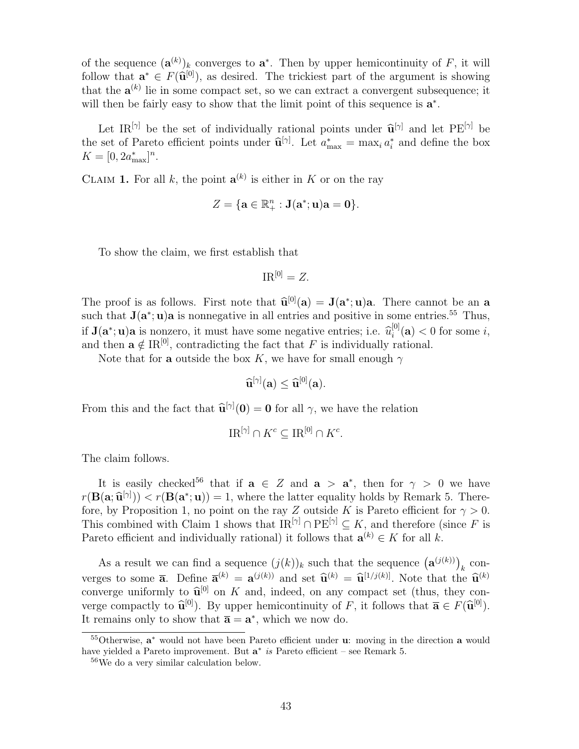of the sequence $(\mathbf{a}^{(k)})_k$ converges to $\mathbf{a}^*$. Then by upper hemicontinuity of $F$, it will follow that $\mathbf{a}^* \in F(\widehat{\mathbf{u}}^{[0]})$, as desired. The trickiest part of the argument is showing that the $\mathbf{a}^{(k)}$ lie in some compact set, so we can extract a convergent subsequence; it will then be fairly easy to show that the limit point of this sequence is $\mathbf{a}^*$.

Let $\mathrm{IR}^{[\gamma]}$ be the set of individually rational points under $\widehat{\mathbf{u}}^{[\gamma]}$ and let $\mathrm{PE}^{[\gamma]}$ be the set of Pareto efficient points under $\widehat{\mathbf{u}}^{[\gamma]}$. Let $a^*_{\max} = \max_i a^*_i$ and define the box $K = [0, 2a^*_{\max}]^n$.

Claim 1. For all $k$, the point $\mathbf{a}^{(k)}$ is either in $K$ or on the ray

$$Z = \{\mathbf{a} \in \mathbb{R}^n_+ : \mathbf{J}(\mathbf{a}^*; \mathbf{u})\mathbf{a} = \mathbf{0}\}.$$

To show the claim, we first establish that

$$\mathrm{IR}^{[0]} = Z.$$

The proof is as follows. First note that $\widehat{\mathbf{u}}^{[0]}(\mathbf{a}) = \mathbf{J}(\mathbf{a}^*; \mathbf{u})\mathbf{a}$. There cannot be an $\mathbf{a}$ such that $\mathbf{J}(\mathbf{a}^*; \mathbf{u})\mathbf{a}$ is nonnegative in all entries and positive in some entries.[55] Thus, if $\mathbf{J}(\mathbf{a}^*; \mathbf{u})\mathbf{a}$ is nonzero, it must have some negative entries; i.e. $\widehat{u}^{[0]}_i(\mathbf{a}) < 0$ for some $i$, and then $\mathbf{a} \notin \mathrm{IR}^{[0]}$, contradicting the fact that $F$ is individually rational.

Note that for $\mathbf{a}$ outside the box $K$, we have for small enough $\gamma$

$$\widehat{\mathbf{u}}^{[\gamma]}(\mathbf{a}) \leq \widehat{\mathbf{u}}^{[0]}(\mathbf{a}).$$

From this and the fact that $\widehat{\mathbf{u}}^{[\gamma]}(\mathbf{0}) = \mathbf{0}$ for all $\gamma$, we have the relation

$$\mathrm{IR}^{[\gamma]} \cap K^c \subseteq \mathrm{IR}^{[0]} \cap K^c.$$

The claim follows.

It is easily checked[56] that if $\mathbf{a} \in Z$ and $\mathbf{a} > \mathbf{a}^*$, then for $\gamma > 0$ we have $r(\mathbf{B}(\mathbf{a}; \widehat{\mathbf{u}}^{[\gamma]})) < r(\mathbf{B}(\mathbf{a}^*; \mathbf{u})) = 1$, where the latter equality holds by Remark 5. Therefore, by Proposition 1, no point on the ray $Z$ outside $K$ is Pareto efficient for $\gamma > 0$. This combined with Claim 1 shows that $\mathrm{IR}^{[\gamma]} \cap \mathrm{PE}^{[\gamma]} \subseteq K$, and therefore (since $F$ is Pareto efficient and individually rational) it follows that $\mathbf{a}^{(k)} \in K$ for all $k$.

As a result we can find a sequence $(j(k))_k$ such that the sequence $\left(\mathbf{a}^{(j(k))}\right)_k$ converges to some $\overline{\mathbf{a}}$. Define $\overline{\mathbf{a}}^{(k)} = \mathbf{a}^{(j(k))}$ and set $\widehat{\mathbf{u}}^{(k)} = \widehat{\mathbf{u}}^{[1/j(k)]}$. Note that the $\widehat{\mathbf{u}}^{(k)}$ converge uniformly to $\widehat{\mathbf{u}}^{[0]}$ on $K$ and, indeed, on any compact set (thus, they converge compactly to $\widehat{\mathbf{u}}^{[0]}$). By upper hemicontinuity of $F$, it follows that $\overline{\mathbf{a}} \in F(\widehat{\mathbf{u}}^{[0]})$. It remains only to show that $\overline{\mathbf{a}} = \mathbf{a}^*$, which we now do.

[55] Otherwise, $\mathbf{a}^*$ would not have been Pareto efficient under $\mathbf{u}$: moving in the direction $\mathbf{a}$ would have yielded a Pareto improvement. But $\mathbf{a}^*$ *is* Pareto efficient – see Remark 5.

[56] We do a very similar calculation below.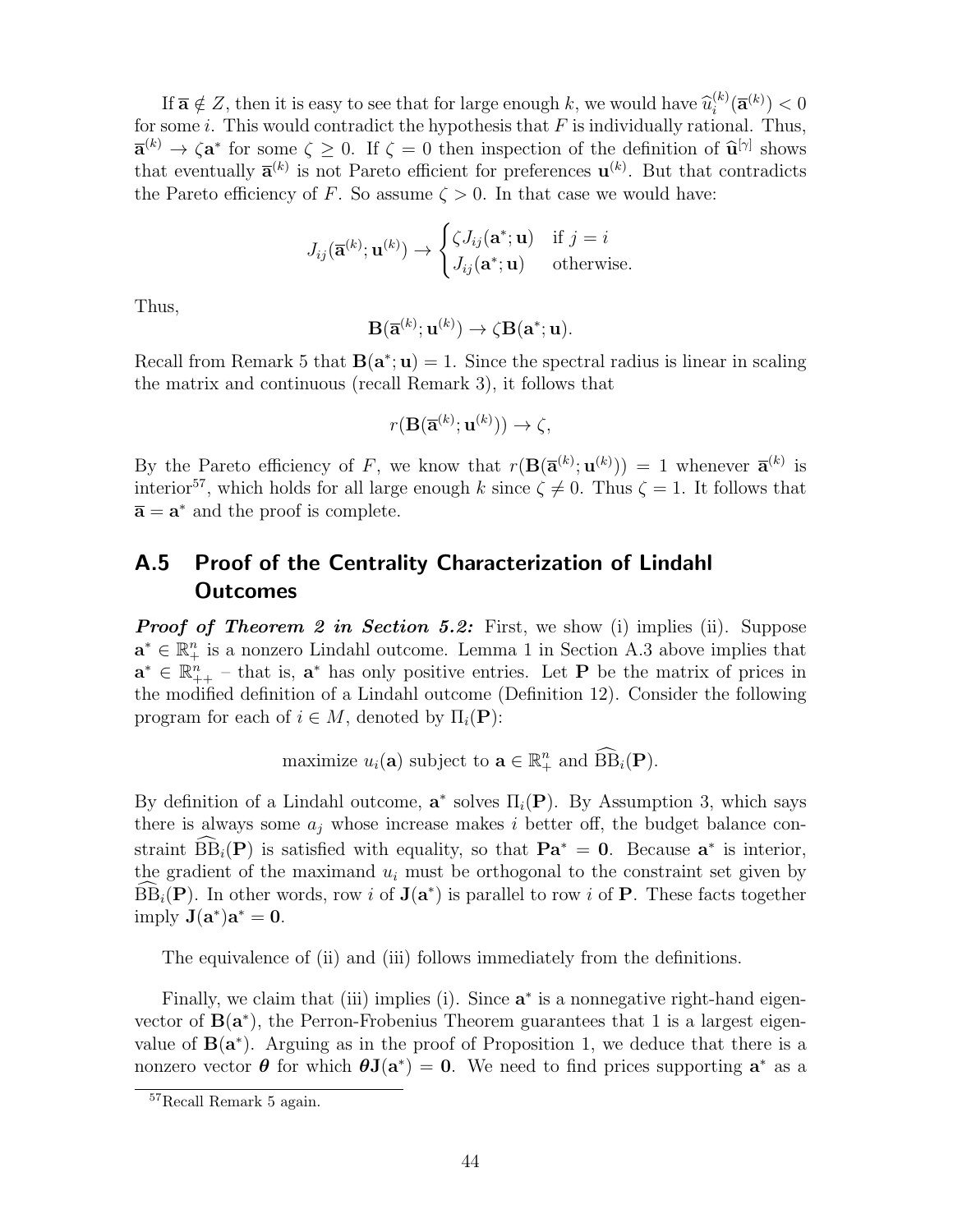If $\overline{\mathbf{a}} \notin Z$, then it is easy to see that for large enough $k$, we would have $\widehat{u}_i^{(k)}(\overline{\mathbf{a}}^{(k)}) < 0$ for some $i$. This would contradict the hypothesis that $F$ is individually rational. Thus, $\overline{\mathbf{a}}^{(k)} \to \zeta \mathbf{a}^*$ for some $\zeta \geq 0$. If $\zeta = 0$ then inspection of the definition of $\widehat{\mathbf{u}}^{[\gamma]}$ shows that eventually $\overline{\mathbf{a}}^{(k)}$ is not Pareto efficient for preferences $\mathbf{u}^{(k)}$. But that contradicts the Pareto efficiency of $F$. So assume $\zeta > 0$. In that case we would have:

$$J_{ij}(\overline{\mathbf{a}}^{(k)}; \mathbf{u}^{(k)}) \to \begin{cases} \zeta J_{ij}(\mathbf{a}^*; \mathbf{u}) & \text{if } j = i \\ J_{ij}(\mathbf{a}^*; \mathbf{u}) & \text{otherwise.} \end{cases}$$

Thus,

$$\mathbf{B}(\overline{\mathbf{a}}^{(k)}; \mathbf{u}^{(k)}) \to \zeta \mathbf{B}(\mathbf{a}^*; \mathbf{u}).$$

Recall from Remark 5 that $\mathbf{B}(\mathbf{a}^*; \mathbf{u}) = 1$. Since the spectral radius is linear in scaling the matrix and continuous (recall Remark 3), it follows that

$$r(\mathbf{B}(\overline{\mathbf{a}}^{(k)}; \mathbf{u}^{(k)})) \to \zeta,$$

By the Pareto efficiency of $F$, we know that $r(\mathbf{B}(\overline{\mathbf{a}}^{(k)}; \mathbf{u}^{(k)})) = 1$ whenever $\overline{\mathbf{a}}^{(k)}$ is interior[57], which holds for all large enough $k$ since $\zeta \neq 0$. Thus $\zeta = 1$. It follows that $\overline{\mathbf{a}} = \mathbf{a}^*$ and the proof is complete.

## A.5 Proof of the Centrality Characterization of Lindahl Outcomes

***Proof of Theorem 2 in Section 5.2:*** First, we show (i) implies (ii). Suppose $\mathbf{a}^* \in \mathbb{R}^n_+$ is a nonzero Lindahl outcome. Lemma 1 in Section A.3 above implies that $\mathbf{a}^* \in \mathbb{R}^n_{++}$ – that is, $\mathbf{a}^*$ has only positive entries. Let $\mathbf{P}$ be the matrix of prices in the modified definition of a Lindahl outcome (Definition 12). Consider the following program for each of $i \in M$, denoted by $\Pi_i(\mathbf{P})$:

$$\text{maximize } u_i(\mathbf{a}) \text{ subject to } \mathbf{a} \in \mathbb{R}^n_+ \text{ and } \widehat{\mathrm{BB}}_i(\mathbf{P}).$$

By definition of a Lindahl outcome, $\mathbf{a}^*$ solves $\Pi_i(\mathbf{P})$. By Assumption 3, which says there is always some $a_j$ whose increase makes $i$ better off, the budget balance constraint $\widehat{\mathrm{BB}}_i(\mathbf{P})$ is satisfied with equality, so that $\mathbf{P}\mathbf{a}^* = \mathbf{0}$. Because $\mathbf{a}^*$ is interior, the gradient of the maximand $u_i$ must be orthogonal to the constraint set given by $\widehat{\mathrm{BB}}_i(\mathbf{P})$. In other words, row $i$ of $\mathbf{J}(\mathbf{a}^*)$ is parallel to row $i$ of $\mathbf{P}$. These facts together imply $\mathbf{J}(\mathbf{a}^*)\mathbf{a}^* = \mathbf{0}$.

The equivalence of (ii) and (iii) follows immediately from the definitions.

Finally, we claim that (iii) implies (i). Since $\mathbf{a}^*$ is a nonnegative right-hand eigenvector of $\mathbf{B}(\mathbf{a}^*)$, the Perron-Frobenius Theorem guarantees that 1 is a largest eigenvalue of $\mathbf{B}(\mathbf{a}^*)$. Arguing as in the proof of Proposition 1, we deduce that there is a nonzero vector $\boldsymbol{\theta}$ for which $\boldsymbol{\theta}\mathbf{J}(\mathbf{a}^*) = \mathbf{0}$. We need to find prices supporting $\mathbf{a}^*$ as a

[57] Recall Remark 5 again.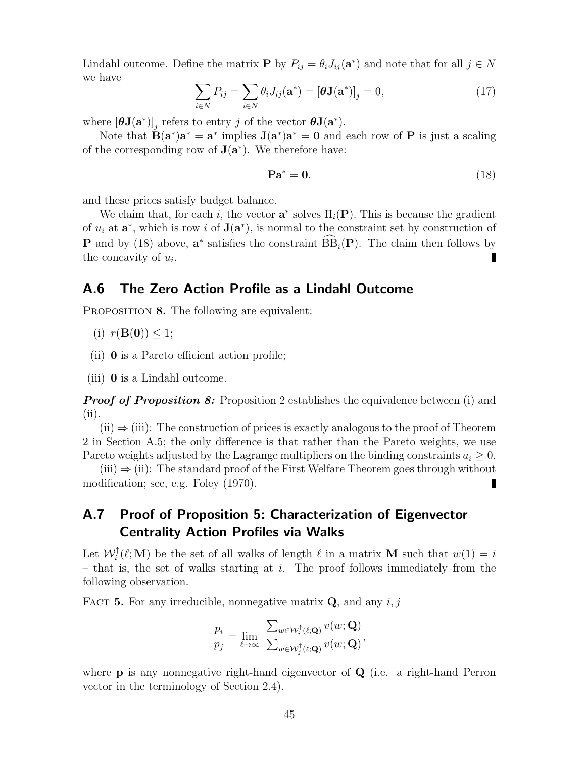Lindahl outcome. Define the matrix $\mathbf{P}$ by $P_{ij} = \theta_i J_{ij}(\mathbf{a}^*)$ and note that for all $j \in N$ we have

$$\sum_{i \in N} P_{ij} = \sum_{i \in N} \theta_i J_{ij}(\mathbf{a}^*) = [\boldsymbol{\theta}\mathbf{J}(\mathbf{a}^*)]_j = 0, \tag{17}$$

where $[\boldsymbol{\theta}\mathbf{J}(\mathbf{a}^*)]_j$ refers to entry $j$ of the vector $\boldsymbol{\theta}\mathbf{J}(\mathbf{a}^*)$.

Note that $\mathbf{B}(\mathbf{a}^*)\mathbf{a}^* = \mathbf{a}^*$ implies $\mathbf{J}(\mathbf{a}^*)\mathbf{a}^* = \mathbf{0}$ and each row of $\mathbf{P}$ is just a scaling of the corresponding row of $\mathbf{J}(\mathbf{a}^*)$. We therefore have:

$$\mathbf{P}\mathbf{a}^* = \mathbf{0}. \tag{18}$$

and these prices satisfy budget balance.

We claim that, for each $i$, the vector $\mathbf{a}^*$ solves $\Pi_i(\mathbf{P})$. This is because the gradient of $u_i$ at $\mathbf{a}^*$, which is row $i$ of $\mathbf{J}(\mathbf{a}^*)$, is normal to the constraint set by construction of $\mathbf{P}$ and by (18) above, $\mathbf{a}^*$ satisfies the constraint $\widehat{\mathrm{BB}}_i(\mathbf{P})$. The claim then follows by the concavity of $u_i$. ∎

## A.6 The Zero Action Profile as a Lindahl Outcome

Proposition 8. The following are equivalent:

(i) $r(\mathbf{B}(\mathbf{0})) \leq 1$;

(ii) $\mathbf{0}$ is a Pareto efficient action profile;

(iii) $\mathbf{0}$ is a Lindahl outcome.

***Proof of Proposition 8:*** Proposition 2 establishes the equivalence between (i) and (ii).

(ii) $\Rightarrow$ (iii): The construction of prices is exactly analogous to the proof of Theorem 2 in Section A.5; the only difference is that rather than the Pareto weights, we use Pareto weights adjusted by the Lagrange multipliers on the binding constraints $a_i \geq 0$.

(iii) $\Rightarrow$ (ii): The standard proof of the First Welfare Theorem goes through without modification; see, e.g. Foley (1970). ∎

## A.7 Proof of Proposition 5: Characterization of Eigenvector Centrality Action Profiles via Walks

Let $\mathcal{W}_i^{\uparrow}(\ell; \mathbf{M})$ be the set of all walks of length $\ell$ in a matrix $\mathbf{M}$ such that $w(1) = i$ – that is, the set of walks starting at $i$. The proof follows immediately from the following observation.

Fact 5. For any irreducible, nonnegative matrix $\mathbf{Q}$, and any $i, j$

$$\frac{p_i}{p_j} = \lim_{\ell \to \infty} \frac{\sum_{w \in \mathcal{W}_i^{\uparrow}(\ell; \mathbf{Q})} v(w; \mathbf{Q})}{\sum_{w \in \mathcal{W}_j^{\uparrow}(\ell; \mathbf{Q})} v(w; \mathbf{Q})},$$

where $\mathbf{p}$ is any nonnegative right-hand eigenvector of $\mathbf{Q}$ (i.e. a right-hand Perron vector in the terminology of Section 2.4).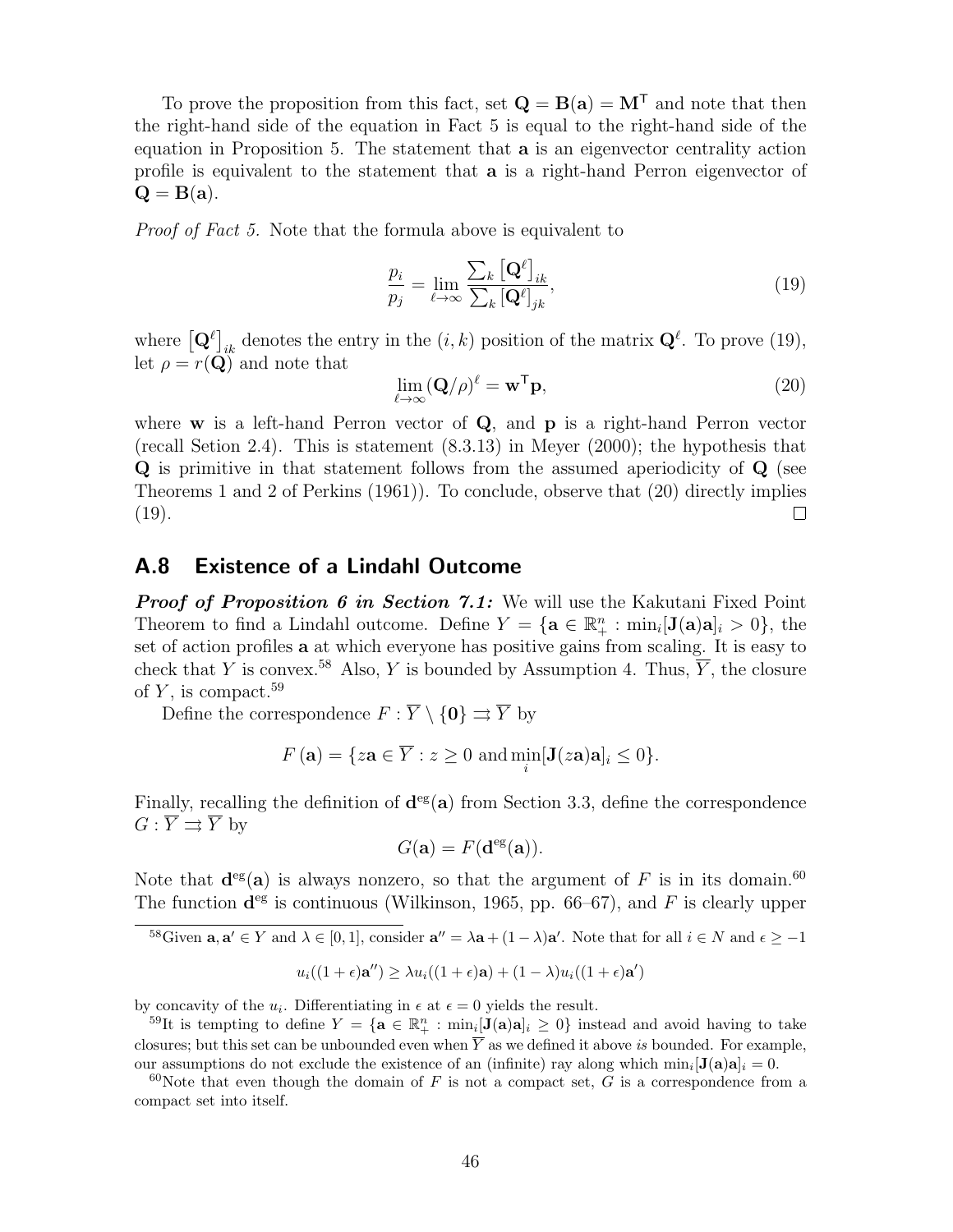To prove the proposition from this fact, set $\mathbf{Q} = \mathbf{B}(\mathbf{a}) = \mathbf{M}^\mathsf{T}$ and note that then the right-hand side of the equation in Fact 5 is equal to the right-hand side of the equation in Proposition 5. The statement that $\mathbf{a}$ is an eigenvector centrality action profile is equivalent to the statement that $\mathbf{a}$ is a right-hand Perron eigenvector of $\mathbf{Q} = \mathbf{B}(\mathbf{a})$.

*Proof of Fact 5.* Note that the formula above is equivalent to

$$\frac{p_i}{p_j} = \lim_{\ell \to \infty} \frac{\sum_k \left[\mathbf{Q}^\ell\right]_{ik}}{\sum_k \left[\mathbf{Q}^\ell\right]_{jk}}, \tag{19}$$

where $\left[\mathbf{Q}^\ell\right]_{ik}$ denotes the entry in the $(i, k)$ position of the matrix $\mathbf{Q}^\ell$. To prove (19), let $\rho = r(\mathbf{Q})$ and note that

$$\lim_{\ell \to \infty} (\mathbf{Q}/\rho)^\ell = \mathbf{w}^\mathsf{T}\mathbf{p}, \tag{20}$$

where $\mathbf{w}$ is a left-hand Perron vector of $\mathbf{Q}$, and $\mathbf{p}$ is a right-hand Perron vector (recall Setion 2.4). This is statement (8.3.13) in Meyer (2000); the hypothesis that $\mathbf{Q}$ is primitive in that statement follows from the assumed aperiodicity of $\mathbf{Q}$ (see Theorems 1 and 2 of Perkins (1961)). To conclude, observe that (20) directly implies (19). $\square$

## A.8 Existence of a Lindahl Outcome

***Proof of Proposition 6 in Section 7.1:*** We will use the Kakutani Fixed Point Theorem to find a Lindahl outcome. Define $Y = \{\mathbf{a} \in \mathbb{R}^n_+ : \min_i [\mathbf{J}(\mathbf{a})\mathbf{a}]_i > 0\}$, the set of action profiles $\mathbf{a}$ at which everyone has positive gains from scaling. It is easy to check that $Y$ is convex.[58] Also, $Y$ is bounded by Assumption 4. Thus, $\overline{Y}$, the closure of $Y$, is compact.[59]

Define the correspondence $F : \overline{Y} \setminus \{\mathbf{0}\} \rightrightarrows \overline{Y}$ by

$$F(\mathbf{a}) = \{z\mathbf{a} \in \overline{Y} : z \geq 0 \text{ and} \min_i [\mathbf{J}(z\mathbf{a})\mathbf{a}]_i \leq 0\}.$$

Finally, recalling the definition of $\mathbf{d}^{\text{eg}}(\mathbf{a})$ from Section 3.3, define the correspondence $G : \overline{Y} \rightrightarrows \overline{Y}$ by

$$G(\mathbf{a}) = F(\mathbf{d}^{\text{eg}}(\mathbf{a})).$$

Note that $\mathbf{d}^{\text{eg}}(\mathbf{a})$ is always nonzero, so that the argument of $F$ is in its domain.[60] The function $\mathbf{d}^{\text{eg}}$ is continuous (Wilkinson, 1965, pp. 66–67), and $F$ is clearly upper

---

[58] Given $\mathbf{a}, \mathbf{a}' \in Y$ and $\lambda \in [0, 1]$, consider $\mathbf{a}'' = \lambda\mathbf{a} + (1 - \lambda)\mathbf{a}'$. Note that for all $i \in N$ and $\epsilon \geq -1$

$$u_i((1 + \epsilon)\mathbf{a}'') \geq \lambda u_i((1 + \epsilon)\mathbf{a}) + (1 - \lambda)u_i((1 + \epsilon)\mathbf{a}')$$

by concavity of the $u_i$. Differentiating in $\epsilon$ at $\epsilon = 0$ yields the result.

[59] It is tempting to define $Y = \{\mathbf{a} \in \mathbb{R}^n_+ : \min_i [\mathbf{J}(\mathbf{a})\mathbf{a}]_i \geq 0\}$ instead and avoid having to take closures; but this set can be unbounded even when $\overline{Y}$ as we defined it above *is* bounded. For example, our assumptions do not exclude the existence of an (infinite) ray along which $\min_i [\mathbf{J}(\mathbf{a})\mathbf{a}]_i = 0$.

[60] Note that even though the domain of $F$ is not a compact set, $G$ is a correspondence from a compact set into itself.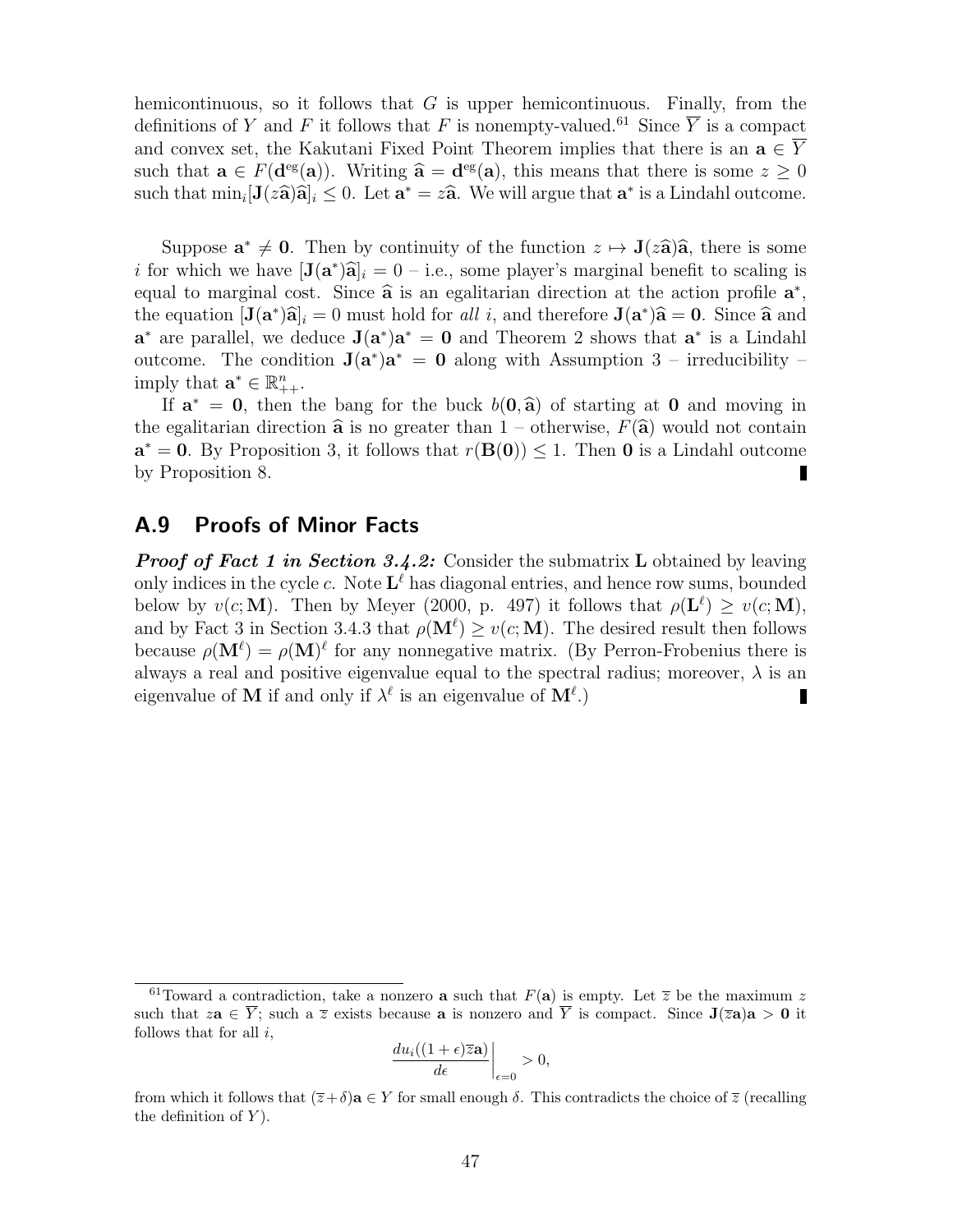hemicontinuous, so it follows that $G$ is upper hemicontinuous. Finally, from the definitions of $Y$ and $F$ it follows that $F$ is nonempty-valued.[61] Since $\overline{Y}$ is a compact and convex set, the Kakutani Fixed Point Theorem implies that there is an $\mathbf{a} \in \overline{Y}$ such that $\mathbf{a} \in F(\mathbf{d}^{\text{eg}}(\mathbf{a}))$. Writing $\widehat{\mathbf{a}} = \mathbf{d}^{\text{eg}}(\mathbf{a})$, this means that there is some $z \geq 0$ such that $\min_i[\mathbf{J}(z\widehat{\mathbf{a}})\widehat{\mathbf{a}}]_i \leq 0$. Let $\mathbf{a}^* = z\widehat{\mathbf{a}}$. We will argue that $\mathbf{a}^*$ is a Lindahl outcome.

Suppose $\mathbf{a}^* \neq \mathbf{0}$. Then by continuity of the function $z \mapsto \mathbf{J}(z\widehat{\mathbf{a}})\widehat{\mathbf{a}}$, there is some $i$ for which we have $[\mathbf{J}(\mathbf{a}^*)\widehat{\mathbf{a}}]_i = 0$ – i.e., some player's marginal benefit to scaling is equal to marginal cost. Since $\widehat{\mathbf{a}}$ is an egalitarian direction at the action profile $\mathbf{a}^*$, the equation $[\mathbf{J}(\mathbf{a}^*)\widehat{\mathbf{a}}]_i = 0$ must hold for *all* $i$, and therefore $\mathbf{J}(\mathbf{a}^*)\widehat{\mathbf{a}} = \mathbf{0}$. Since $\widehat{\mathbf{a}}$ and $\mathbf{a}^*$ are parallel, we deduce $\mathbf{J}(\mathbf{a}^*)\mathbf{a}^* = \mathbf{0}$ and Theorem 2 shows that $\mathbf{a}^*$ is a Lindahl outcome. The condition $\mathbf{J}(\mathbf{a}^*)\mathbf{a}^* = \mathbf{0}$ along with Assumption 3 – irreducibility – imply that $\mathbf{a}^* \in \mathbb{R}^n_{++}$.

If $\mathbf{a}^* = \mathbf{0}$, then the bang for the buck $b(\mathbf{0}, \widehat{\mathbf{a}})$ of starting at $\mathbf{0}$ and moving in the egalitarian direction $\widehat{\mathbf{a}}$ is no greater than 1 – otherwise, $F(\widehat{\mathbf{a}})$ would not contain $\mathbf{a}^* = \mathbf{0}$. By Proposition 3, it follows that $r(\mathbf{B}(\mathbf{0})) \leq 1$. Then $\mathbf{0}$ is a Lindahl outcome by Proposition 8. ∎

## A.9 Proofs of Minor Facts

***Proof of Fact 1 in Section 3.4.2:*** Consider the submatrix $\mathbf{L}$ obtained by leaving only indices in the cycle $c$. Note $\mathbf{L}^\ell$ has diagonal entries, and hence row sums, bounded below by $v(c; \mathbf{M})$. Then by Meyer (2000, p. 497) it follows that $\rho(\mathbf{L}^\ell) \geq v(c; \mathbf{M})$, and by Fact 3 in Section 3.4.3 that $\rho(\mathbf{M}^\ell) \geq v(c; \mathbf{M})$. The desired result then follows because $\rho(\mathbf{M}^\ell) = \rho(\mathbf{M})^\ell$ for any nonnegative matrix. (By Perron-Frobenius there is always a real and positive eigenvalue equal to the spectral radius; moreover, $\lambda$ is an eigenvalue of $\mathbf{M}$ if and only if $\lambda^\ell$ is an eigenvalue of $\mathbf{M}^\ell$.) ∎

[61] Toward a contradiction, take a nonzero $\mathbf{a}$ such that $F(\mathbf{a})$ is empty. Let $\overline{z}$ be the maximum $z$ such that $z\mathbf{a} \in \overline{Y}$; such a $\overline{z}$ exists because $\mathbf{a}$ is nonzero and $\overline{Y}$ is compact. Since $\mathbf{J}(\overline{z}\mathbf{a})\mathbf{a} > \mathbf{0}$ it follows that for all $i$,

$$\left.\frac{du_i((1+\epsilon)\overline{z}\mathbf{a})}{d\epsilon}\right|_{\epsilon=0} > 0,$$

from which it follows that $(\overline{z}+\delta)\mathbf{a} \in Y$ for small enough $\delta$. This contradicts the choice of $\overline{z}$ (recalling the definition of $Y$).